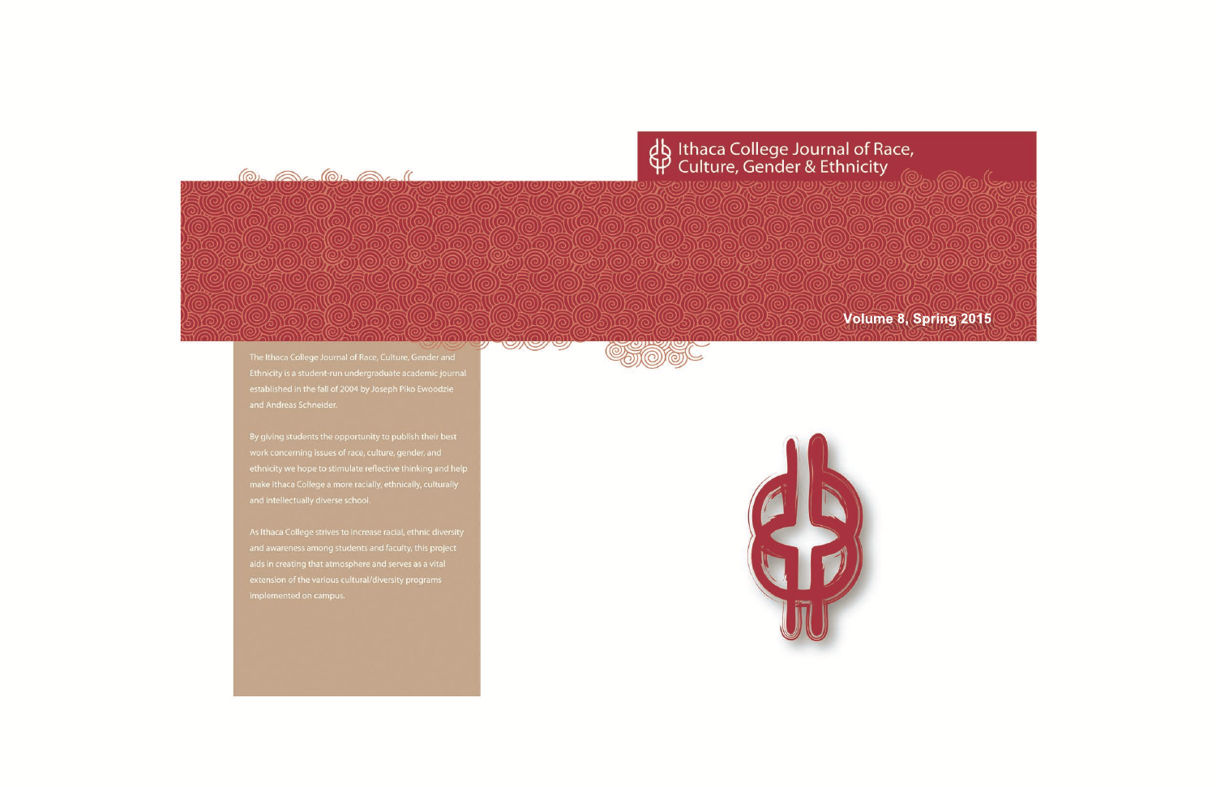# Ithaca College Journal of Race, Culture, Gender & Ethnicity

**Volume 8, Spring 2015**

The Ithaca College Journal of Race, Culture, Gender and Ethnicity is a student-run undergraduate academic journal established in the fall of 2004 by Joseph Piko Ewoodzie and Andreas Schneider.

By giving students the opportunity to publish their best work concerning issues of race, culture, gender, and ethnicity we hope to stimulate reflective thinking and help make Ithaca College a more racially, ethnically, culturally and intellectually diverse school.

As Ithaca College strives to increase racial, ethnic diversity and awareness among students and faculty, this project aids in creating that atmosphere and serves as a vital extension of the various cultural/diversity programs implemented on campus.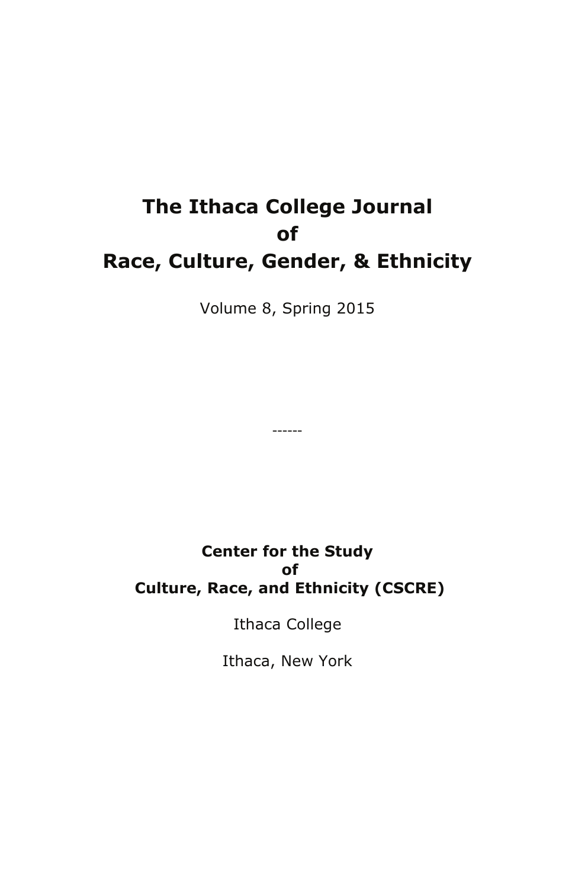# The Ithaca College Journal of Race, Culture, Gender, & Ethnicity

Volume 8, Spring 2015

------

**Center for the Study of Culture, Race, and Ethnicity (CSCRE)**

Ithaca College

Ithaca, New York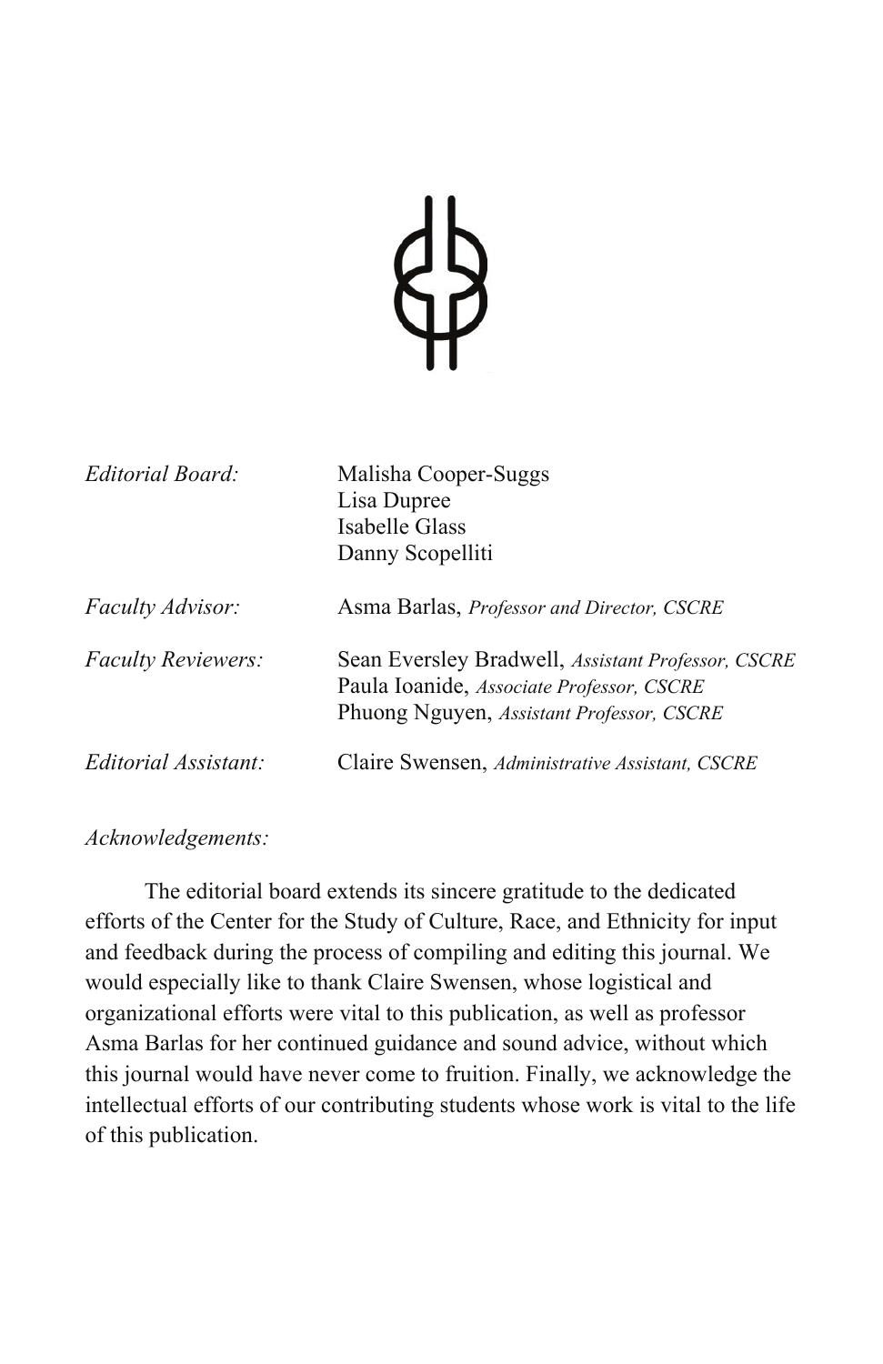| | |
|---|---|
| *Editorial Board:* | Malisha Cooper-Suggs<br>Lisa Dupree<br>Isabelle Glass<br>Danny Scopelliti |
| *Faculty Advisor:* | Asma Barlas, *Professor and Director, CSCRE* |
| *Faculty Reviewers:* | Sean Eversley Bradwell, *Assistant Professor, CSCRE*<br>Paula Ioanide, *Associate Professor, CSCRE*<br>Phuong Nguyen, *Assistant Professor, CSCRE* |
| *Editorial Assistant:* | Claire Swensen, *Administrative Assistant, CSCRE* |

*Acknowledgements:*

The editorial board extends its sincere gratitude to the dedicated efforts of the Center for the Study of Culture, Race, and Ethnicity for input and feedback during the process of compiling and editing this journal. We would especially like to thank Claire Swensen, whose logistical and organizational efforts were vital to this publication, as well as professor Asma Barlas for her continued guidance and sound advice, without which this journal would have never come to fruition. Finally, we acknowledge the intellectual efforts of our contributing students whose work is vital to the life of this publication.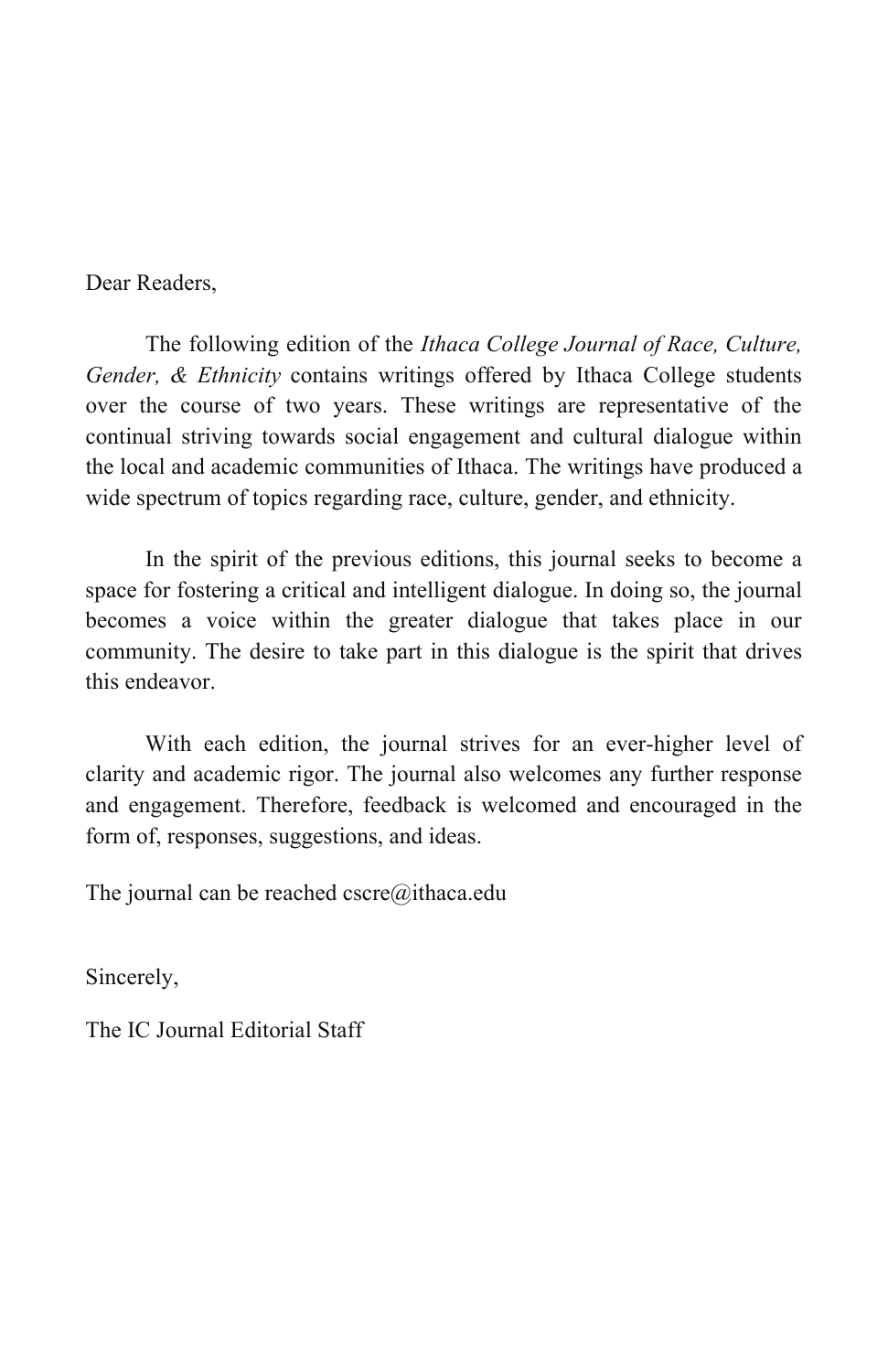Dear Readers,

The following edition of the *Ithaca College Journal of Race, Culture, Gender, & Ethnicity* contains writings offered by Ithaca College students over the course of two years. These writings are representative of the continual striving towards social engagement and cultural dialogue within the local and academic communities of Ithaca. The writings have produced a wide spectrum of topics regarding race, culture, gender, and ethnicity.

In the spirit of the previous editions, this journal seeks to become a space for fostering a critical and intelligent dialogue. In doing so, the journal becomes a voice within the greater dialogue that takes place in our community. The desire to take part in this dialogue is the spirit that drives this endeavor.

With each edition, the journal strives for an ever-higher level of clarity and academic rigor. The journal also welcomes any further response and engagement. Therefore, feedback is welcomed and encouraged in the form of, responses, suggestions, and ideas.

The journal can be reached cscre@ithaca.edu

Sincerely,

The IC Journal Editorial Staff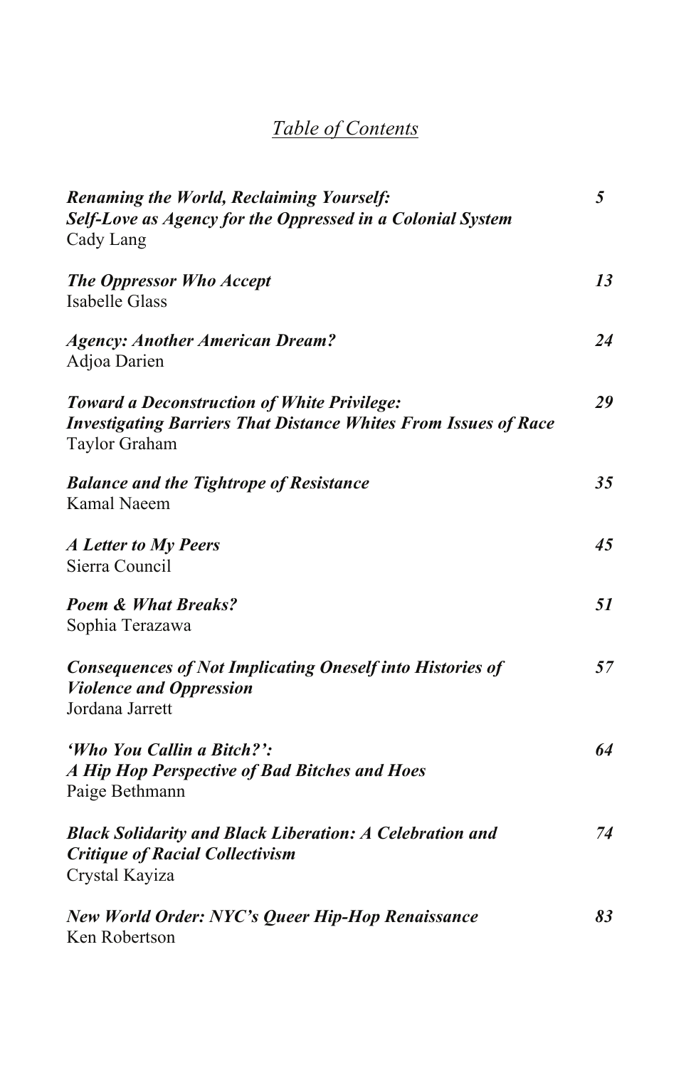# *Table of Contents*

| | |
|---|---|
| ***Renaming the World, Reclaiming Yourself:***<br>***Self-Love as Agency for the Oppressed in a Colonial System***<br>Cady Lang | ***5*** |
| ***The Oppressor Who Accept***<br>Isabelle Glass | ***13*** |
| ***Agency: Another American Dream?***<br>Adjoa Darien | ***24*** |
| ***Toward a Deconstruction of White Privilege:***<br>***Investigating Barriers That Distance Whites From Issues of Race***<br>Taylor Graham | ***29*** |
| ***Balance and the Tightrope of Resistance***<br>Kamal Naeem | ***35*** |
| ***A Letter to My Peers***<br>Sierra Council | ***45*** |
| ***Poem & What Breaks?***<br>Sophia Terazawa | ***51*** |
| ***Consequences of Not Implicating Oneself into Histories of***<br>***Violence and Oppression***<br>Jordana Jarrett | ***57*** |
| ***'Who You Callin a Bitch?':***<br>***A Hip Hop Perspective of Bad Bitches and Hoes***<br>Paige Bethmann | ***64*** |
| ***Black Solidarity and Black Liberation: A Celebration and***<br>***Critique of Racial Collectivism***<br>Crystal Kayiza | ***74*** |
| ***New World Order: NYC's Queer Hip-Hop Renaissance***<br>Ken Robertson | ***83*** |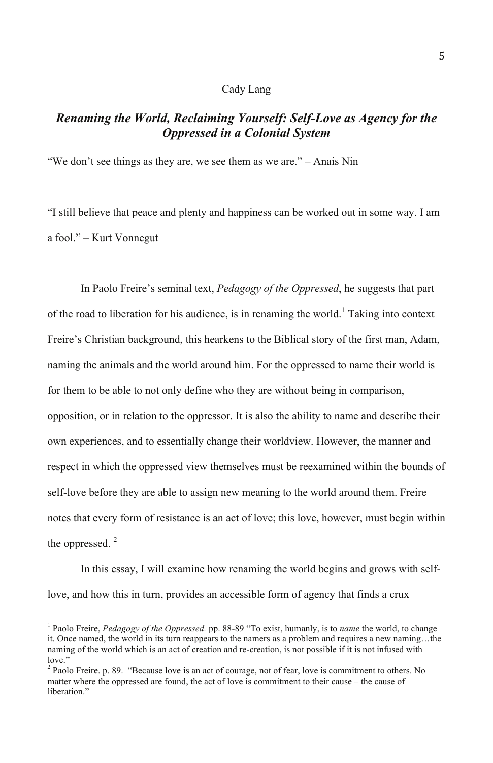Cady Lang

## *Renaming the World, Reclaiming Yourself: Self-Love as Agency for the Oppressed in a Colonial System*

"We don't see things as they are, we see them as we are." – Anais Nin

"I still believe that peace and plenty and happiness can be worked out in some way. I am a fool." – Kurt Vonnegut

In Paolo Freire's seminal text, *Pedagogy of the Oppressed*, he suggests that part of the road to liberation for his audience, is in renaming the world.[1] Taking into context Freire's Christian background, this hearkens to the Biblical story of the first man, Adam, naming the animals and the world around him. For the oppressed to name their world is for them to be able to not only define who they are without being in comparison, opposition, or in relation to the oppressor. It is also the ability to name and describe their own experiences, and to essentially change their worldview. However, the manner and respect in which the oppressed view themselves must be reexamined within the bounds of self-love before they are able to assign new meaning to the world around them. Freire notes that every form of resistance is an act of love; this love, however, must begin within the oppressed. [2]

In this essay, I will examine how renaming the world begins and grows with self-love, and how this in turn, provides an accessible form of agency that finds a crux

---

[1] Paolo Freire, *Pedagogy of the Oppressed.* pp. 88-89 "To exist, humanly, is to *name* the world, to change it. Once named, the world in its turn reappears to the namers as a problem and requires a new naming…the naming of the world which is an act of creation and re-creation, is not possible if it is not infused with love."

[2] Paolo Freire. p. 89. "Because love is an act of courage, not of fear, love is commitment to others. No matter where the oppressed are found, the act of love is commitment to their cause – the cause of liberation."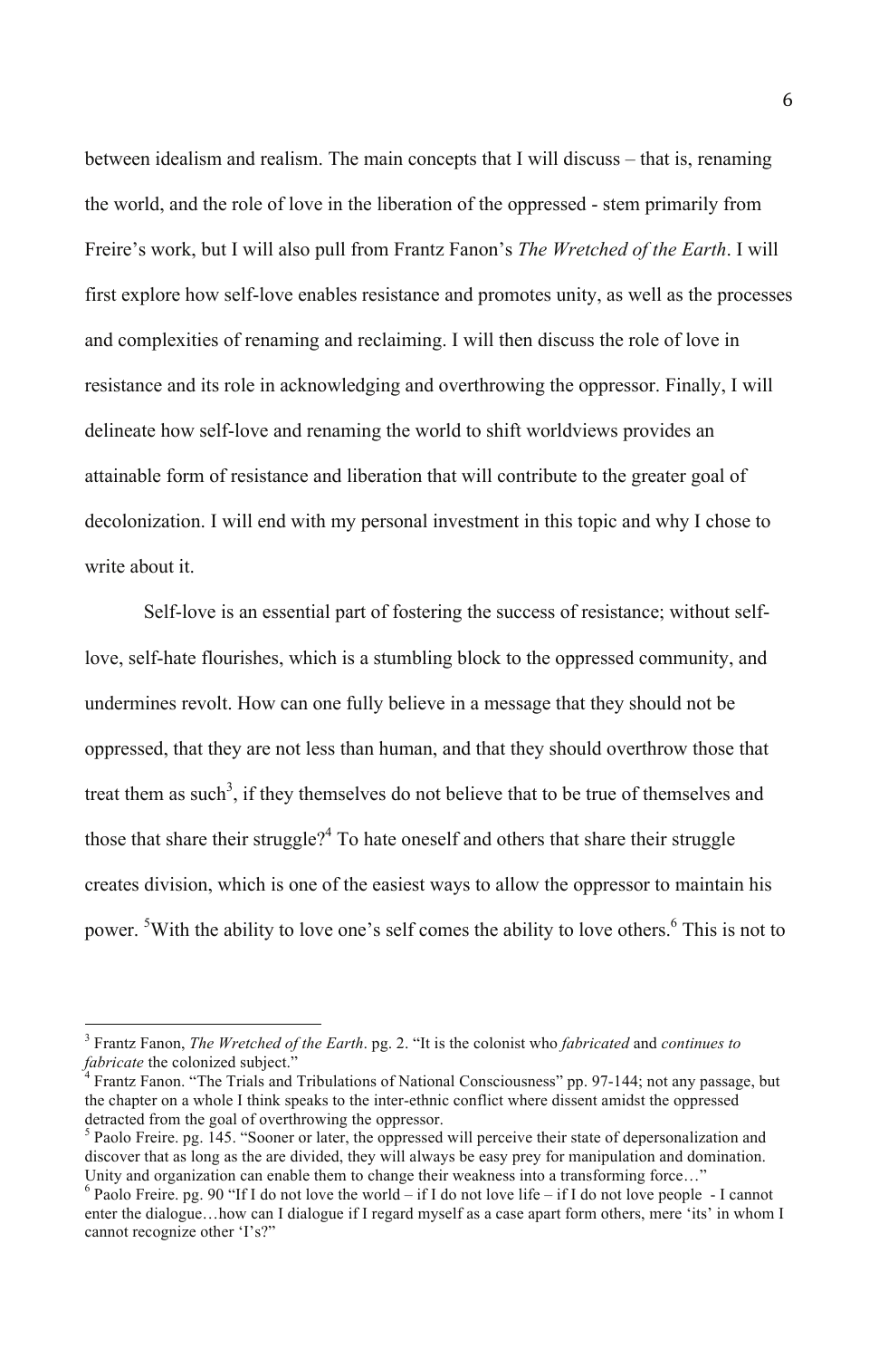between idealism and realism. The main concepts that I will discuss – that is, renaming the world, and the role of love in the liberation of the oppressed - stem primarily from Freire's work, but I will also pull from Frantz Fanon's *The Wretched of the Earth*. I will first explore how self-love enables resistance and promotes unity, as well as the processes and complexities of renaming and reclaiming. I will then discuss the role of love in resistance and its role in acknowledging and overthrowing the oppressor. Finally, I will delineate how self-love and renaming the world to shift worldviews provides an attainable form of resistance and liberation that will contribute to the greater goal of decolonization. I will end with my personal investment in this topic and why I chose to write about it.

Self-love is an essential part of fostering the success of resistance; without self-love, self-hate flourishes, which is a stumbling block to the oppressed community, and undermines revolt. How can one fully believe in a message that they should not be oppressed, that they are not less than human, and that they should overthrow those that treat them as such[3], if they themselves do not believe that to be true of themselves and those that share their struggle?[4] To hate oneself and others that share their struggle creates division, which is one of the easiest ways to allow the oppressor to maintain his power. [5]With the ability to love one's self comes the ability to love others.[6] This is not to

---

[3] Frantz Fanon, *The Wretched of the Earth*. pg. 2. "It is the colonist who *fabricated* and *continues to fabricate* the colonized subject."

[4] Frantz Fanon. "The Trials and Tribulations of National Consciousness" pp. 97-144; not any passage, but the chapter on a whole I think speaks to the inter-ethnic conflict where dissent amidst the oppressed detracted from the goal of overthrowing the oppressor.

[5] Paolo Freire. pg. 145. "Sooner or later, the oppressed will perceive their state of depersonalization and discover that as long as the are divided, they will always be easy prey for manipulation and domination. Unity and organization can enable them to change their weakness into a transforming force…"

[6] Paolo Freire. pg. 90 "If I do not love the world – if I do not love life – if I do not love people - I cannot enter the dialogue…how can I dialogue if I regard myself as a case apart form others, mere 'its' in whom I cannot recognize other 'I's?"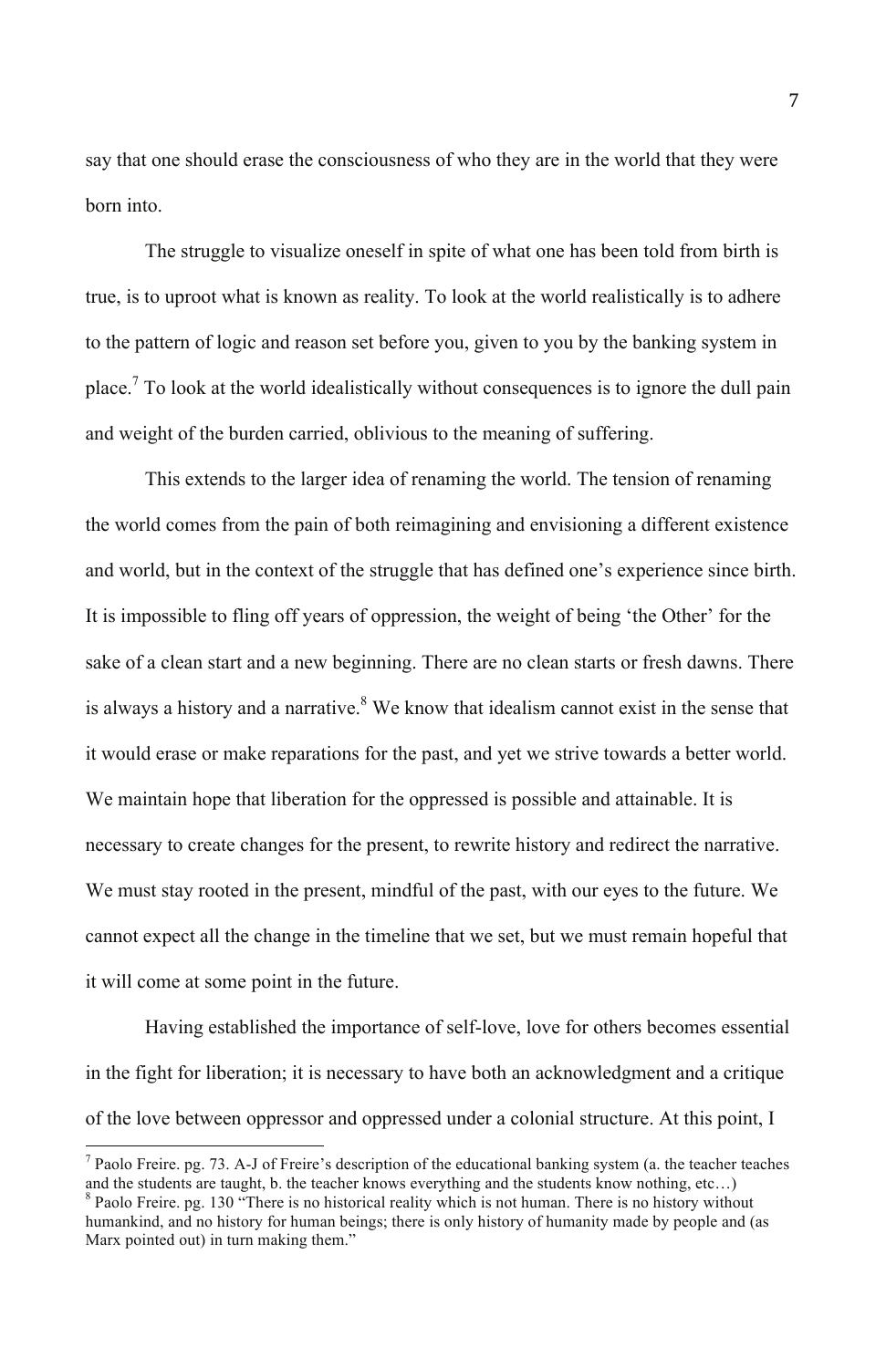say that one should erase the consciousness of who they are in the world that they were born into.

The struggle to visualize oneself in spite of what one has been told from birth is true, is to uproot what is known as reality. To look at the world realistically is to adhere to the pattern of logic and reason set before you, given to you by the banking system in place.[7] To look at the world idealistically without consequences is to ignore the dull pain and weight of the burden carried, oblivious to the meaning of suffering.

This extends to the larger idea of renaming the world. The tension of renaming the world comes from the pain of both reimagining and envisioning a different existence and world, but in the context of the struggle that has defined one's experience since birth. It is impossible to fling off years of oppression, the weight of being 'the Other' for the sake of a clean start and a new beginning. There are no clean starts or fresh dawns. There is always a history and a narrative.[8] We know that idealism cannot exist in the sense that it would erase or make reparations for the past, and yet we strive towards a better world. We maintain hope that liberation for the oppressed is possible and attainable. It is necessary to create changes for the present, to rewrite history and redirect the narrative. We must stay rooted in the present, mindful of the past, with our eyes to the future. We cannot expect all the change in the timeline that we set, but we must remain hopeful that it will come at some point in the future.

Having established the importance of self-love, love for others becomes essential in the fight for liberation; it is necessary to have both an acknowledgment and a critique of the love between oppressor and oppressed under a colonial structure. At this point, I

---

[7] Paolo Freire. pg. 73. A-J of Freire's description of the educational banking system (a. the teacher teaches and the students are taught, b. the teacher knows everything and the students know nothing, etc…)

[8] Paolo Freire. pg. 130 "There is no historical reality which is not human. There is no history without humankind, and no history for human beings; there is only history of humanity made by people and (as Marx pointed out) in turn making them."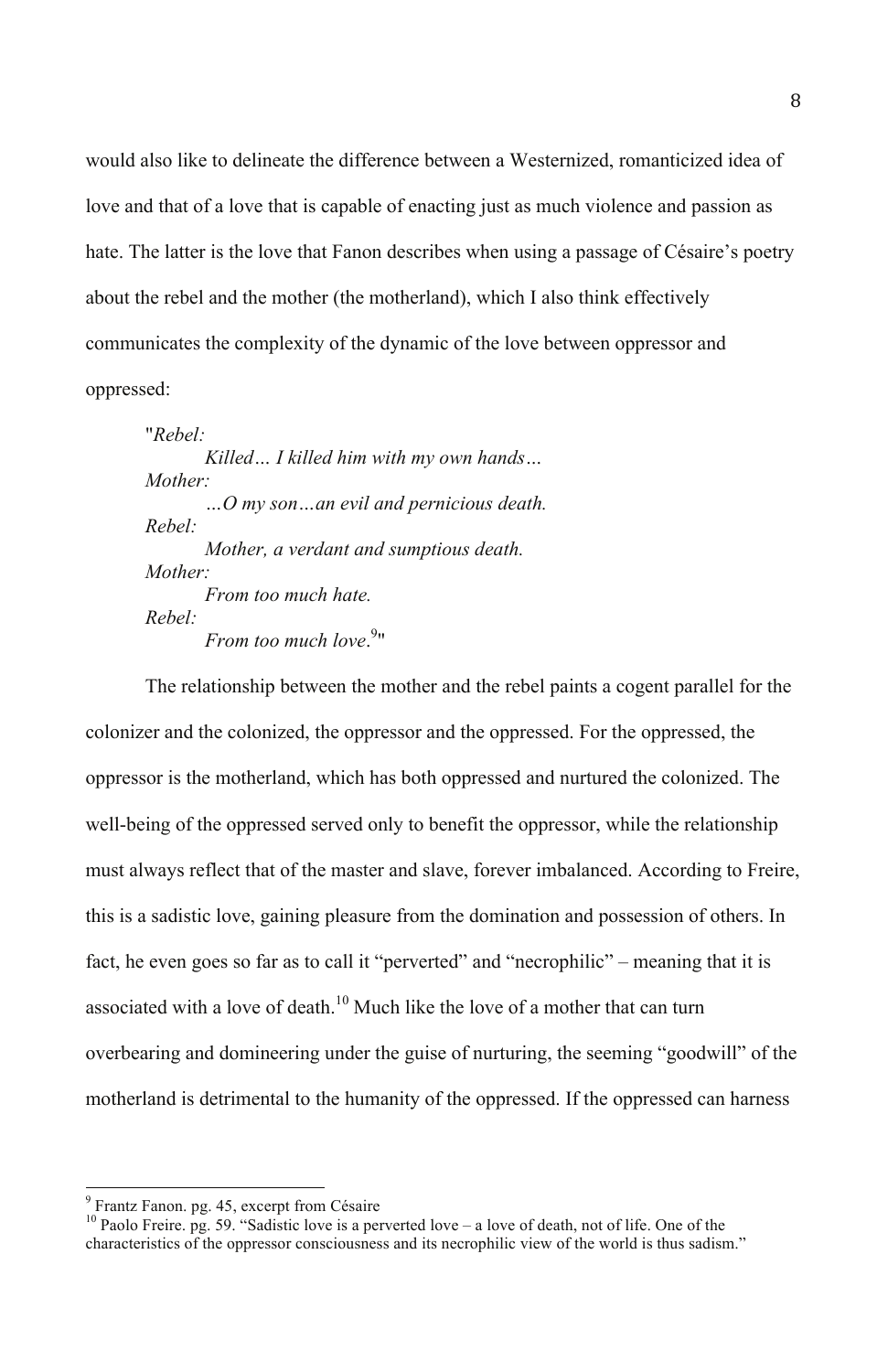would also like to delineate the difference between a Westernized, romanticized idea of love and that of a love that is capable of enacting just as much violence and passion as hate. The latter is the love that Fanon describes when using a passage of Césaire's poetry about the rebel and the mother (the motherland), which I also think effectively communicates the complexity of the dynamic of the love between oppressor and oppressed:

> "*Rebel:*
> *Killed… I killed him with my own hands…*
> *Mother:*
> *…O my son…an evil and pernicious death.*
> *Rebel:*
> *Mother, a verdant and sumptious death.*
> *Mother:*
> *From too much hate.*
> *Rebel:*
> *From too much love*.[9]"

The relationship between the mother and the rebel paints a cogent parallel for the colonizer and the colonized, the oppressor and the oppressed. For the oppressed, the oppressor is the motherland, which has both oppressed and nurtured the colonized. The well-being of the oppressed served only to benefit the oppressor, while the relationship must always reflect that of the master and slave, forever imbalanced. According to Freire, this is a sadistic love, gaining pleasure from the domination and possession of others. In fact, he even goes so far as to call it "perverted" and "necrophilic" – meaning that it is associated with a love of death.[10] Much like the love of a mother that can turn overbearing and domineering under the guise of nurturing, the seeming "goodwill" of the motherland is detrimental to the humanity of the oppressed. If the oppressed can harness

---

[9] Frantz Fanon. pg. 45, excerpt from Césaire

[10] Paolo Freire. pg. 59. "Sadistic love is a perverted love – a love of death, not of life. One of the characteristics of the oppressor consciousness and its necrophilic view of the world is thus sadism."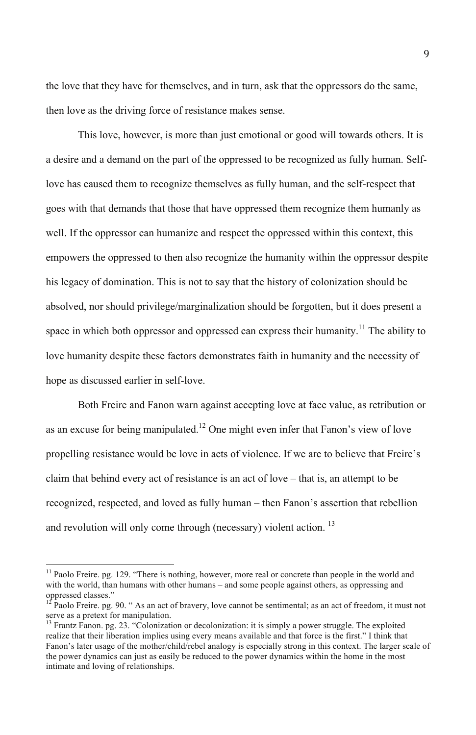the love that they have for themselves, and in turn, ask that the oppressors do the same, then love as the driving force of resistance makes sense.

This love, however, is more than just emotional or good will towards others. It is a desire and a demand on the part of the oppressed to be recognized as fully human. Self-love has caused them to recognize themselves as fully human, and the self-respect that goes with that demands that those that have oppressed them recognize them humanly as well. If the oppressor can humanize and respect the oppressed within this context, this empowers the oppressed to then also recognize the humanity within the oppressor despite his legacy of domination. This is not to say that the history of colonization should be absolved, nor should privilege/marginalization should be forgotten, but it does present a space in which both oppressor and oppressed can express their humanity.[11] The ability to love humanity despite these factors demonstrates faith in humanity and the necessity of hope as discussed earlier in self-love.

Both Freire and Fanon warn against accepting love at face value, as retribution or as an excuse for being manipulated.[12] One might even infer that Fanon's view of love propelling resistance would be love in acts of violence. If we are to believe that Freire's claim that behind every act of resistance is an act of love – that is, an attempt to be recognized, respected, and loved as fully human – then Fanon's assertion that rebellion and revolution will only come through (necessary) violent action. [13]

---

[11] Paolo Freire. pg. 129. "There is nothing, however, more real or concrete than people in the world and with the world, than humans with other humans – and some people against others, as oppressing and oppressed classes."

[12] Paolo Freire. pg. 90. " As an act of bravery, love cannot be sentimental; as an act of freedom, it must not serve as a pretext for manipulation.

[13] Frantz Fanon. pg. 23. "Colonization or decolonization: it is simply a power struggle. The exploited realize that their liberation implies using every means available and that force is the first." I think that Fanon's later usage of the mother/child/rebel analogy is especially strong in this context. The larger scale of the power dynamics can just as easily be reduced to the power dynamics within the home in the most intimate and loving of relationships.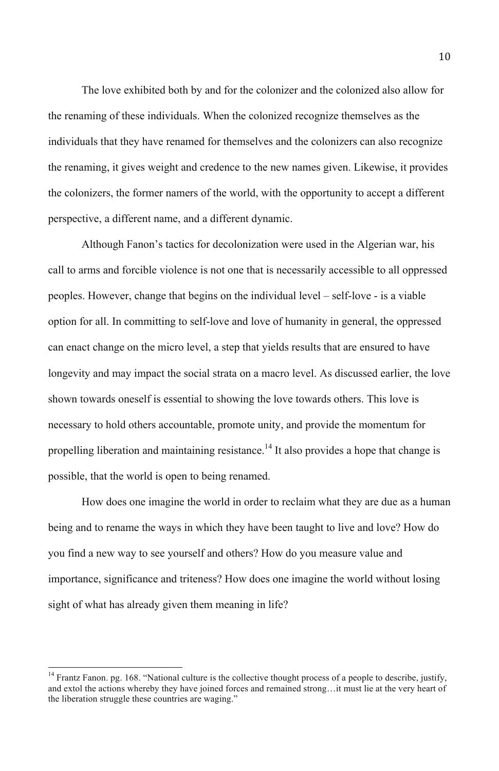The love exhibited both by and for the colonizer and the colonized also allow for the renaming of these individuals. When the colonized recognize themselves as the individuals that they have renamed for themselves and the colonizers can also recognize the renaming, it gives weight and credence to the new names given. Likewise, it provides the colonizers, the former namers of the world, with the opportunity to accept a different perspective, a different name, and a different dynamic.

Although Fanon's tactics for decolonization were used in the Algerian war, his call to arms and forcible violence is not one that is necessarily accessible to all oppressed peoples. However, change that begins on the individual level – self-love - is a viable option for all. In committing to self-love and love of humanity in general, the oppressed can enact change on the micro level, a step that yields results that are ensured to have longevity and may impact the social strata on a macro level. As discussed earlier, the love shown towards oneself is essential to showing the love towards others. This love is necessary to hold others accountable, promote unity, and provide the momentum for propelling liberation and maintaining resistance.[14] It also provides a hope that change is possible, that the world is open to being renamed.

How does one imagine the world in order to reclaim what they are due as a human being and to rename the ways in which they have been taught to live and love? How do you find a new way to see yourself and others? How do you measure value and importance, significance and triteness? How does one imagine the world without losing sight of what has already given them meaning in life?

---

[14] Frantz Fanon. pg. 168. "National culture is the collective thought process of a people to describe, justify, and extol the actions whereby they have joined forces and remained strong…it must lie at the very heart of the liberation struggle these countries are waging."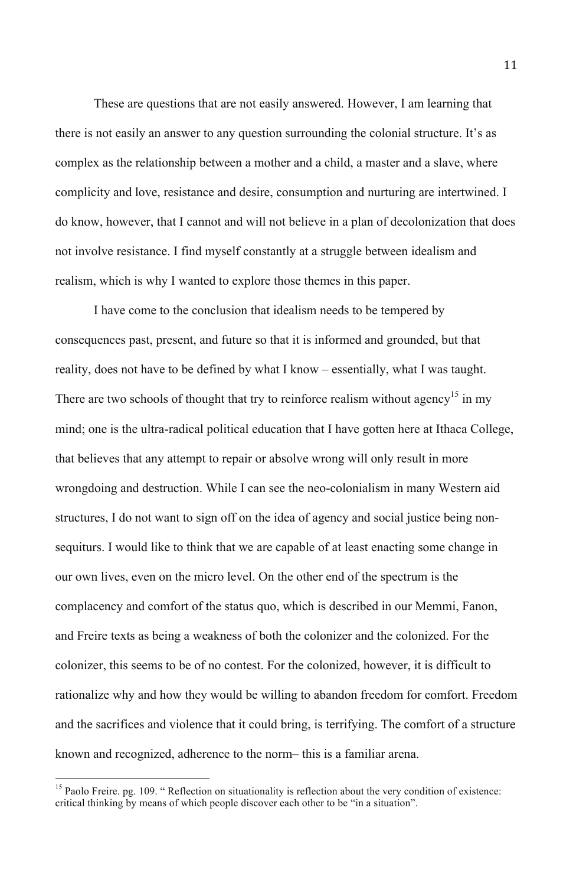These are questions that are not easily answered. However, I am learning that there is not easily an answer to any question surrounding the colonial structure. It's as complex as the relationship between a mother and a child, a master and a slave, where complicity and love, resistance and desire, consumption and nurturing are intertwined. I do know, however, that I cannot and will not believe in a plan of decolonization that does not involve resistance. I find myself constantly at a struggle between idealism and realism, which is why I wanted to explore those themes in this paper.

I have come to the conclusion that idealism needs to be tempered by consequences past, present, and future so that it is informed and grounded, but that reality, does not have to be defined by what I know – essentially, what I was taught. There are two schools of thought that try to reinforce realism without agency[15] in my mind; one is the ultra-radical political education that I have gotten here at Ithaca College, that believes that any attempt to repair or absolve wrong will only result in more wrongdoing and destruction. While I can see the neo-colonialism in many Western aid structures, I do not want to sign off on the idea of agency and social justice being non-sequiturs. I would like to think that we are capable of at least enacting some change in our own lives, even on the micro level. On the other end of the spectrum is the complacency and comfort of the status quo, which is described in our Memmi, Fanon, and Freire texts as being a weakness of both the colonizer and the colonized. For the colonizer, this seems to be of no contest. For the colonized, however, it is difficult to rationalize why and how they would be willing to abandon freedom for comfort. Freedom and the sacrifices and violence that it could bring, is terrifying. The comfort of a structure known and recognized, adherence to the norm– this is a familiar arena.

---

[15] Paolo Freire. pg. 109. " Reflection on situationality is reflection about the very condition of existence: critical thinking by means of which people discover each other to be "in a situation".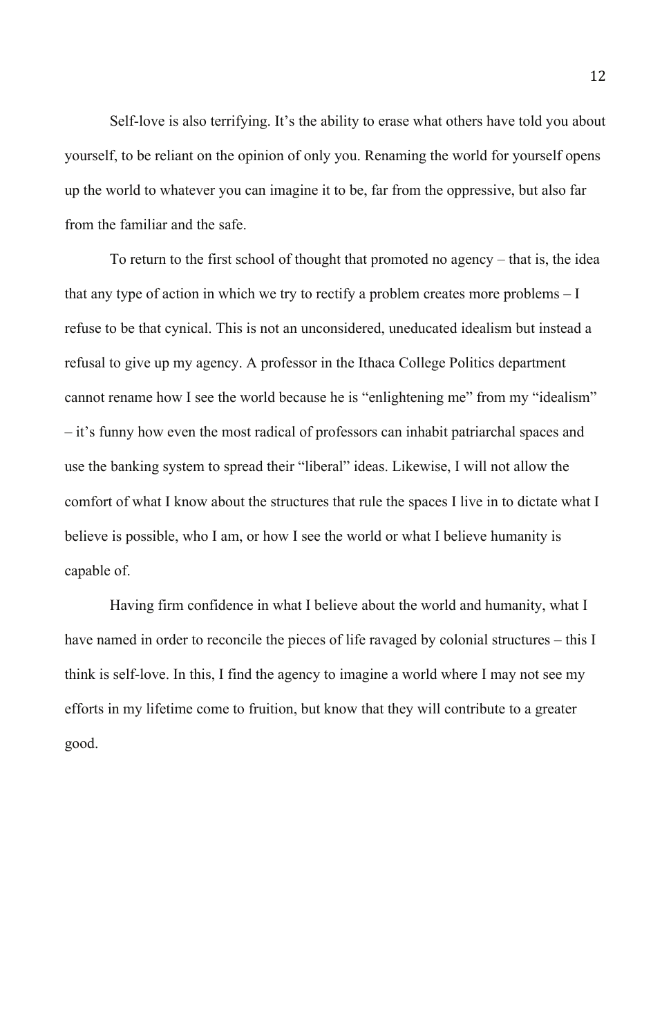Self-love is also terrifying. It's the ability to erase what others have told you about yourself, to be reliant on the opinion of only you. Renaming the world for yourself opens up the world to whatever you can imagine it to be, far from the oppressive, but also far from the familiar and the safe.

To return to the first school of thought that promoted no agency – that is, the idea that any type of action in which we try to rectify a problem creates more problems – I refuse to be that cynical. This is not an unconsidered, uneducated idealism but instead a refusal to give up my agency. A professor in the Ithaca College Politics department cannot rename how I see the world because he is "enlightening me" from my "idealism" – it's funny how even the most radical of professors can inhabit patriarchal spaces and use the banking system to spread their "liberal" ideas. Likewise, I will not allow the comfort of what I know about the structures that rule the spaces I live in to dictate what I believe is possible, who I am, or how I see the world or what I believe humanity is capable of.

Having firm confidence in what I believe about the world and humanity, what I have named in order to reconcile the pieces of life ravaged by colonial structures – this I think is self-love. In this, I find the agency to imagine a world where I may not see my efforts in my lifetime come to fruition, but know that they will contribute to a greater good.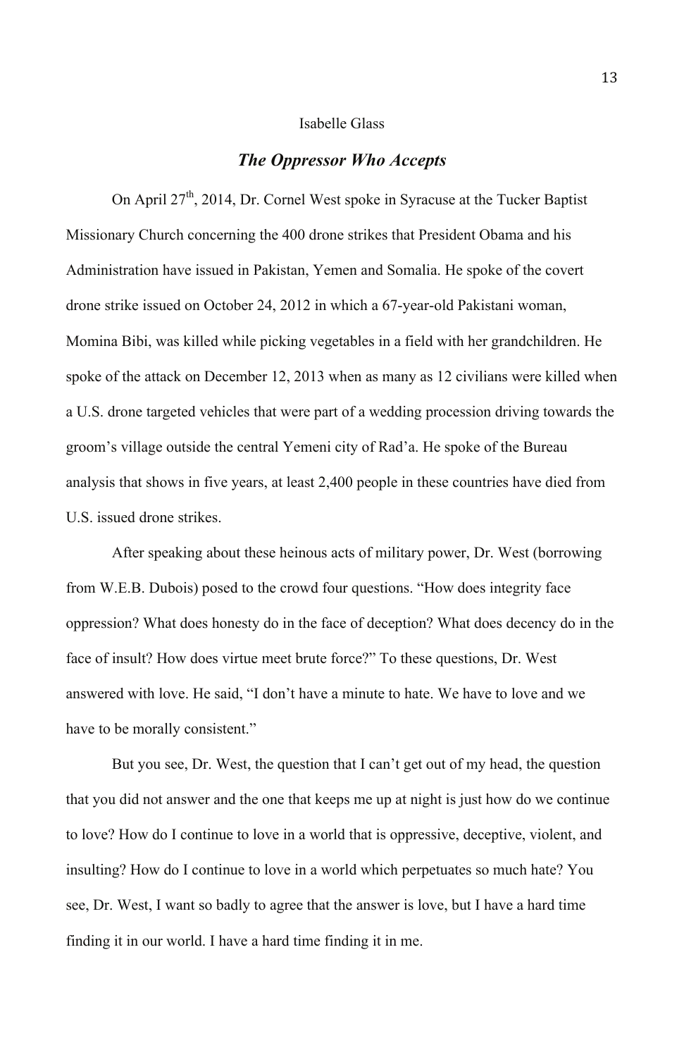Isabelle Glass

## *The Oppressor Who Accepts*

On April 27th, 2014, Dr. Cornel West spoke in Syracuse at the Tucker Baptist Missionary Church concerning the 400 drone strikes that President Obama and his Administration have issued in Pakistan, Yemen and Somalia. He spoke of the covert drone strike issued on October 24, 2012 in which a 67-year-old Pakistani woman, Momina Bibi, was killed while picking vegetables in a field with her grandchildren. He spoke of the attack on December 12, 2013 when as many as 12 civilians were killed when a U.S. drone targeted vehicles that were part of a wedding procession driving towards the groom's village outside the central Yemeni city of Rad'a. He spoke of the Bureau analysis that shows in five years, at least 2,400 people in these countries have died from U.S. issued drone strikes.

After speaking about these heinous acts of military power, Dr. West (borrowing from W.E.B. Dubois) posed to the crowd four questions. "How does integrity face oppression? What does honesty do in the face of deception? What does decency do in the face of insult? How does virtue meet brute force?" To these questions, Dr. West answered with love. He said, "I don't have a minute to hate. We have to love and we have to be morally consistent."

But you see, Dr. West, the question that I can't get out of my head, the question that you did not answer and the one that keeps me up at night is just how do we continue to love? How do I continue to love in a world that is oppressive, deceptive, violent, and insulting? How do I continue to love in a world which perpetuates so much hate? You see, Dr. West, I want so badly to agree that the answer is love, but I have a hard time finding it in our world. I have a hard time finding it in me.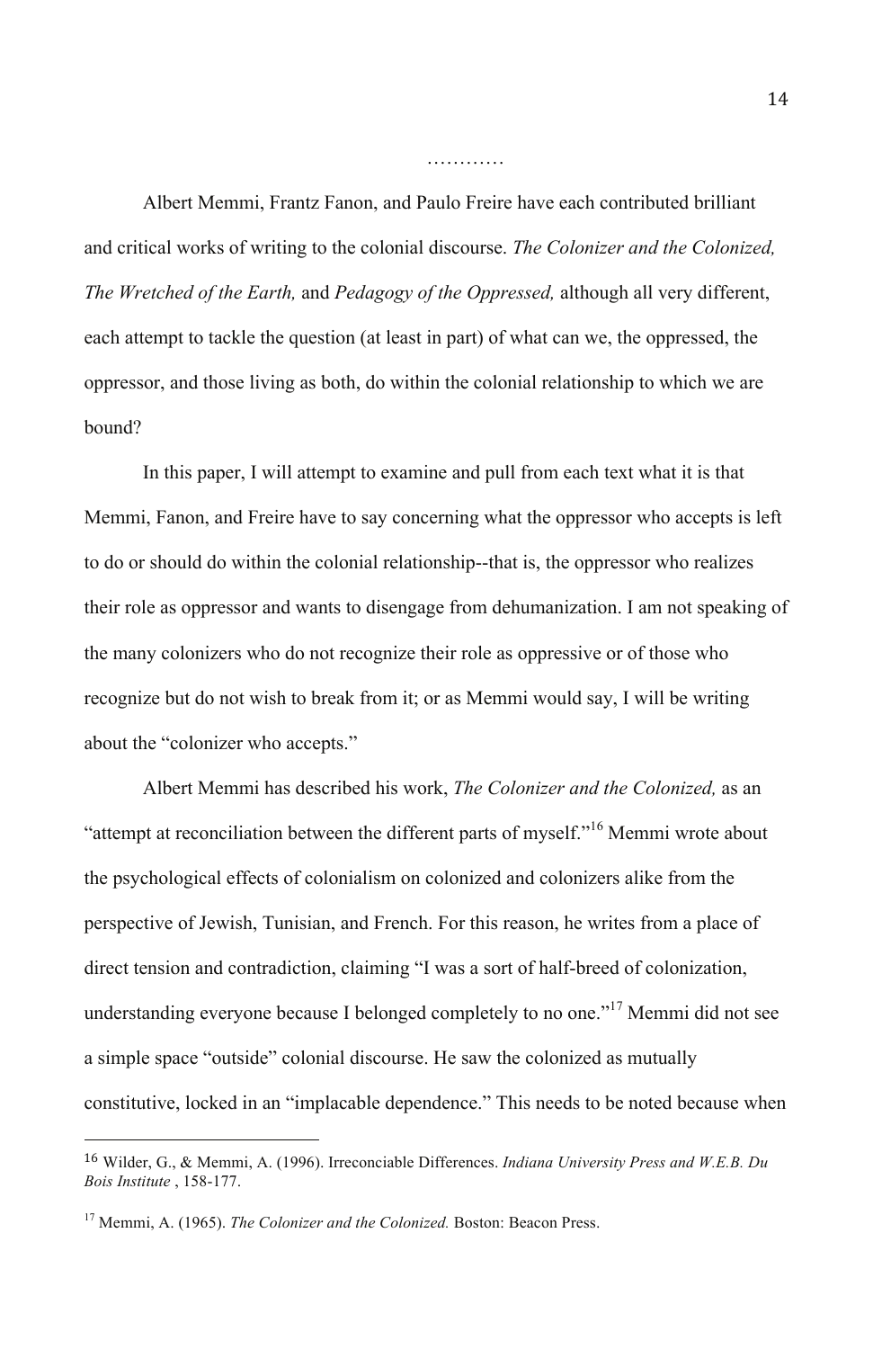…………

Albert Memmi, Frantz Fanon, and Paulo Freire have each contributed brilliant and critical works of writing to the colonial discourse. *The Colonizer and the Colonized, The Wretched of the Earth,* and *Pedagogy of the Oppressed,* although all very different, each attempt to tackle the question (at least in part) of what can we, the oppressed, the oppressor, and those living as both, do within the colonial relationship to which we are bound?

In this paper, I will attempt to examine and pull from each text what it is that Memmi, Fanon, and Freire have to say concerning what the oppressor who accepts is left to do or should do within the colonial relationship--that is, the oppressor who realizes their role as oppressor and wants to disengage from dehumanization. I am not speaking of the many colonizers who do not recognize their role as oppressive or of those who recognize but do not wish to break from it; or as Memmi would say, I will be writing about the "colonizer who accepts."

Albert Memmi has described his work, *The Colonizer and the Colonized,* as an "attempt at reconciliation between the different parts of myself."[16] Memmi wrote about the psychological effects of colonialism on colonized and colonizers alike from the perspective of Jewish, Tunisian, and French. For this reason, he writes from a place of direct tension and contradiction, claiming "I was a sort of half-breed of colonization, understanding everyone because I belonged completely to no one."[17] Memmi did not see a simple space "outside" colonial discourse. He saw the colonized as mutually constitutive, locked in an "implacable dependence." This needs to be noted because when

---

[16] Wilder, G., & Memmi, A. (1996). Irreconciable Differences. *Indiana University Press and W.E.B. Du Bois Institute* , 158-177.

[17] Memmi, A. (1965). *The Colonizer and the Colonized.* Boston: Beacon Press.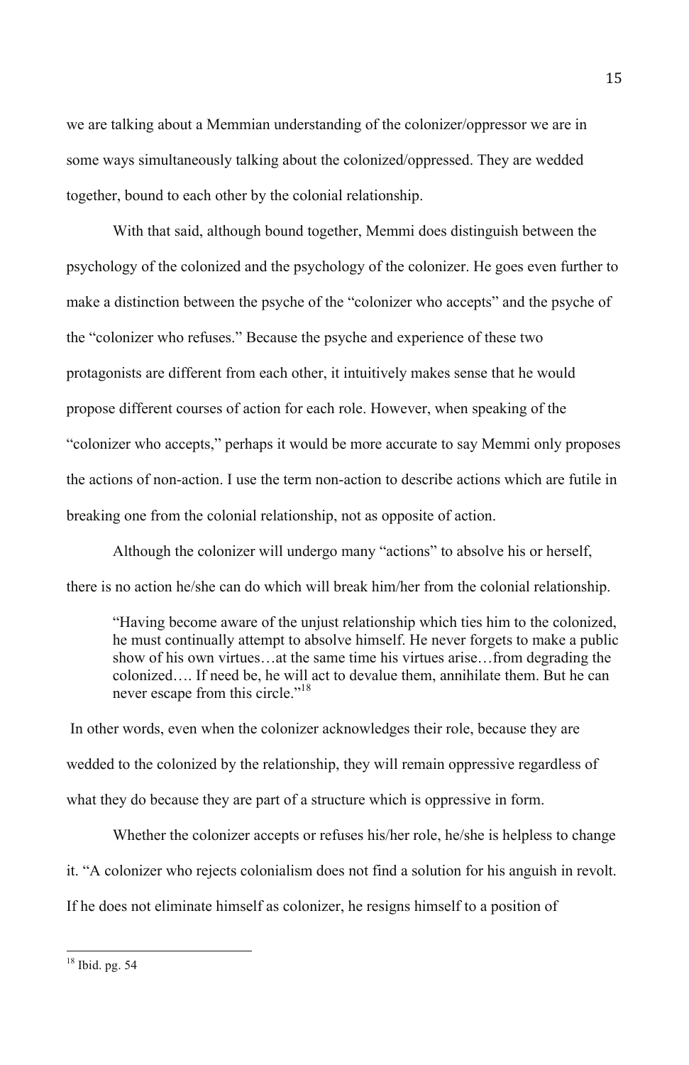we are talking about a Memmian understanding of the colonizer/oppressor we are in some ways simultaneously talking about the colonized/oppressed. They are wedded together, bound to each other by the colonial relationship.

With that said, although bound together, Memmi does distinguish between the psychology of the colonized and the psychology of the colonizer. He goes even further to make a distinction between the psyche of the "colonizer who accepts" and the psyche of the "colonizer who refuses." Because the psyche and experience of these two protagonists are different from each other, it intuitively makes sense that he would propose different courses of action for each role. However, when speaking of the "colonizer who accepts," perhaps it would be more accurate to say Memmi only proposes the actions of non-action. I use the term non-action to describe actions which are futile in breaking one from the colonial relationship, not as opposite of action.

Although the colonizer will undergo many "actions" to absolve his or herself, there is no action he/she can do which will break him/her from the colonial relationship.

> "Having become aware of the unjust relationship which ties him to the colonized, he must continually attempt to absolve himself. He never forgets to make a public show of his own virtues…at the same time his virtues arise…from degrading the colonized…. If need be, he will act to devalue them, annihilate them. But he can never escape from this circle."[18]

In other words, even when the colonizer acknowledges their role, because they are wedded to the colonized by the relationship, they will remain oppressive regardless of what they do because they are part of a structure which is oppressive in form.

Whether the colonizer accepts or refuses his/her role, he/she is helpless to change it. "A colonizer who rejects colonialism does not find a solution for his anguish in revolt. If he does not eliminate himself as colonizer, he resigns himself to a position of

---

[18] Ibid. pg. 54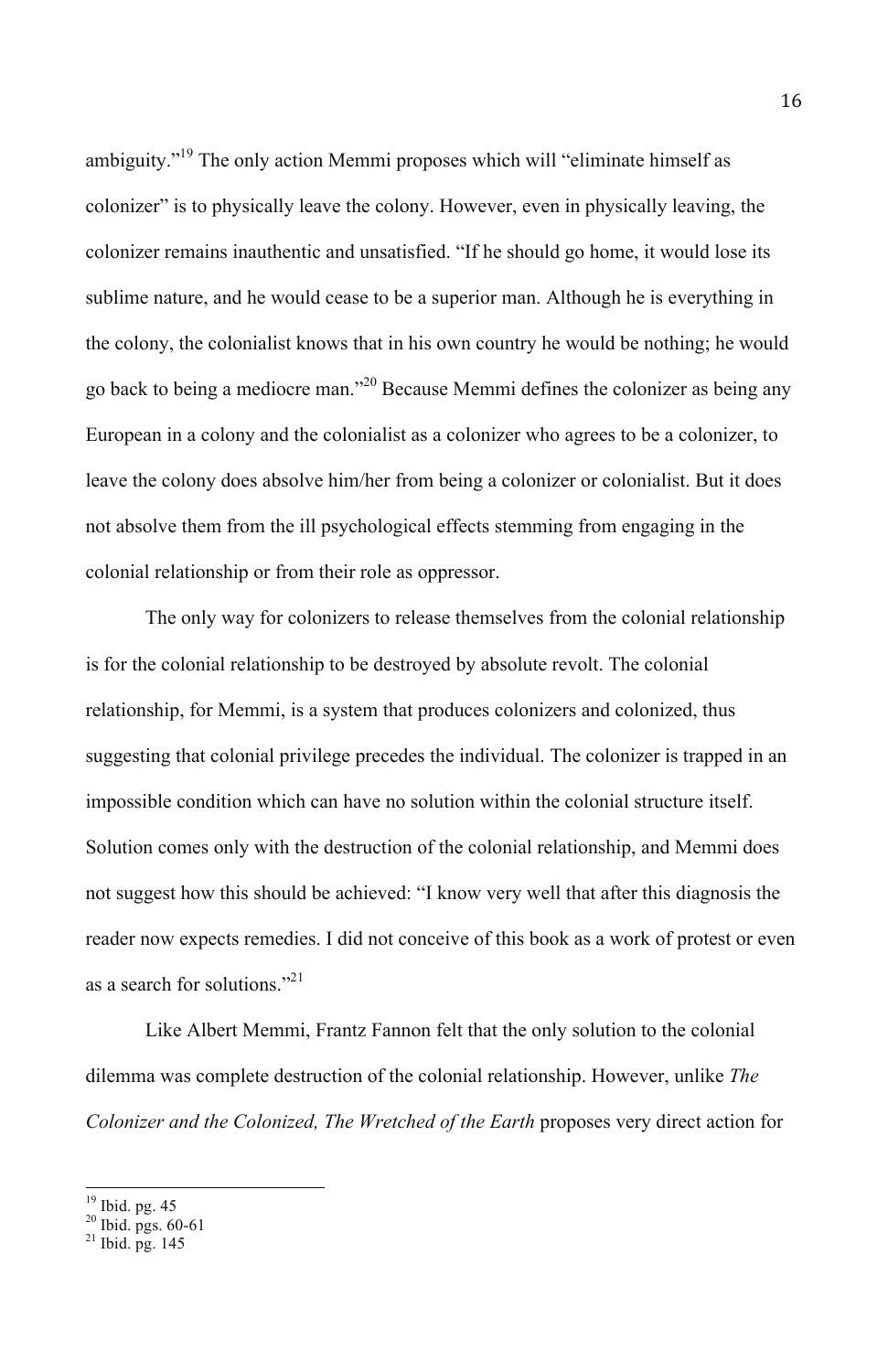ambiguity."[19] The only action Memmi proposes which will "eliminate himself as colonizer" is to physically leave the colony. However, even in physically leaving, the colonizer remains inauthentic and unsatisfied. "If he should go home, it would lose its sublime nature, and he would cease to be a superior man. Although he is everything in the colony, the colonialist knows that in his own country he would be nothing; he would go back to being a mediocre man."[20] Because Memmi defines the colonizer as being any European in a colony and the colonialist as a colonizer who agrees to be a colonizer, to leave the colony does absolve him/her from being a colonizer or colonialist. But it does not absolve them from the ill psychological effects stemming from engaging in the colonial relationship or from their role as oppressor.

The only way for colonizers to release themselves from the colonial relationship is for the colonial relationship to be destroyed by absolute revolt. The colonial relationship, for Memmi, is a system that produces colonizers and colonized, thus suggesting that colonial privilege precedes the individual. The colonizer is trapped in an impossible condition which can have no solution within the colonial structure itself. Solution comes only with the destruction of the colonial relationship, and Memmi does not suggest how this should be achieved: "I know very well that after this diagnosis the reader now expects remedies. I did not conceive of this book as a work of protest or even as a search for solutions."[21]

Like Albert Memmi, Frantz Fannon felt that the only solution to the colonial dilemma was complete destruction of the colonial relationship. However, unlike *The Colonizer and the Colonized, The Wretched of the Earth* proposes very direct action for

---

[19] Ibid. pg. 45
[20] Ibid. pgs. 60-61
[21] Ibid. pg. 145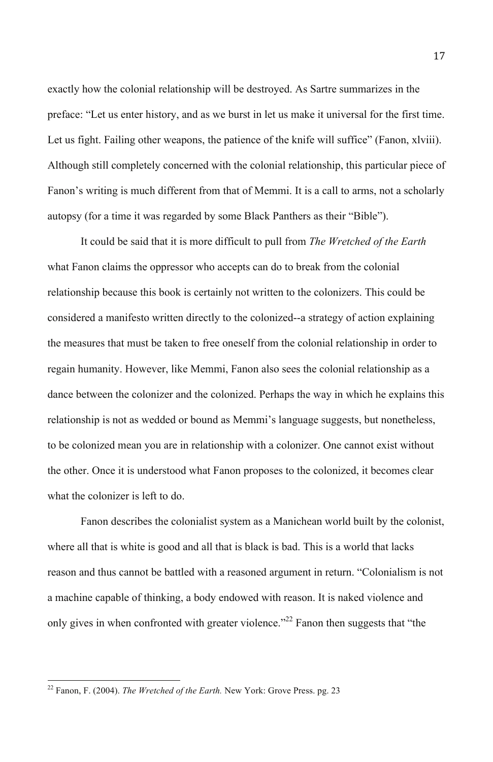exactly how the colonial relationship will be destroyed. As Sartre summarizes in the preface: "Let us enter history, and as we burst in let us make it universal for the first time. Let us fight. Failing other weapons, the patience of the knife will suffice" (Fanon, xlviii). Although still completely concerned with the colonial relationship, this particular piece of Fanon's writing is much different from that of Memmi. It is a call to arms, not a scholarly autopsy (for a time it was regarded by some Black Panthers as their "Bible").

It could be said that it is more difficult to pull from *The Wretched of the Earth* what Fanon claims the oppressor who accepts can do to break from the colonial relationship because this book is certainly not written to the colonizers. This could be considered a manifesto written directly to the colonized--a strategy of action explaining the measures that must be taken to free oneself from the colonial relationship in order to regain humanity. However, like Memmi, Fanon also sees the colonial relationship as a dance between the colonizer and the colonized. Perhaps the way in which he explains this relationship is not as wedded or bound as Memmi's language suggests, but nonetheless, to be colonized mean you are in relationship with a colonizer. One cannot exist without the other. Once it is understood what Fanon proposes to the colonized, it becomes clear what the colonizer is left to do.

Fanon describes the colonialist system as a Manichean world built by the colonist, where all that is white is good and all that is black is bad. This is a world that lacks reason and thus cannot be battled with a reasoned argument in return. "Colonialism is not a machine capable of thinking, a body endowed with reason. It is naked violence and only gives in when confronted with greater violence."[22] Fanon then suggests that "the

---

[22] Fanon, F. (2004). *The Wretched of the Earth.* New York: Grove Press. pg. 23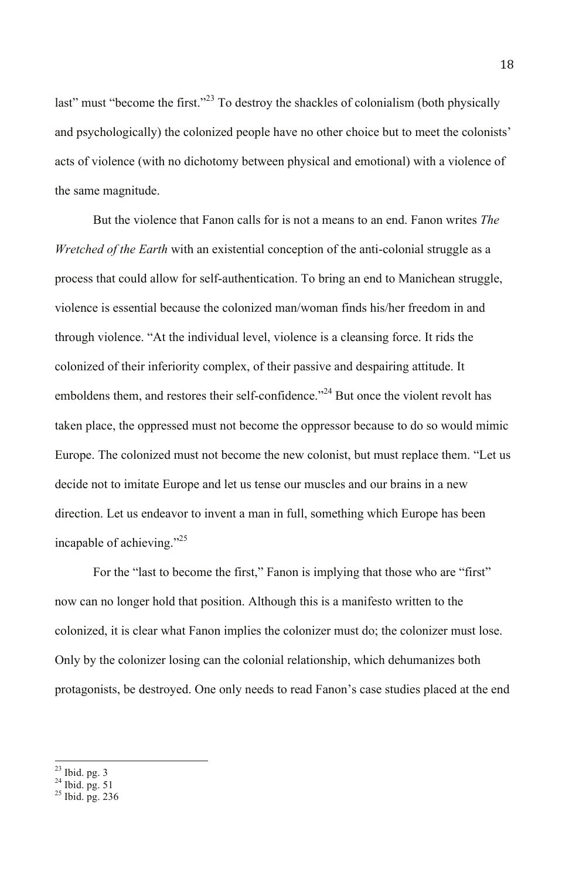last" must "become the first."[23] To destroy the shackles of colonialism (both physically and psychologically) the colonized people have no other choice but to meet the colonists' acts of violence (with no dichotomy between physical and emotional) with a violence of the same magnitude.

But the violence that Fanon calls for is not a means to an end. Fanon writes *The Wretched of the Earth* with an existential conception of the anti-colonial struggle as a process that could allow for self-authentication. To bring an end to Manichean struggle, violence is essential because the colonized man/woman finds his/her freedom in and through violence. "At the individual level, violence is a cleansing force. It rids the colonized of their inferiority complex, of their passive and despairing attitude. It emboldens them, and restores their self-confidence."[24] But once the violent revolt has taken place, the oppressed must not become the oppressor because to do so would mimic Europe. The colonized must not become the new colonist, but must replace them. "Let us decide not to imitate Europe and let us tense our muscles and our brains in a new direction. Let us endeavor to invent a man in full, something which Europe has been incapable of achieving."[25]

For the "last to become the first," Fanon is implying that those who are "first" now can no longer hold that position. Although this is a manifesto written to the colonized, it is clear what Fanon implies the colonizer must do; the colonizer must lose. Only by the colonizer losing can the colonial relationship, which dehumanizes both protagonists, be destroyed. One only needs to read Fanon's case studies placed at the end

[23] Ibid. pg. 3
[24] Ibid. pg. 51
[25] Ibid. pg. 236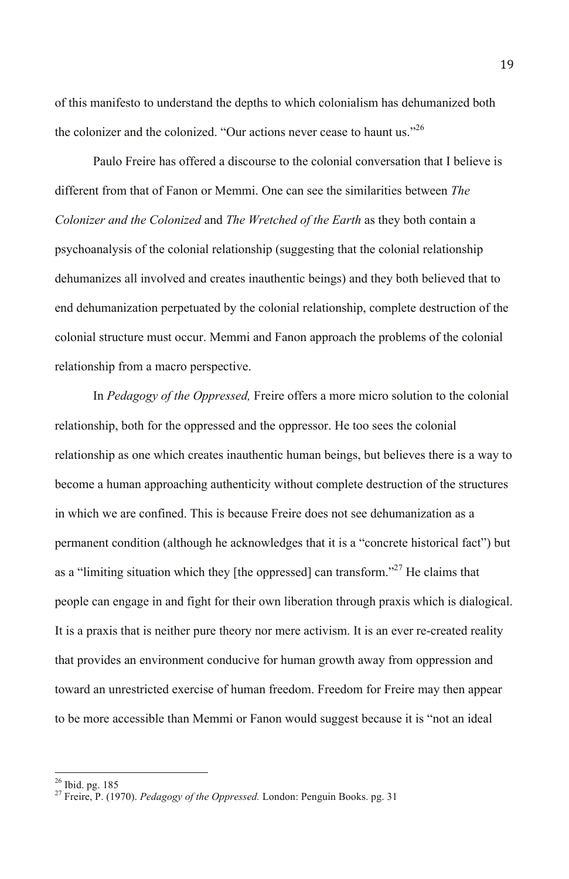of this manifesto to understand the depths to which colonialism has dehumanized both the colonizer and the colonized. "Our actions never cease to haunt us."[26]

Paulo Freire has offered a discourse to the colonial conversation that I believe is different from that of Fanon or Memmi. One can see the similarities between *The Colonizer and the Colonized* and *The Wretched of the Earth* as they both contain a psychoanalysis of the colonial relationship (suggesting that the colonial relationship dehumanizes all involved and creates inauthentic beings) and they both believed that to end dehumanization perpetuated by the colonial relationship, complete destruction of the colonial structure must occur. Memmi and Fanon approach the problems of the colonial relationship from a macro perspective.

In *Pedagogy of the Oppressed,* Freire offers a more micro solution to the colonial relationship, both for the oppressed and the oppressor. He too sees the colonial relationship as one which creates inauthentic human beings, but believes there is a way to become a human approaching authenticity without complete destruction of the structures in which we are confined. This is because Freire does not see dehumanization as a permanent condition (although he acknowledges that it is a "concrete historical fact") but as a "limiting situation which they [the oppressed] can transform."[27] He claims that people can engage in and fight for their own liberation through praxis which is dialogical. It is a praxis that is neither pure theory nor mere activism. It is an ever re-created reality that provides an environment conducive for human growth away from oppression and toward an unrestricted exercise of human freedom. Freedom for Freire may then appear to be more accessible than Memmi or Fanon would suggest because it is "not an ideal

---

[26] Ibid. pg. 185

[27] Freire, P. (1970). *Pedagogy of the Oppressed.* London: Penguin Books. pg. 31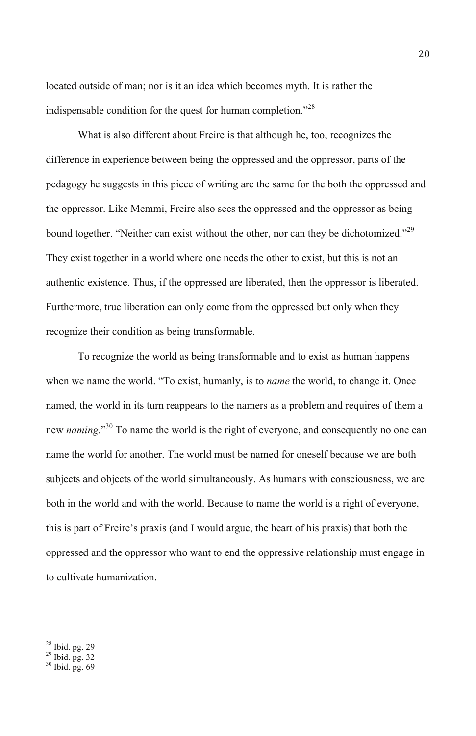located outside of man; nor is it an idea which becomes myth. It is rather the indispensable condition for the quest for human completion."[28]

What is also different about Freire is that although he, too, recognizes the difference in experience between being the oppressed and the oppressor, parts of the pedagogy he suggests in this piece of writing are the same for the both the oppressed and the oppressor. Like Memmi, Freire also sees the oppressed and the oppressor as being bound together. "Neither can exist without the other, nor can they be dichotomized."[29] They exist together in a world where one needs the other to exist, but this is not an authentic existence. Thus, if the oppressed are liberated, then the oppressor is liberated. Furthermore, true liberation can only come from the oppressed but only when they recognize their condition as being transformable.

To recognize the world as being transformable and to exist as human happens when we name the world. "To exist, humanly, is to *name* the world, to change it. Once named, the world in its turn reappears to the namers as a problem and requires of them a new *naming*."[30] To name the world is the right of everyone, and consequently no one can name the world for another. The world must be named for oneself because we are both subjects and objects of the world simultaneously. As humans with consciousness, we are both in the world and with the world. Because to name the world is a right of everyone, this is part of Freire's praxis (and I would argue, the heart of his praxis) that both the oppressed and the oppressor who want to end the oppressive relationship must engage in to cultivate humanization.

---

[28] Ibid. pg. 29
[29] Ibid. pg. 32
[30] Ibid. pg. 69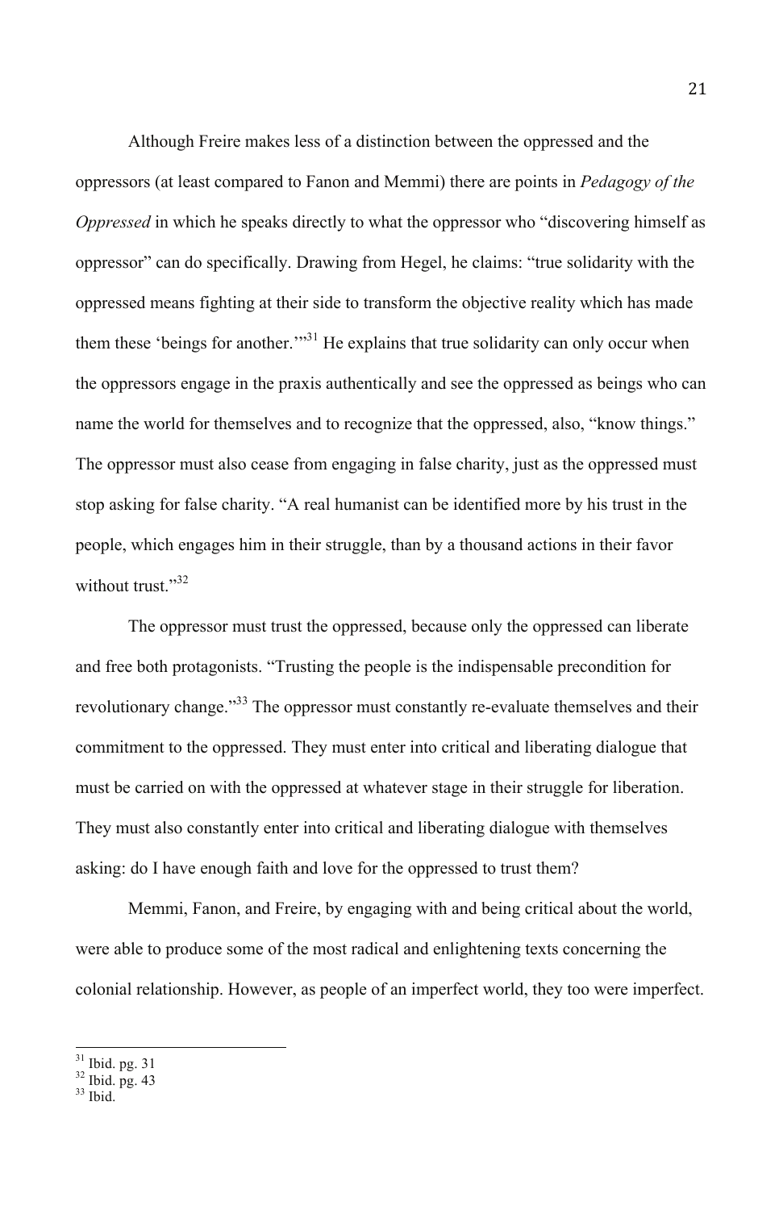Although Freire makes less of a distinction between the oppressed and the oppressors (at least compared to Fanon and Memmi) there are points in *Pedagogy of the Oppressed* in which he speaks directly to what the oppressor who "discovering himself as oppressor" can do specifically. Drawing from Hegel, he claims: "true solidarity with the oppressed means fighting at their side to transform the objective reality which has made them these 'beings for another.'"[31] He explains that true solidarity can only occur when the oppressors engage in the praxis authentically and see the oppressed as beings who can name the world for themselves and to recognize that the oppressed, also, "know things." The oppressor must also cease from engaging in false charity, just as the oppressed must stop asking for false charity. "A real humanist can be identified more by his trust in the people, which engages him in their struggle, than by a thousand actions in their favor without trust."[32]

The oppressor must trust the oppressed, because only the oppressed can liberate and free both protagonists. "Trusting the people is the indispensable precondition for revolutionary change."[33] The oppressor must constantly re-evaluate themselves and their commitment to the oppressed. They must enter into critical and liberating dialogue that must be carried on with the oppressed at whatever stage in their struggle for liberation. They must also constantly enter into critical and liberating dialogue with themselves asking: do I have enough faith and love for the oppressed to trust them?

Memmi, Fanon, and Freire, by engaging with and being critical about the world, were able to produce some of the most radical and enlightening texts concerning the colonial relationship. However, as people of an imperfect world, they too were imperfect.

---

[31] Ibid. pg. 31
[32] Ibid. pg. 43
[33] Ibid.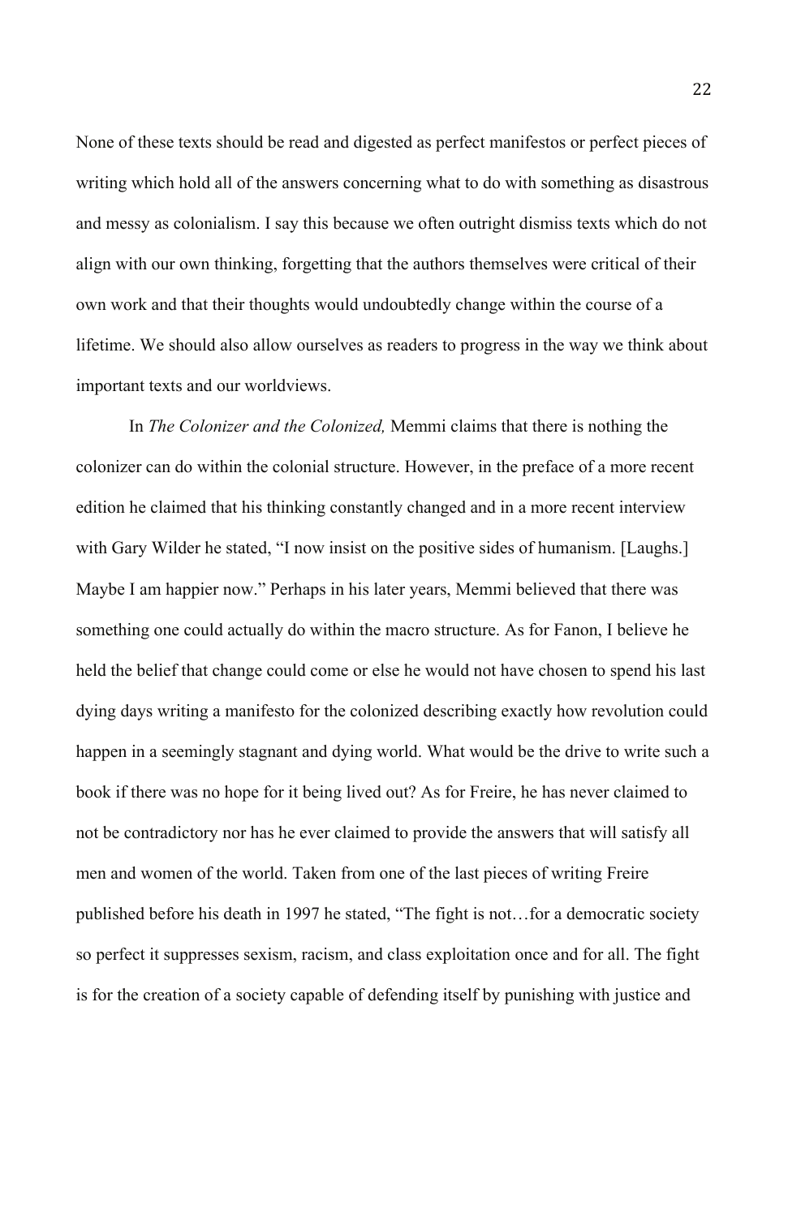None of these texts should be read and digested as perfect manifestos or perfect pieces of writing which hold all of the answers concerning what to do with something as disastrous and messy as colonialism. I say this because we often outright dismiss texts which do not align with our own thinking, forgetting that the authors themselves were critical of their own work and that their thoughts would undoubtedly change within the course of a lifetime. We should also allow ourselves as readers to progress in the way we think about important texts and our worldviews.

In *The Colonizer and the Colonized,* Memmi claims that there is nothing the colonizer can do within the colonial structure. However, in the preface of a more recent edition he claimed that his thinking constantly changed and in a more recent interview with Gary Wilder he stated, "I now insist on the positive sides of humanism. [Laughs.] Maybe I am happier now." Perhaps in his later years, Memmi believed that there was something one could actually do within the macro structure. As for Fanon, I believe he held the belief that change could come or else he would not have chosen to spend his last dying days writing a manifesto for the colonized describing exactly how revolution could happen in a seemingly stagnant and dying world. What would be the drive to write such a book if there was no hope for it being lived out? As for Freire, he has never claimed to not be contradictory nor has he ever claimed to provide the answers that will satisfy all men and women of the world. Taken from one of the last pieces of writing Freire published before his death in 1997 he stated, "The fight is not…for a democratic society so perfect it suppresses sexism, racism, and class exploitation once and for all. The fight is for the creation of a society capable of defending itself by punishing with justice and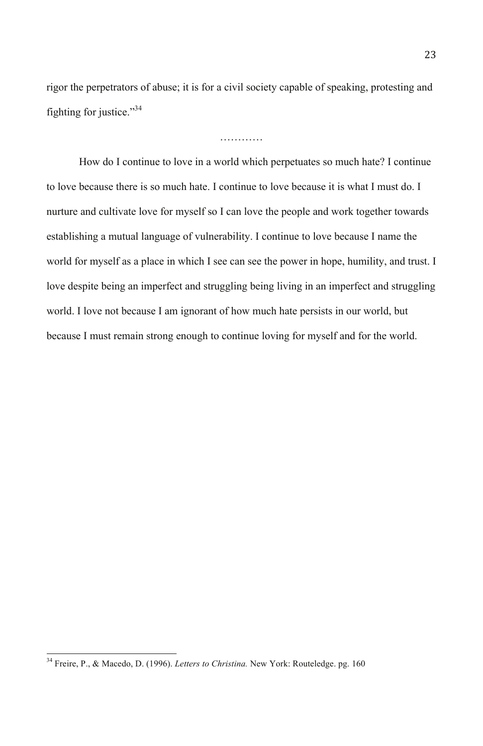rigor the perpetrators of abuse; it is for a civil society capable of speaking, protesting and fighting for justice."[34]

…………

How do I continue to love in a world which perpetuates so much hate? I continue to love because there is so much hate. I continue to love because it is what I must do. I nurture and cultivate love for myself so I can love the people and work together towards establishing a mutual language of vulnerability. I continue to love because I name the world for myself as a place in which I see can see the power in hope, humility, and trust. I love despite being an imperfect and struggling being living in an imperfect and struggling world. I love not because I am ignorant of how much hate persists in our world, but because I must remain strong enough to continue loving for myself and for the world.

---

[34] Freire, P., & Macedo, D. (1996). *Letters to Christina.* New York: Routeledge. pg. 160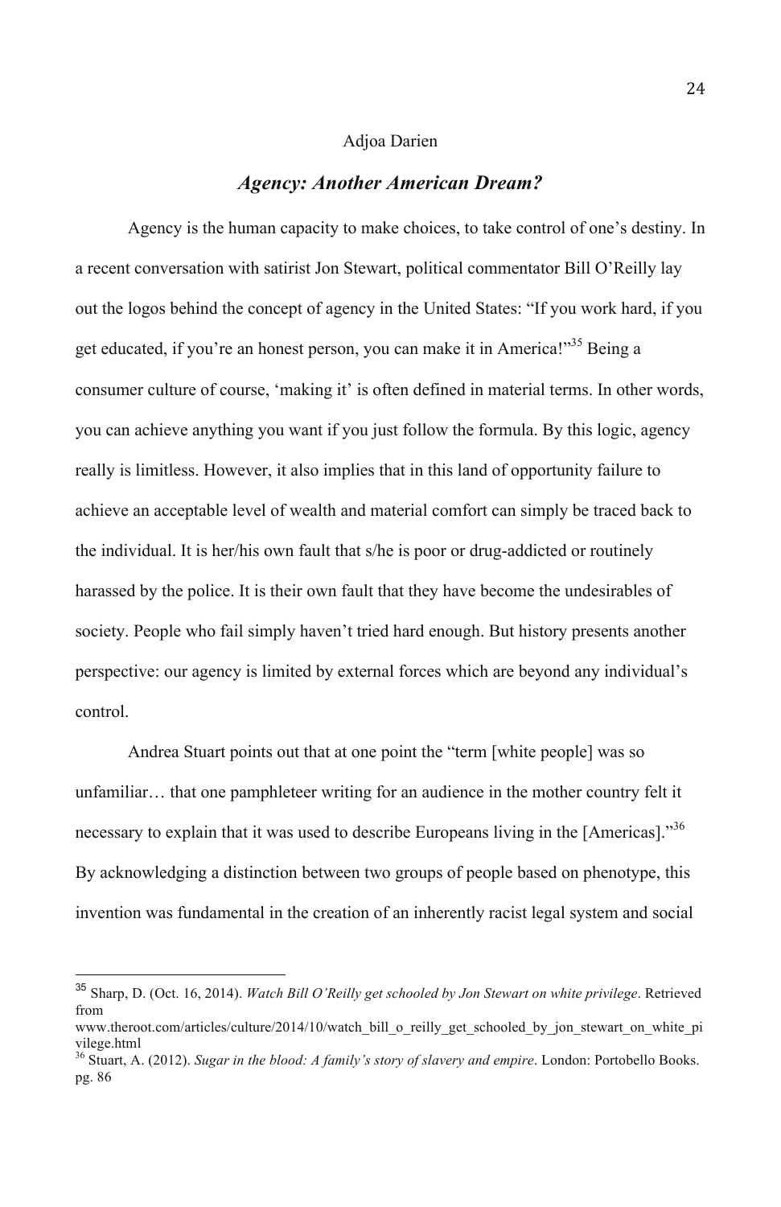Adjoa Darien

## *Agency: Another American Dream?*

Agency is the human capacity to make choices, to take control of one's destiny. In a recent conversation with satirist Jon Stewart, political commentator Bill O'Reilly lay out the logos behind the concept of agency in the United States: "If you work hard, if you get educated, if you're an honest person, you can make it in America!"[35] Being a consumer culture of course, 'making it' is often defined in material terms. In other words, you can achieve anything you want if you just follow the formula. By this logic, agency really is limitless. However, it also implies that in this land of opportunity failure to achieve an acceptable level of wealth and material comfort can simply be traced back to the individual. It is her/his own fault that s/he is poor or drug-addicted or routinely harassed by the police. It is their own fault that they have become the undesirables of society. People who fail simply haven't tried hard enough. But history presents another perspective: our agency is limited by external forces which are beyond any individual's control.

Andrea Stuart points out that at one point the "term [white people] was so unfamiliar… that one pamphleteer writing for an audience in the mother country felt it necessary to explain that it was used to describe Europeans living in the [Americas]."[36] By acknowledging a distinction between two groups of people based on phenotype, this invention was fundamental in the creation of an inherently racist legal system and social

---

[35] Sharp, D. (Oct. 16, 2014). *Watch Bill O'Reilly get schooled by Jon Stewart on white privilege*. Retrieved from www.theroot.com/articles/culture/2014/10/watch_bill_o_reilly_get_schooled_by_jon_stewart_on_white_privilege.html

[36] Stuart, A. (2012). *Sugar in the blood: A family's story of slavery and empire*. London: Portobello Books. pg. 86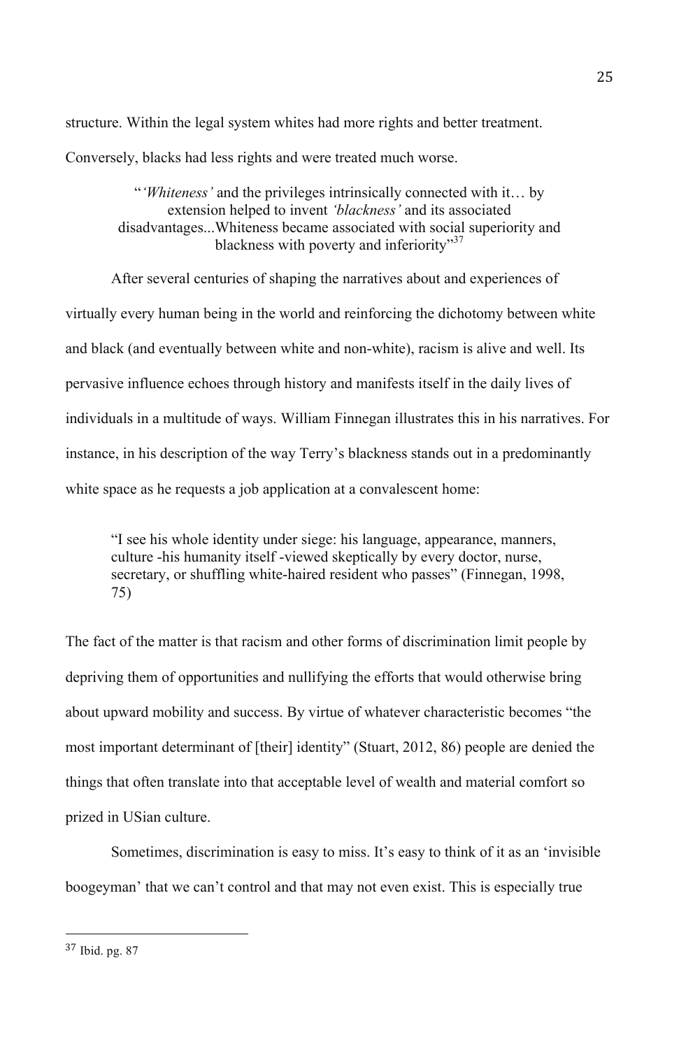structure. Within the legal system whites had more rights and better treatment. Conversely, blacks had less rights and were treated much worse.

> "*'Whiteness'* and the privileges intrinsically connected with it… by extension helped to invent *'blackness'* and its associated disadvantages...Whiteness became associated with social superiority and blackness with poverty and inferiority"[37]

After several centuries of shaping the narratives about and experiences of virtually every human being in the world and reinforcing the dichotomy between white and black (and eventually between white and non-white), racism is alive and well. Its pervasive influence echoes through history and manifests itself in the daily lives of individuals in a multitude of ways. William Finnegan illustrates this in his narratives. For instance, in his description of the way Terry's blackness stands out in a predominantly white space as he requests a job application at a convalescent home:

> "I see his whole identity under siege: his language, appearance, manners, culture -his humanity itself -viewed skeptically by every doctor, nurse, secretary, or shuffling white-haired resident who passes" (Finnegan, 1998, 75)

The fact of the matter is that racism and other forms of discrimination limit people by depriving them of opportunities and nullifying the efforts that would otherwise bring about upward mobility and success. By virtue of whatever characteristic becomes "the most important determinant of [their] identity" (Stuart, 2012, 86) people are denied the things that often translate into that acceptable level of wealth and material comfort so prized in USian culture.

Sometimes, discrimination is easy to miss. It's easy to think of it as an 'invisible boogeyman' that we can't control and that may not even exist. This is especially true

---

[37] Ibid. pg. 87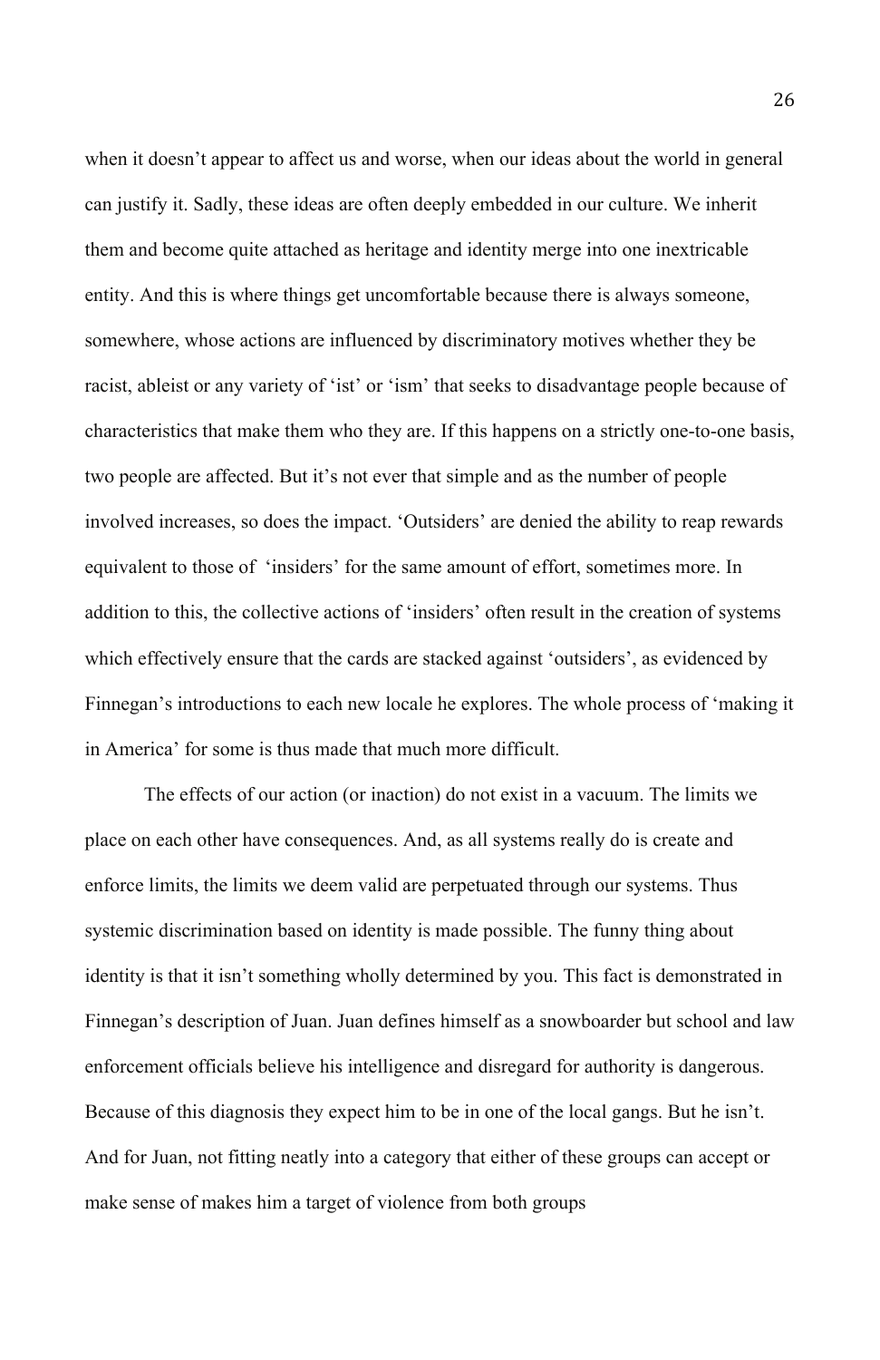when it doesn't appear to affect us and worse, when our ideas about the world in general can justify it. Sadly, these ideas are often deeply embedded in our culture. We inherit them and become quite attached as heritage and identity merge into one inextricable entity. And this is where things get uncomfortable because there is always someone, somewhere, whose actions are influenced by discriminatory motives whether they be racist, ableist or any variety of 'ist' or 'ism' that seeks to disadvantage people because of characteristics that make them who they are. If this happens on a strictly one-to-one basis, two people are affected. But it's not ever that simple and as the number of people involved increases, so does the impact. 'Outsiders' are denied the ability to reap rewards equivalent to those of 'insiders' for the same amount of effort, sometimes more. In addition to this, the collective actions of 'insiders' often result in the creation of systems which effectively ensure that the cards are stacked against 'outsiders', as evidenced by Finnegan's introductions to each new locale he explores. The whole process of 'making it in America' for some is thus made that much more difficult.

The effects of our action (or inaction) do not exist in a vacuum. The limits we place on each other have consequences. And, as all systems really do is create and enforce limits, the limits we deem valid are perpetuated through our systems. Thus systemic discrimination based on identity is made possible. The funny thing about identity is that it isn't something wholly determined by you. This fact is demonstrated in Finnegan's description of Juan. Juan defines himself as a snowboarder but school and law enforcement officials believe his intelligence and disregard for authority is dangerous. Because of this diagnosis they expect him to be in one of the local gangs. But he isn't. And for Juan, not fitting neatly into a category that either of these groups can accept or make sense of makes him a target of violence from both groups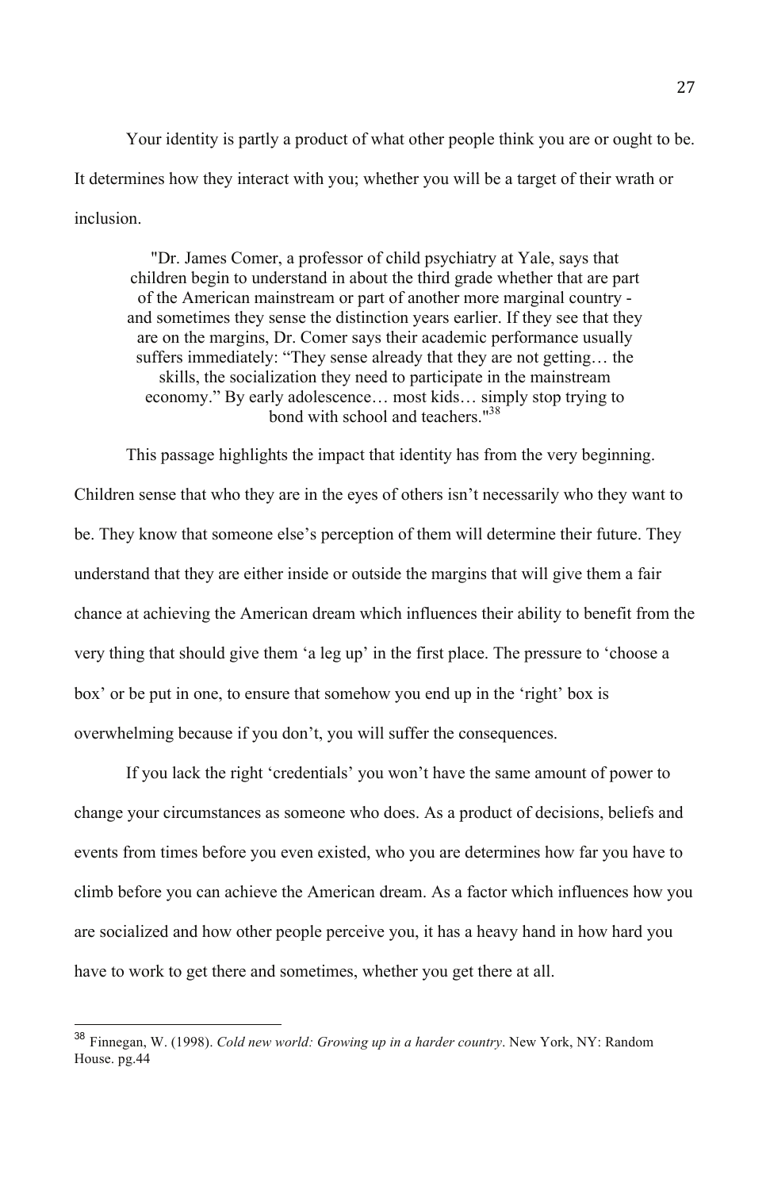Your identity is partly a product of what other people think you are or ought to be. It determines how they interact with you; whether you will be a target of their wrath or inclusion.

> "Dr. James Comer, a professor of child psychiatry at Yale, says that children begin to understand in about the third grade whether that are part of the American mainstream or part of another more marginal country - and sometimes they sense the distinction years earlier. If they see that they are on the margins, Dr. Comer says their academic performance usually suffers immediately: "They sense already that they are not getting… the skills, the socialization they need to participate in the mainstream economy." By early adolescence… most kids… simply stop trying to bond with school and teachers."[38]

This passage highlights the impact that identity has from the very beginning. Children sense that who they are in the eyes of others isn't necessarily who they want to be. They know that someone else's perception of them will determine their future. They understand that they are either inside or outside the margins that will give them a fair chance at achieving the American dream which influences their ability to benefit from the very thing that should give them 'a leg up' in the first place. The pressure to 'choose a box' or be put in one, to ensure that somehow you end up in the 'right' box is overwhelming because if you don't, you will suffer the consequences.

If you lack the right 'credentials' you won't have the same amount of power to change your circumstances as someone who does. As a product of decisions, beliefs and events from times before you even existed, who you are determines how far you have to climb before you can achieve the American dream. As a factor which influences how you are socialized and how other people perceive you, it has a heavy hand in how hard you have to work to get there and sometimes, whether you get there at all.

---

[38] Finnegan, W. (1998). *Cold new world: Growing up in a harder country*. New York, NY: Random House. pg.44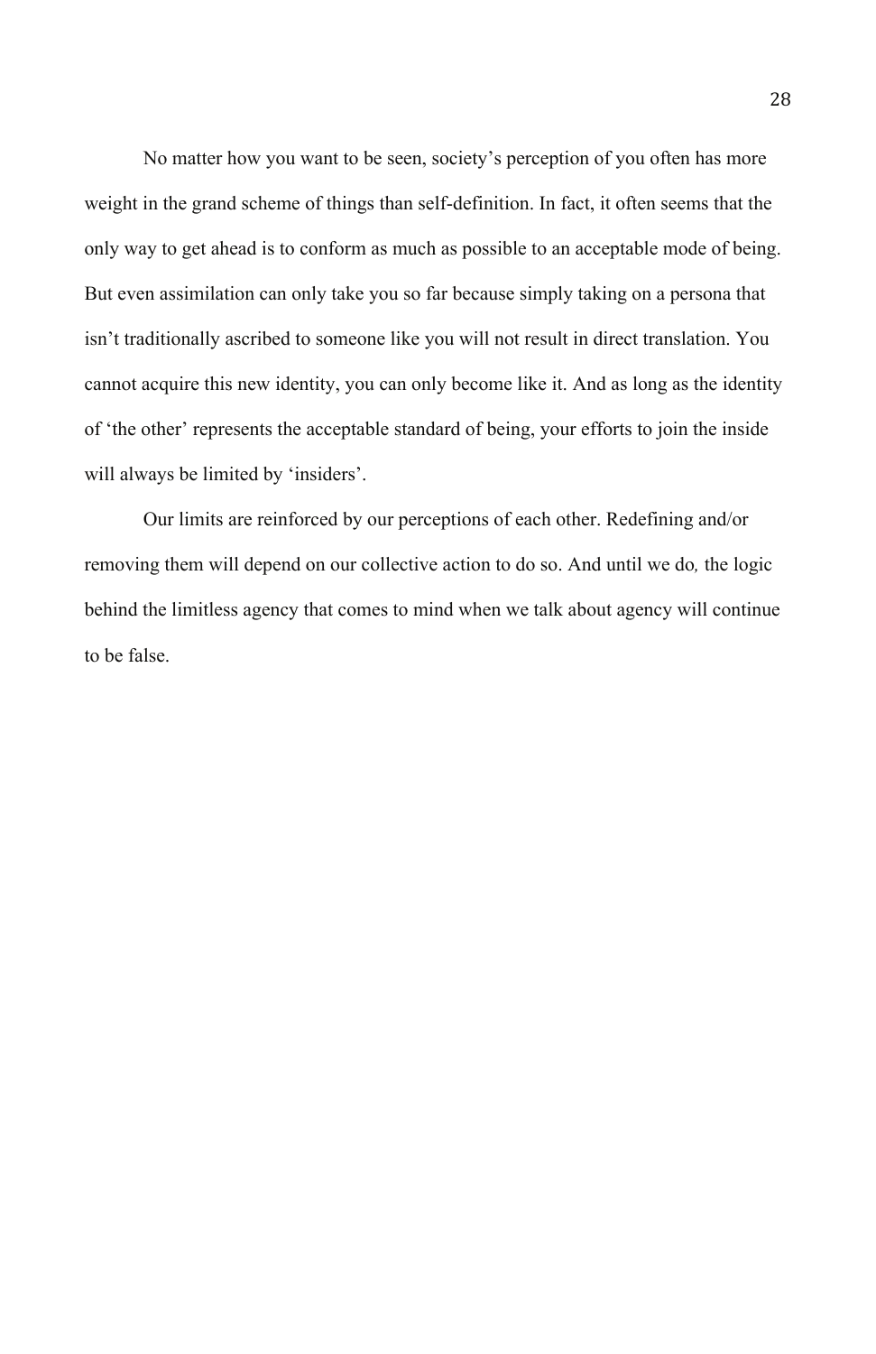No matter how you want to be seen, society's perception of you often has more weight in the grand scheme of things than self-definition. In fact, it often seems that the only way to get ahead is to conform as much as possible to an acceptable mode of being. But even assimilation can only take you so far because simply taking on a persona that isn't traditionally ascribed to someone like you will not result in direct translation. You cannot acquire this new identity, you can only become like it. And as long as the identity of 'the other' represents the acceptable standard of being, your efforts to join the inside will always be limited by 'insiders'.

Our limits are reinforced by our perceptions of each other. Redefining and/or removing them will depend on our collective action to do so. And until we do, the logic behind the limitless agency that comes to mind when we talk about agency will continue to be false.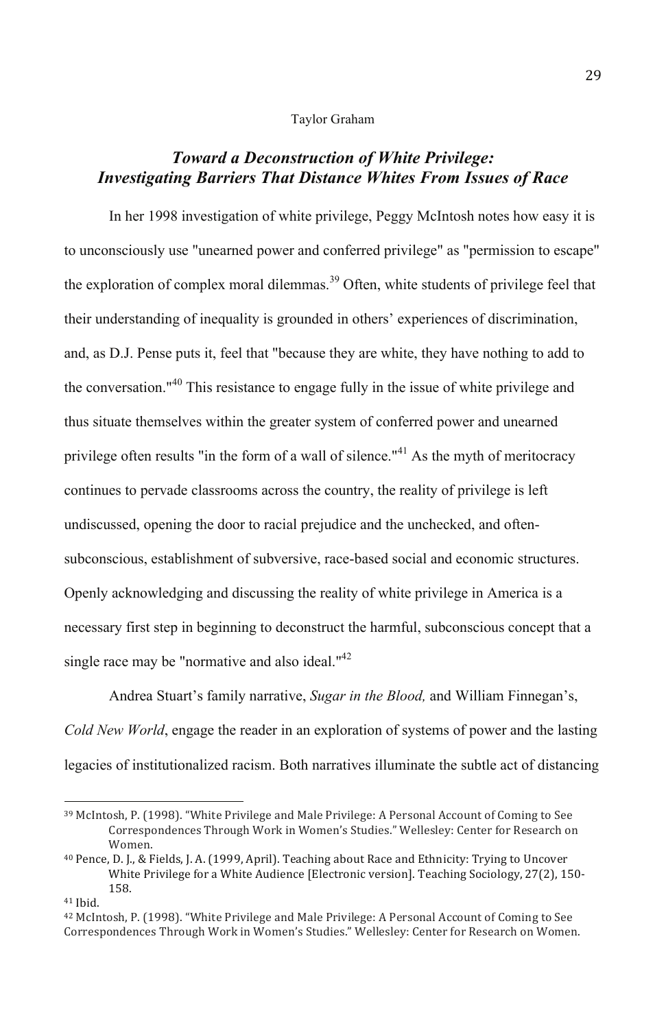Taylor Graham

## *Toward a Deconstruction of White Privilege: Investigating Barriers That Distance Whites From Issues of Race*

In her 1998 investigation of white privilege, Peggy McIntosh notes how easy it is to unconsciously use "unearned power and conferred privilege" as "permission to escape" the exploration of complex moral dilemmas.[39] Often, white students of privilege feel that their understanding of inequality is grounded in others' experiences of discrimination, and, as D.J. Pense puts it, feel that "because they are white, they have nothing to add to the conversation."[40] This resistance to engage fully in the issue of white privilege and thus situate themselves within the greater system of conferred power and unearned privilege often results "in the form of a wall of silence."[41] As the myth of meritocracy continues to pervade classrooms across the country, the reality of privilege is left undiscussed, opening the door to racial prejudice and the unchecked, and often-subconscious, establishment of subversive, race-based social and economic structures. Openly acknowledging and discussing the reality of white privilege in America is a necessary first step in beginning to deconstruct the harmful, subconscious concept that a single race may be "normative and also ideal."[42]

Andrea Stuart's family narrative, *Sugar in the Blood,* and William Finnegan's, *Cold New World*, engage the reader in an exploration of systems of power and the lasting legacies of institutionalized racism. Both narratives illuminate the subtle act of distancing

---

[39] McIntosh, P. (1998). "White Privilege and Male Privilege: A Personal Account of Coming to See Correspondences Through Work in Women's Studies." Wellesley: Center for Research on Women.

[40] Pence, D. J., & Fields, J. A. (1999, April). Teaching about Race and Ethnicity: Trying to Uncover White Privilege for a White Audience [Electronic version]. Teaching Sociology, 27(2), 150-158.

[41] Ibid.

[42] McIntosh, P. (1998). "White Privilege and Male Privilege: A Personal Account of Coming to See Correspondences Through Work in Women's Studies." Wellesley: Center for Research on Women.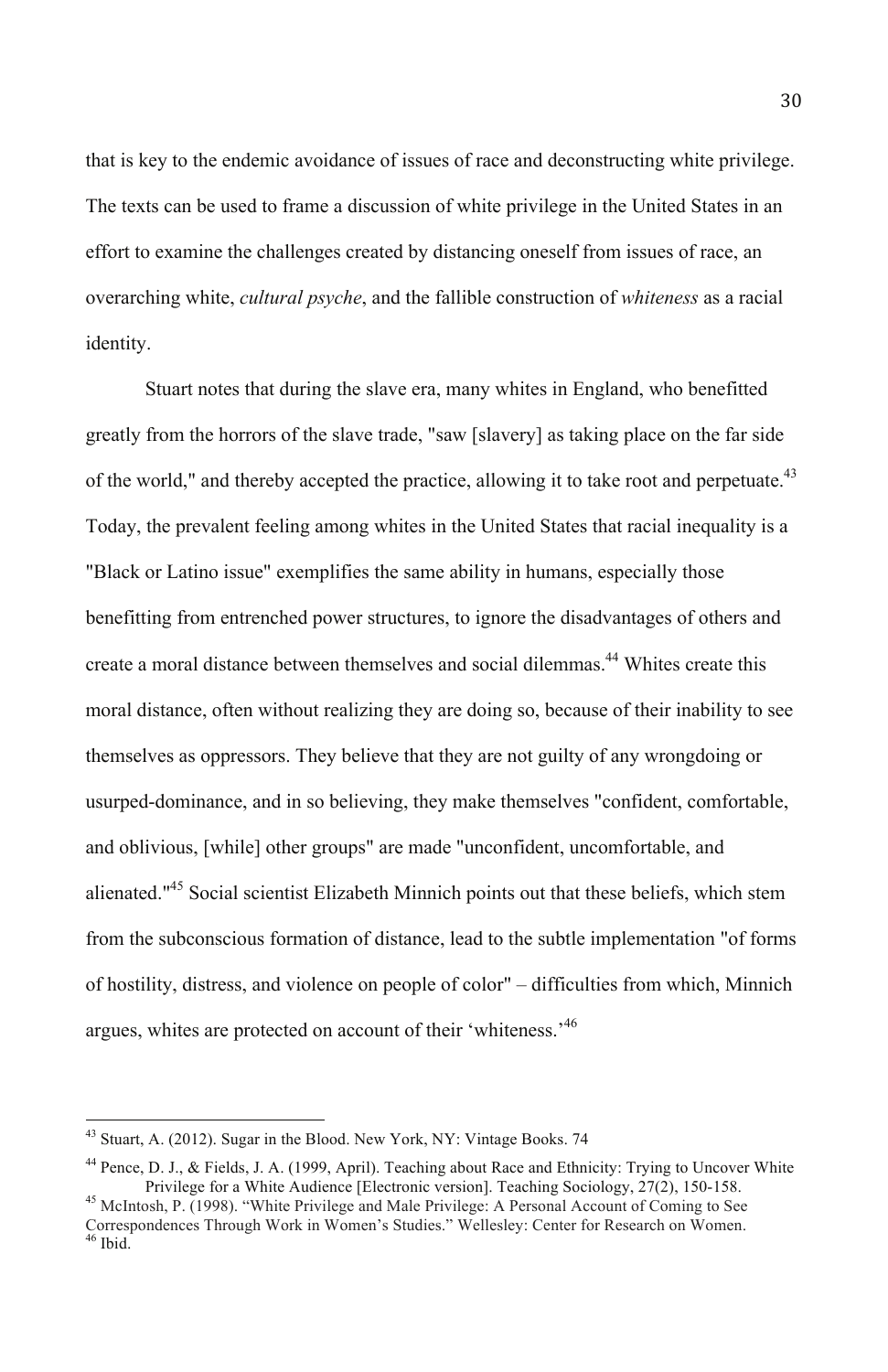that is key to the endemic avoidance of issues of race and deconstructing white privilege. The texts can be used to frame a discussion of white privilege in the United States in an effort to examine the challenges created by distancing oneself from issues of race, an overarching white, *cultural psyche*, and the fallible construction of *whiteness* as a racial identity.

Stuart notes that during the slave era, many whites in England, who benefitted greatly from the horrors of the slave trade, "saw [slavery] as taking place on the far side of the world," and thereby accepted the practice, allowing it to take root and perpetuate.[43] Today, the prevalent feeling among whites in the United States that racial inequality is a "Black or Latino issue" exemplifies the same ability in humans, especially those benefitting from entrenched power structures, to ignore the disadvantages of others and create a moral distance between themselves and social dilemmas.[44] Whites create this moral distance, often without realizing they are doing so, because of their inability to see themselves as oppressors. They believe that they are not guilty of any wrongdoing or usurped-dominance, and in so believing, they make themselves "confident, comfortable, and oblivious, [while] other groups" are made "unconfident, uncomfortable, and alienated."[45] Social scientist Elizabeth Minnich points out that these beliefs, which stem from the subconscious formation of distance, lead to the subtle implementation "of forms of hostility, distress, and violence on people of color" – difficulties from which, Minnich argues, whites are protected on account of their 'whiteness.'[46]

---

[43] Stuart, A. (2012). Sugar in the Blood. New York, NY: Vintage Books. 74

[44] Pence, D. J., & Fields, J. A. (1999, April). Teaching about Race and Ethnicity: Trying to Uncover White Privilege for a White Audience [Electronic version]. Teaching Sociology, 27(2), 150-158.

[45] McIntosh, P. (1998). "White Privilege and Male Privilege: A Personal Account of Coming to See Correspondences Through Work in Women's Studies." Wellesley: Center for Research on Women.

[46] Ibid.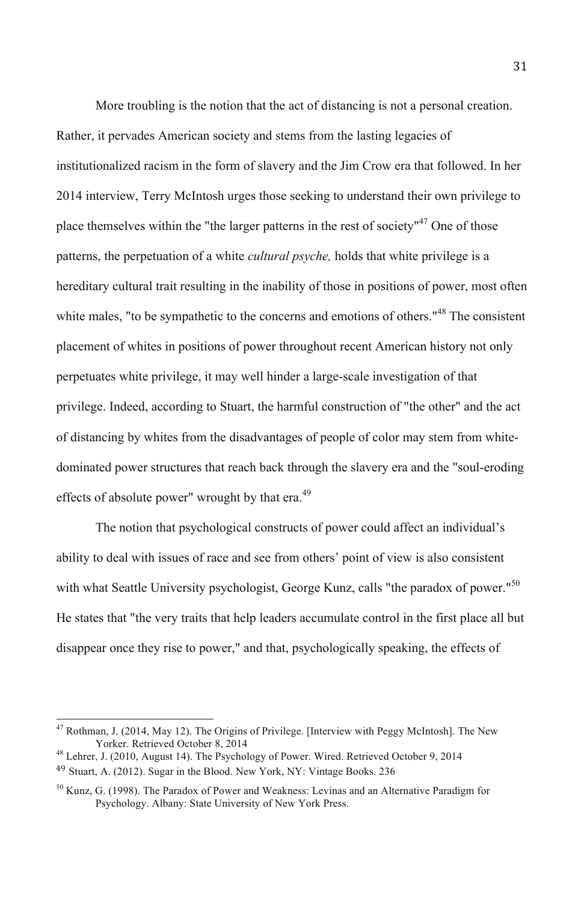More troubling is the notion that the act of distancing is not a personal creation. Rather, it pervades American society and stems from the lasting legacies of institutionalized racism in the form of slavery and the Jim Crow era that followed. In her 2014 interview, Terry McIntosh urges those seeking to understand their own privilege to place themselves within the "the larger patterns in the rest of society"[47] One of those patterns, the perpetuation of a white *cultural psyche,* holds that white privilege is a hereditary cultural trait resulting in the inability of those in positions of power, most often white males, "to be sympathetic to the concerns and emotions of others."[48] The consistent placement of whites in positions of power throughout recent American history not only perpetuates white privilege, it may well hinder a large-scale investigation of that privilege. Indeed, according to Stuart, the harmful construction of "the other" and the act of distancing by whites from the disadvantages of people of color may stem from white-dominated power structures that reach back through the slavery era and the "soul-eroding effects of absolute power" wrought by that era.[49]

The notion that psychological constructs of power could affect an individual's ability to deal with issues of race and see from others' point of view is also consistent with what Seattle University psychologist, George Kunz, calls "the paradox of power."[50] He states that "the very traits that help leaders accumulate control in the first place all but disappear once they rise to power," and that, psychologically speaking, the effects of

---

[47] Rothman, J. (2014, May 12). The Origins of Privilege. [Interview with Peggy McIntosh]. The New Yorker. Retrieved October 8, 2014

[48] Lehrer, J. (2010, August 14). The Psychology of Power. Wired. Retrieved October 9, 2014

[49] Stuart, A. (2012). Sugar in the Blood. New York, NY: Vintage Books. 236

[50] Kunz, G. (1998). The Paradox of Power and Weakness: Levinas and an Alternative Paradigm for Psychology. Albany: State University of New York Press.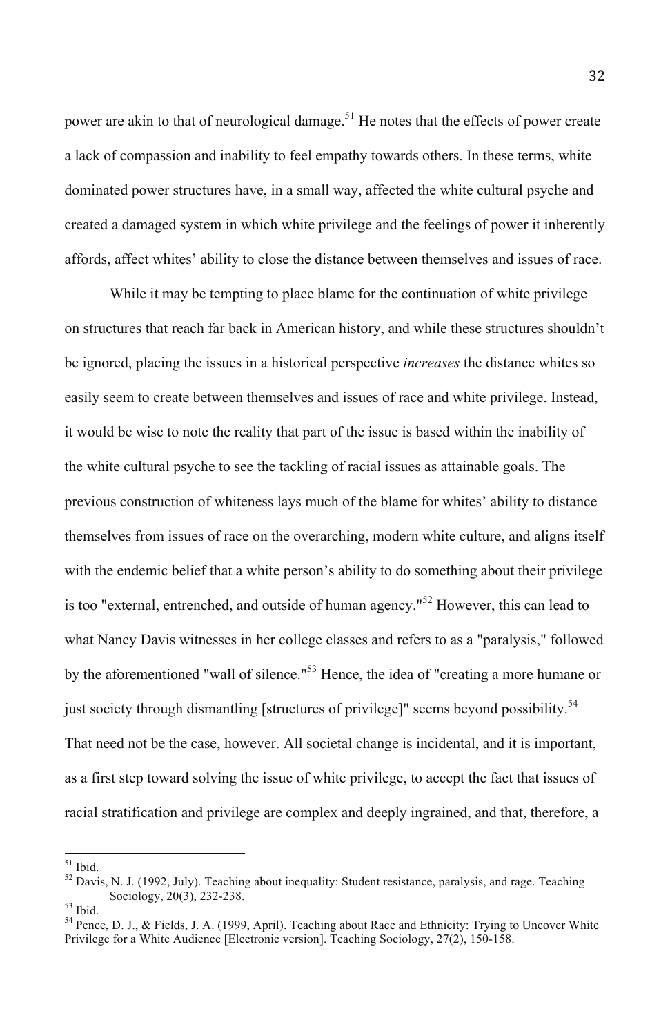power are akin to that of neurological damage.[51] He notes that the effects of power create a lack of compassion and inability to feel empathy towards others. In these terms, white dominated power structures have, in a small way, affected the white cultural psyche and created a damaged system in which white privilege and the feelings of power it inherently affords, affect whites' ability to close the distance between themselves and issues of race.

While it may be tempting to place blame for the continuation of white privilege on structures that reach far back in American history, and while these structures shouldn't be ignored, placing the issues in a historical perspective *increases* the distance whites so easily seem to create between themselves and issues of race and white privilege. Instead, it would be wise to note the reality that part of the issue is based within the inability of the white cultural psyche to see the tackling of racial issues as attainable goals. The previous construction of whiteness lays much of the blame for whites' ability to distance themselves from issues of race on the overarching, modern white culture, and aligns itself with the endemic belief that a white person's ability to do something about their privilege is too "external, entrenched, and outside of human agency."[52] However, this can lead to what Nancy Davis witnesses in her college classes and refers to as a "paralysis," followed by the aforementioned "wall of silence."[53] Hence, the idea of "creating a more humane or just society through dismantling [structures of privilege]" seems beyond possibility.[54] That need not be the case, however. All societal change is incidental, and it is important, as a first step toward solving the issue of white privilege, to accept the fact that issues of racial stratification and privilege are complex and deeply ingrained, and that, therefore, a

---

[51] Ibid.

[52] Davis, N. J. (1992, July). Teaching about inequality: Student resistance, paralysis, and rage. Teaching Sociology, 20(3), 232-238.

[53] Ibid.

[54] Pence, D. J., & Fields, J. A. (1999, April). Teaching about Race and Ethnicity: Trying to Uncover White Privilege for a White Audience [Electronic version]. Teaching Sociology, 27(2), 150-158.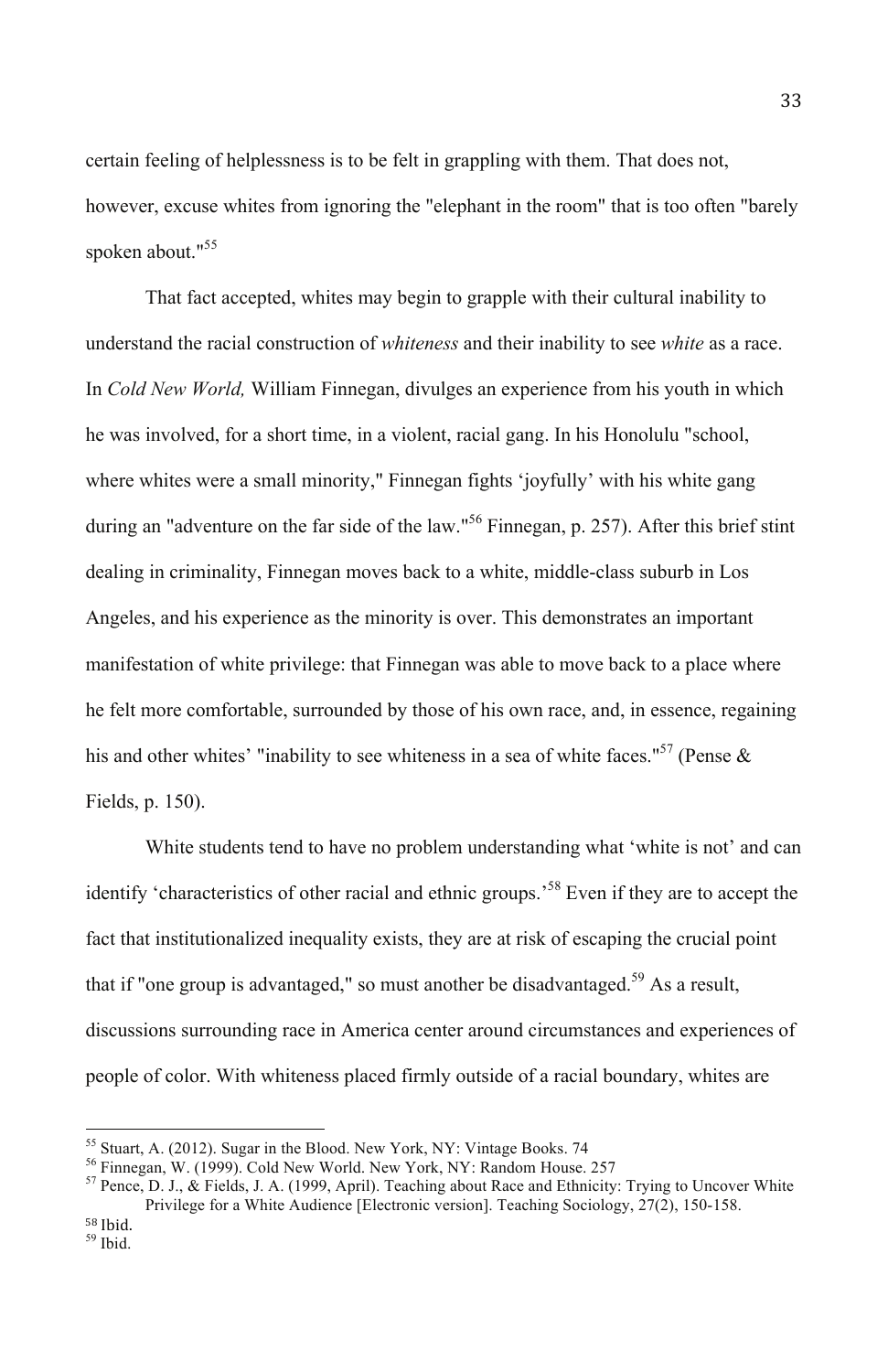certain feeling of helplessness is to be felt in grappling with them. That does not, however, excuse whites from ignoring the "elephant in the room" that is too often "barely spoken about."[55]

That fact accepted, whites may begin to grapple with their cultural inability to understand the racial construction of *whiteness* and their inability to see *white* as a race. In *Cold New World,* William Finnegan, divulges an experience from his youth in which he was involved, for a short time, in a violent, racial gang. In his Honolulu "school, where whites were a small minority," Finnegan fights 'joyfully' with his white gang during an "adventure on the far side of the law."[56] Finnegan, p. 257). After this brief stint dealing in criminality, Finnegan moves back to a white, middle-class suburb in Los Angeles, and his experience as the minority is over. This demonstrates an important manifestation of white privilege: that Finnegan was able to move back to a place where he felt more comfortable, surrounded by those of his own race, and, in essence, regaining his and other whites' "inability to see whiteness in a sea of white faces."[57] (Pense & Fields, p. 150).

White students tend to have no problem understanding what 'white is not' and can identify 'characteristics of other racial and ethnic groups.'[58] Even if they are to accept the fact that institutionalized inequality exists, they are at risk of escaping the crucial point that if "one group is advantaged," so must another be disadvantaged.[59] As a result, discussions surrounding race in America center around circumstances and experiences of people of color. With whiteness placed firmly outside of a racial boundary, whites are

---

[55] Stuart, A. (2012). Sugar in the Blood. New York, NY: Vintage Books. 74

[56] Finnegan, W. (1999). Cold New World. New York, NY: Random House. 257

[57] Pence, D. J., & Fields, J. A. (1999, April). Teaching about Race and Ethnicity: Trying to Uncover White Privilege for a White Audience [Electronic version]. Teaching Sociology, 27(2), 150-158.

[58] Ibid.

[59] Ibid.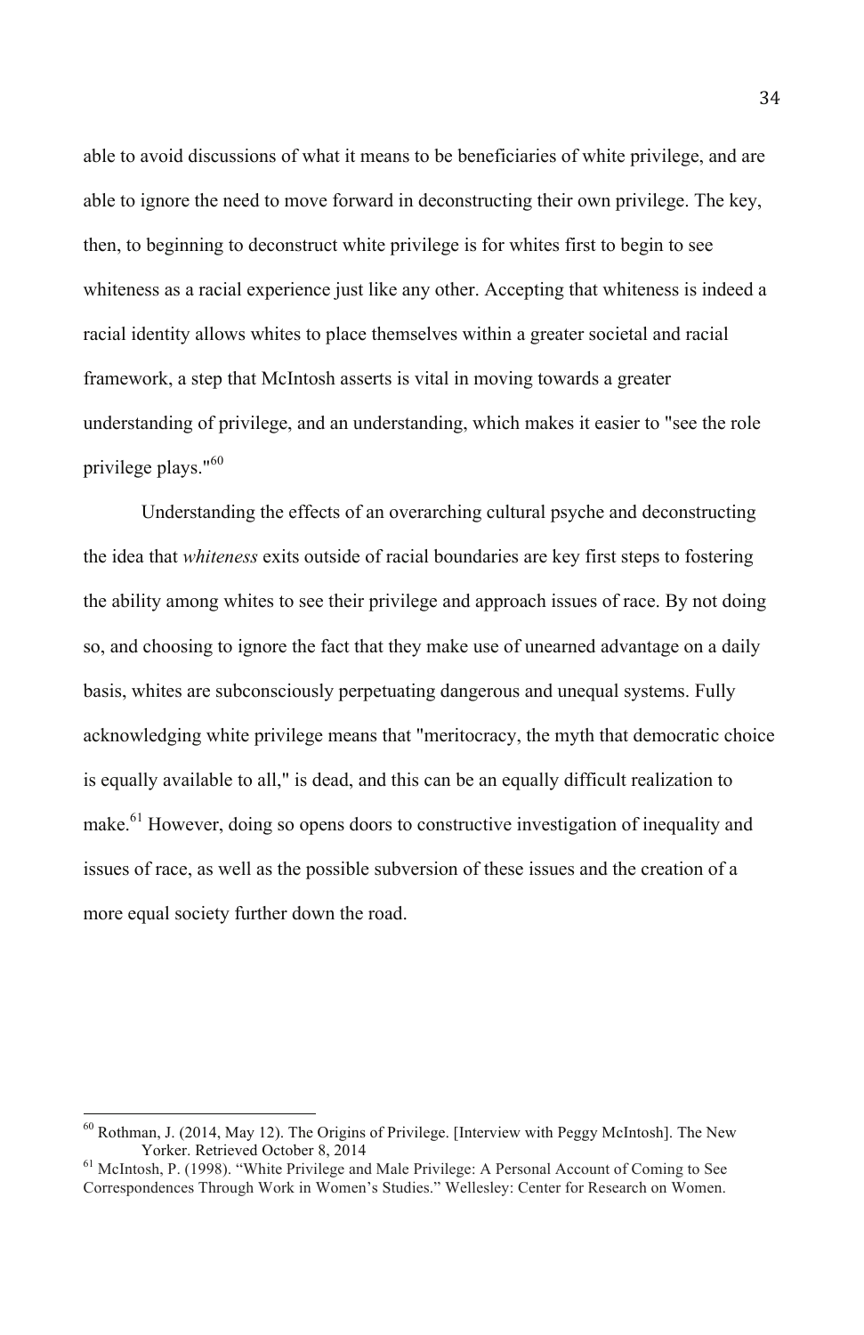able to avoid discussions of what it means to be beneficiaries of white privilege, and are able to ignore the need to move forward in deconstructing their own privilege. The key, then, to beginning to deconstruct white privilege is for whites first to begin to see whiteness as a racial experience just like any other. Accepting that whiteness is indeed a racial identity allows whites to place themselves within a greater societal and racial framework, a step that McIntosh asserts is vital in moving towards a greater understanding of privilege, and an understanding, which makes it easier to "see the role privilege plays."[60]

Understanding the effects of an overarching cultural psyche and deconstructing the idea that *whiteness* exits outside of racial boundaries are key first steps to fostering the ability among whites to see their privilege and approach issues of race. By not doing so, and choosing to ignore the fact that they make use of unearned advantage on a daily basis, whites are subconsciously perpetuating dangerous and unequal systems. Fully acknowledging white privilege means that "meritocracy, the myth that democratic choice is equally available to all," is dead, and this can be an equally difficult realization to make.[61] However, doing so opens doors to constructive investigation of inequality and issues of race, as well as the possible subversion of these issues and the creation of a more equal society further down the road.

---

[60] Rothman, J. (2014, May 12). The Origins of Privilege. [Interview with Peggy McIntosh]. The New Yorker. Retrieved October 8, 2014

[61] McIntosh, P. (1998). "White Privilege and Male Privilege: A Personal Account of Coming to See Correspondences Through Work in Women's Studies." Wellesley: Center for Research on Women.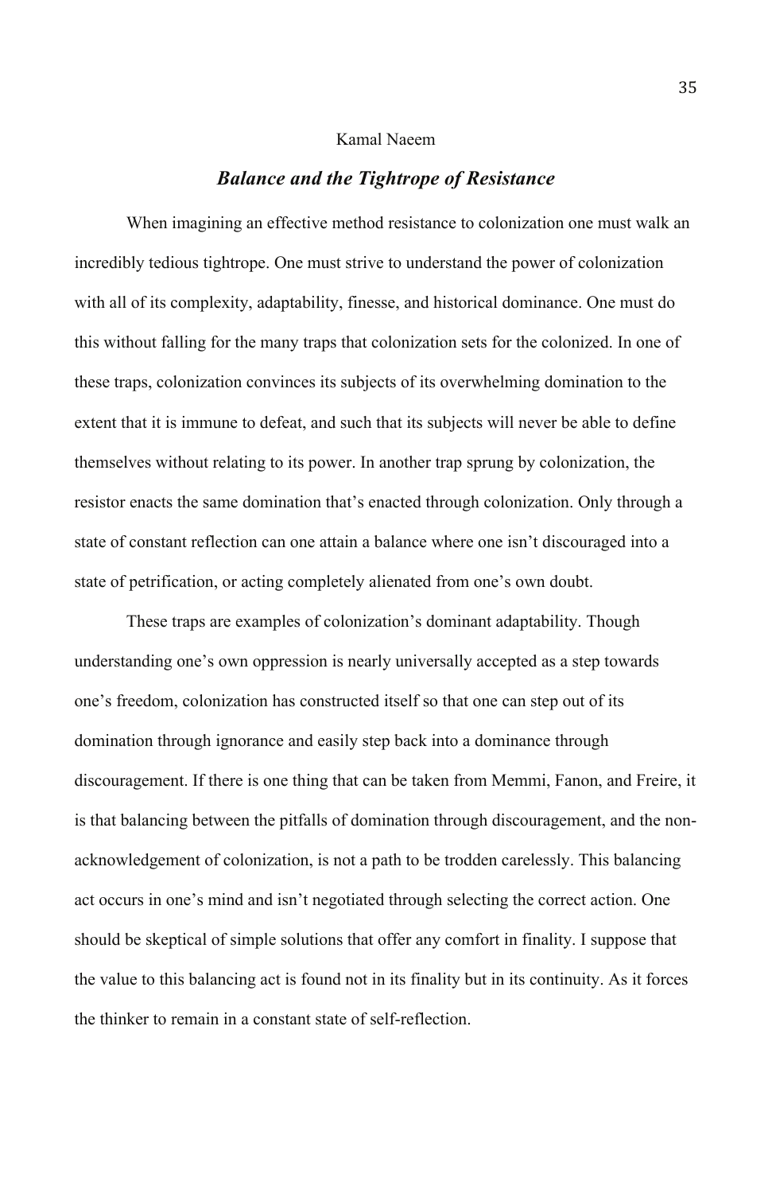Kamal Naeem

## ***Balance and the Tightrope of Resistance***

When imagining an effective method resistance to colonization one must walk an incredibly tedious tightrope. One must strive to understand the power of colonization with all of its complexity, adaptability, finesse, and historical dominance. One must do this without falling for the many traps that colonization sets for the colonized. In one of these traps, colonization convinces its subjects of its overwhelming domination to the extent that it is immune to defeat, and such that its subjects will never be able to define themselves without relating to its power. In another trap sprung by colonization, the resistor enacts the same domination that's enacted through colonization. Only through a state of constant reflection can one attain a balance where one isn't discouraged into a state of petrification, or acting completely alienated from one's own doubt.

These traps are examples of colonization's dominant adaptability. Though understanding one's own oppression is nearly universally accepted as a step towards one's freedom, colonization has constructed itself so that one can step out of its domination through ignorance and easily step back into a dominance through discouragement. If there is one thing that can be taken from Memmi, Fanon, and Freire, it is that balancing between the pitfalls of domination through discouragement, and the non-acknowledgement of colonization, is not a path to be trodden carelessly. This balancing act occurs in one's mind and isn't negotiated through selecting the correct action. One should be skeptical of simple solutions that offer any comfort in finality. I suppose that the value to this balancing act is found not in its finality but in its continuity. As it forces the thinker to remain in a constant state of self-reflection.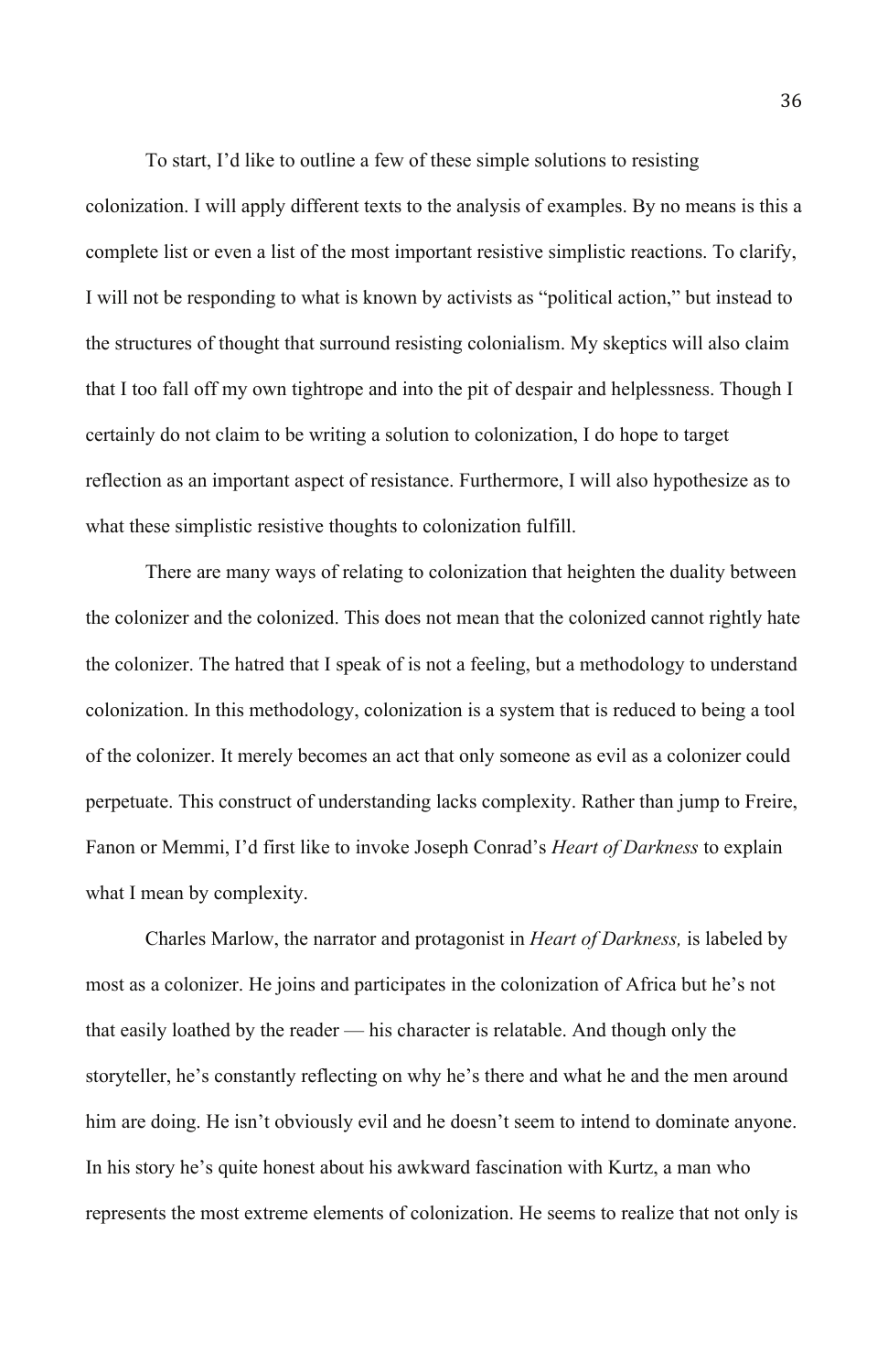To start, I'd like to outline a few of these simple solutions to resisting colonization. I will apply different texts to the analysis of examples. By no means is this a complete list or even a list of the most important resistive simplistic reactions. To clarify, I will not be responding to what is known by activists as "political action," but instead to the structures of thought that surround resisting colonialism. My skeptics will also claim that I too fall off my own tightrope and into the pit of despair and helplessness. Though I certainly do not claim to be writing a solution to colonization, I do hope to target reflection as an important aspect of resistance. Furthermore, I will also hypothesize as to what these simplistic resistive thoughts to colonization fulfill.

There are many ways of relating to colonization that heighten the duality between the colonizer and the colonized. This does not mean that the colonized cannot rightly hate the colonizer. The hatred that I speak of is not a feeling, but a methodology to understand colonization. In this methodology, colonization is a system that is reduced to being a tool of the colonizer. It merely becomes an act that only someone as evil as a colonizer could perpetuate. This construct of understanding lacks complexity. Rather than jump to Freire, Fanon or Memmi, I'd first like to invoke Joseph Conrad's *Heart of Darkness* to explain what I mean by complexity.

Charles Marlow, the narrator and protagonist in *Heart of Darkness,* is labeled by most as a colonizer. He joins and participates in the colonization of Africa but he's not that easily loathed by the reader — his character is relatable. And though only the storyteller, he's constantly reflecting on why he's there and what he and the men around him are doing. He isn't obviously evil and he doesn't seem to intend to dominate anyone. In his story he's quite honest about his awkward fascination with Kurtz, a man who represents the most extreme elements of colonization. He seems to realize that not only is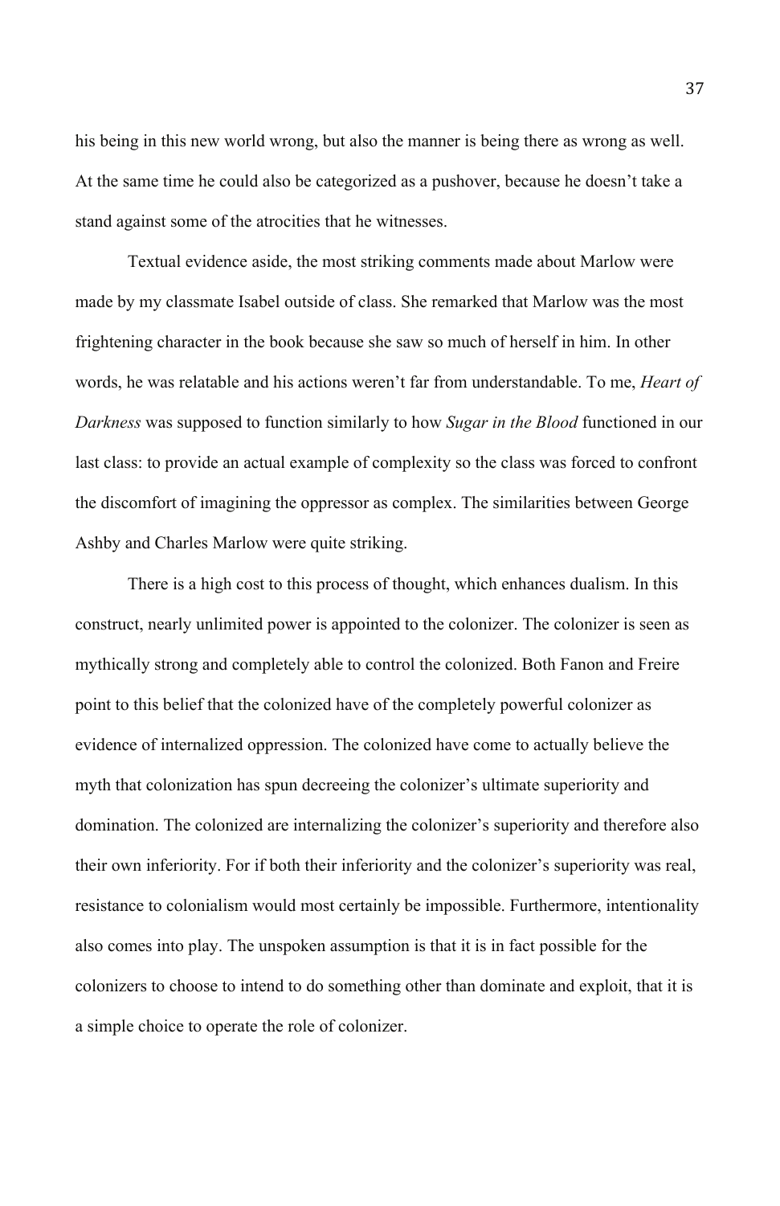his being in this new world wrong, but also the manner is being there as wrong as well. At the same time he could also be categorized as a pushover, because he doesn't take a stand against some of the atrocities that he witnesses.

Textual evidence aside, the most striking comments made about Marlow were made by my classmate Isabel outside of class. She remarked that Marlow was the most frightening character in the book because she saw so much of herself in him. In other words, he was relatable and his actions weren't far from understandable. To me, *Heart of Darkness* was supposed to function similarly to how *Sugar in the Blood* functioned in our last class: to provide an actual example of complexity so the class was forced to confront the discomfort of imagining the oppressor as complex. The similarities between George Ashby and Charles Marlow were quite striking.

There is a high cost to this process of thought, which enhances dualism. In this construct, nearly unlimited power is appointed to the colonizer. The colonizer is seen as mythically strong and completely able to control the colonized. Both Fanon and Freire point to this belief that the colonized have of the completely powerful colonizer as evidence of internalized oppression. The colonized have come to actually believe the myth that colonization has spun decreeing the colonizer's ultimate superiority and domination. The colonized are internalizing the colonizer's superiority and therefore also their own inferiority. For if both their inferiority and the colonizer's superiority was real, resistance to colonialism would most certainly be impossible. Furthermore, intentionality also comes into play. The unspoken assumption is that it is in fact possible for the colonizers to choose to intend to do something other than dominate and exploit, that it is a simple choice to operate the role of colonizer.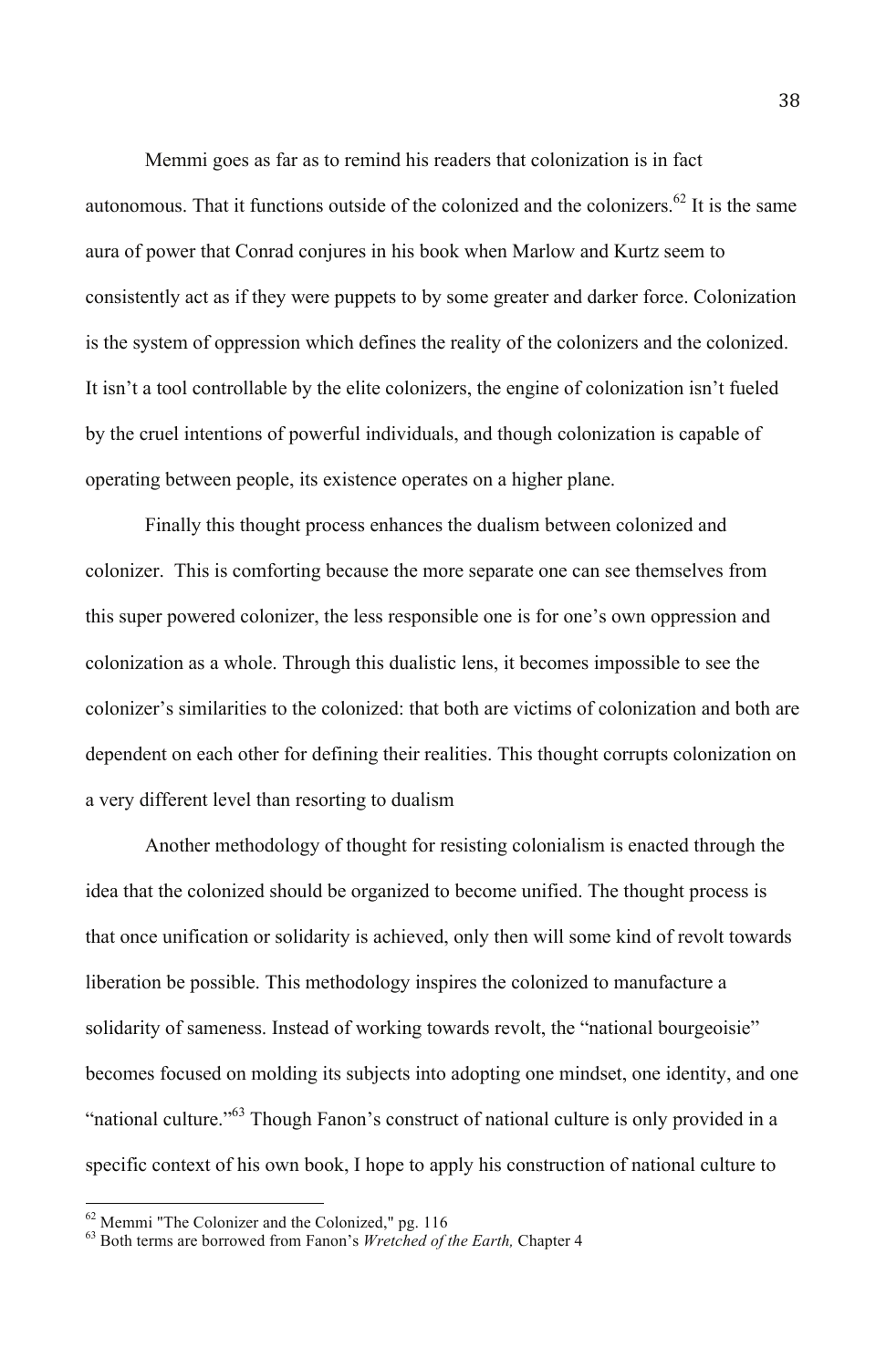Memmi goes as far as to remind his readers that colonization is in fact autonomous. That it functions outside of the colonized and the colonizers.[62] It is the same aura of power that Conrad conjures in his book when Marlow and Kurtz seem to consistently act as if they were puppets to by some greater and darker force. Colonization is the system of oppression which defines the reality of the colonizers and the colonized. It isn't a tool controllable by the elite colonizers, the engine of colonization isn't fueled by the cruel intentions of powerful individuals, and though colonization is capable of operating between people, its existence operates on a higher plane.

Finally this thought process enhances the dualism between colonized and colonizer. This is comforting because the more separate one can see themselves from this super powered colonizer, the less responsible one is for one's own oppression and colonization as a whole. Through this dualistic lens, it becomes impossible to see the colonizer's similarities to the colonized: that both are victims of colonization and both are dependent on each other for defining their realities. This thought corrupts colonization on a very different level than resorting to dualism

Another methodology of thought for resisting colonialism is enacted through the idea that the colonized should be organized to become unified. The thought process is that once unification or solidarity is achieved, only then will some kind of revolt towards liberation be possible. This methodology inspires the colonized to manufacture a solidarity of sameness. Instead of working towards revolt, the "national bourgeoisie" becomes focused on molding its subjects into adopting one mindset, one identity, and one "national culture."[63] Though Fanon's construct of national culture is only provided in a specific context of his own book, I hope to apply his construction of national culture to

---

[62] Memmi "The Colonizer and the Colonized," pg. 116

[63] Both terms are borrowed from Fanon's *Wretched of the Earth,* Chapter 4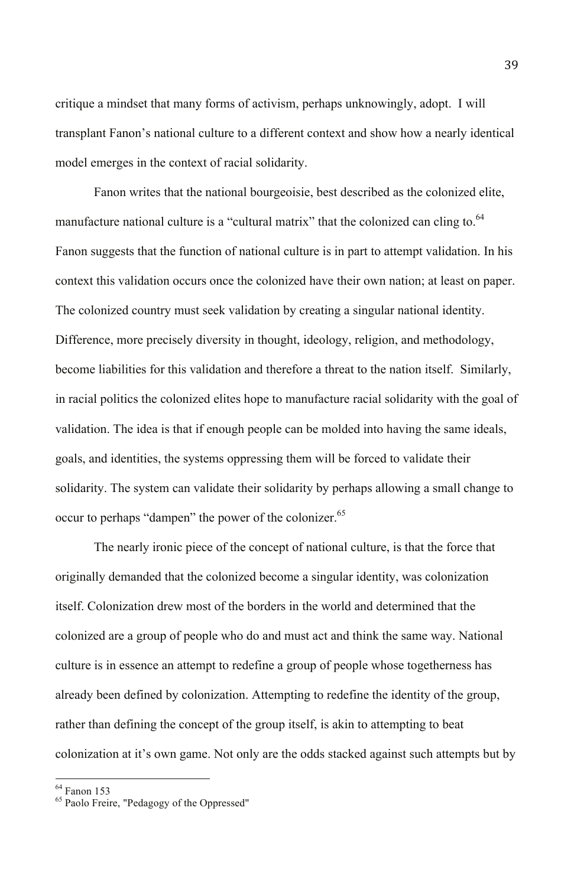critique a mindset that many forms of activism, perhaps unknowingly, adopt. I will transplant Fanon's national culture to a different context and show how a nearly identical model emerges in the context of racial solidarity.

Fanon writes that the national bourgeoisie, best described as the colonized elite, manufacture national culture is a "cultural matrix" that the colonized can cling to.[64] Fanon suggests that the function of national culture is in part to attempt validation. In his context this validation occurs once the colonized have their own nation; at least on paper. The colonized country must seek validation by creating a singular national identity. Difference, more precisely diversity in thought, ideology, religion, and methodology, become liabilities for this validation and therefore a threat to the nation itself. Similarly, in racial politics the colonized elites hope to manufacture racial solidarity with the goal of validation. The idea is that if enough people can be molded into having the same ideals, goals, and identities, the systems oppressing them will be forced to validate their solidarity. The system can validate their solidarity by perhaps allowing a small change to occur to perhaps "dampen" the power of the colonizer.[65]

The nearly ironic piece of the concept of national culture, is that the force that originally demanded that the colonized become a singular identity, was colonization itself. Colonization drew most of the borders in the world and determined that the colonized are a group of people who do and must act and think the same way. National culture is in essence an attempt to redefine a group of people whose togetherness has already been defined by colonization. Attempting to redefine the identity of the group, rather than defining the concept of the group itself, is akin to attempting to beat colonization at it's own game. Not only are the odds stacked against such attempts but by

---

[64] Fanon 153

[65] Paolo Freire, "Pedagogy of the Oppressed"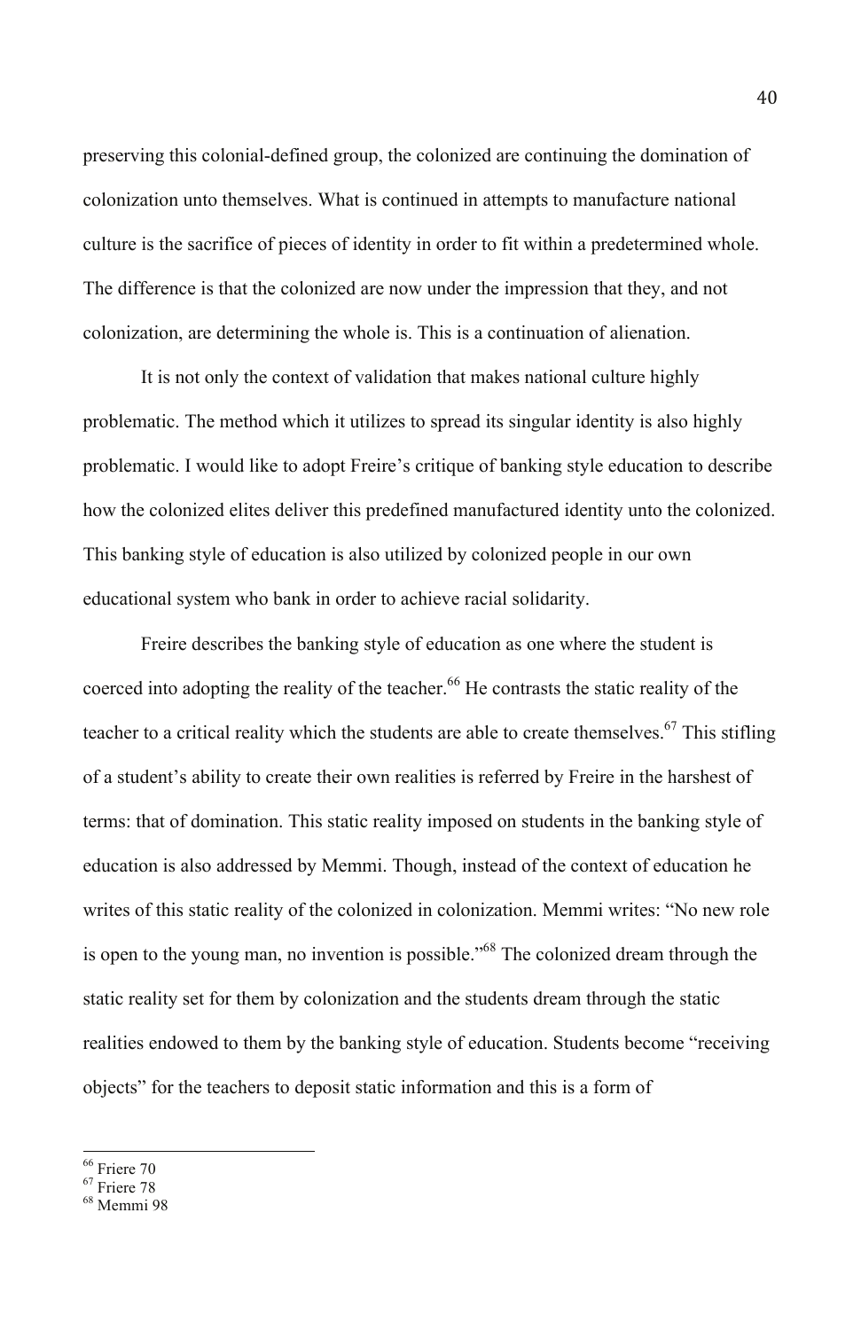preserving this colonial-defined group, the colonized are continuing the domination of colonization unto themselves. What is continued in attempts to manufacture national culture is the sacrifice of pieces of identity in order to fit within a predetermined whole. The difference is that the colonized are now under the impression that they, and not colonization, are determining the whole is. This is a continuation of alienation.

It is not only the context of validation that makes national culture highly problematic. The method which it utilizes to spread its singular identity is also highly problematic. I would like to adopt Freire's critique of banking style education to describe how the colonized elites deliver this predefined manufactured identity unto the colonized. This banking style of education is also utilized by colonized people in our own educational system who bank in order to achieve racial solidarity.

Freire describes the banking style of education as one where the student is coerced into adopting the reality of the teacher.[66] He contrasts the static reality of the teacher to a critical reality which the students are able to create themselves.[67] This stifling of a student's ability to create their own realities is referred by Freire in the harshest of terms: that of domination. This static reality imposed on students in the banking style of education is also addressed by Memmi. Though, instead of the context of education he writes of this static reality of the colonized in colonization. Memmi writes: "No new role is open to the young man, no invention is possible."[68] The colonized dream through the static reality set for them by colonization and the students dream through the static realities endowed to them by the banking style of education. Students become "receiving objects" for the teachers to deposit static information and this is a form of

---

[66] Friere 70

[67] Friere 78

[68] Memmi 98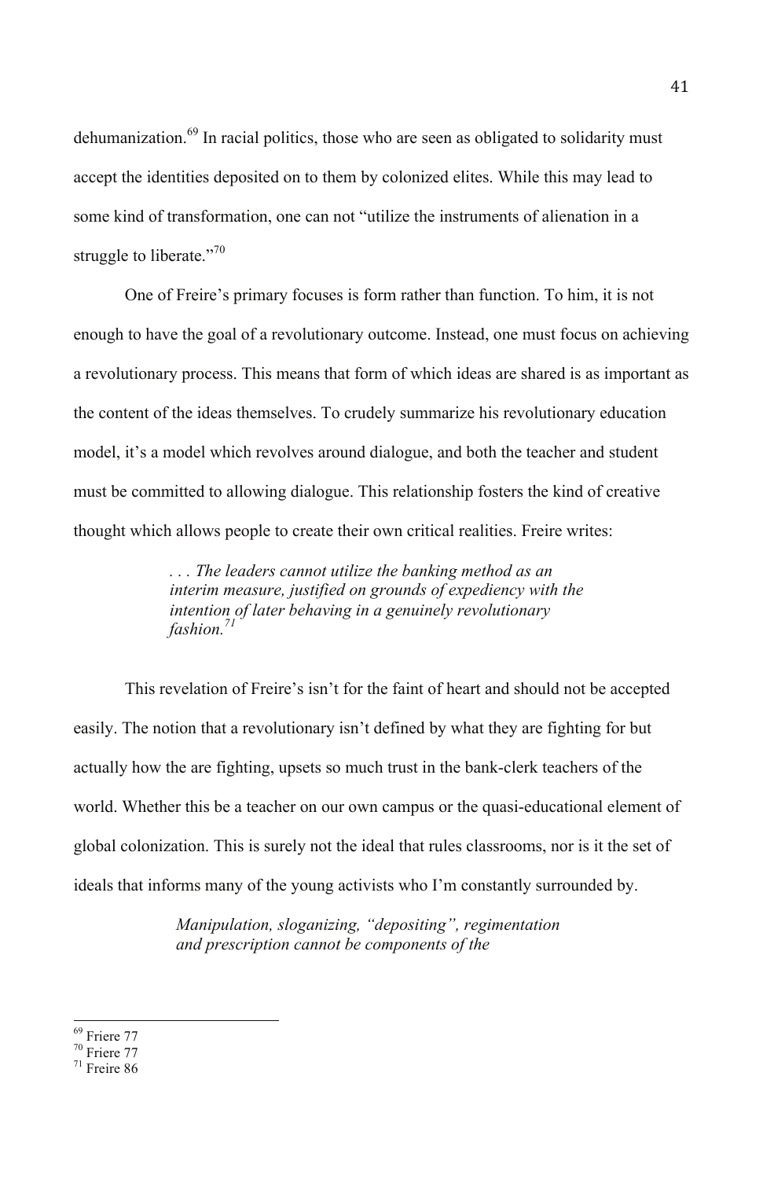dehumanization.[69] In racial politics, those who are seen as obligated to solidarity must accept the identities deposited on to them by colonized elites. While this may lead to some kind of transformation, one can not "utilize the instruments of alienation in a struggle to liberate."[70]

One of Freire's primary focuses is form rather than function. To him, it is not enough to have the goal of a revolutionary outcome. Instead, one must focus on achieving a revolutionary process. This means that form of which ideas are shared is as important as the content of the ideas themselves. To crudely summarize his revolutionary education model, it's a model which revolves around dialogue, and both the teacher and student must be committed to allowing dialogue. This relationship fosters the kind of creative thought which allows people to create their own critical realities. Freire writes:

> *. . . The leaders cannot utilize the banking method as an interim measure, justified on grounds of expediency with the intention of later behaving in a genuinely revolutionary fashion.*[71]

This revelation of Freire's isn't for the faint of heart and should not be accepted easily. The notion that a revolutionary isn't defined by what they are fighting for but actually how the are fighting, upsets so much trust in the bank-clerk teachers of the world. Whether this be a teacher on our own campus or the quasi-educational element of global colonization. This is surely not the ideal that rules classrooms, nor is it the set of ideals that informs many of the young activists who I'm constantly surrounded by.

> *Manipulation, sloganizing, "depositing", regimentation and prescription cannot be components of the*

[69] Friere 77
[70] Friere 77
[71] Freire 86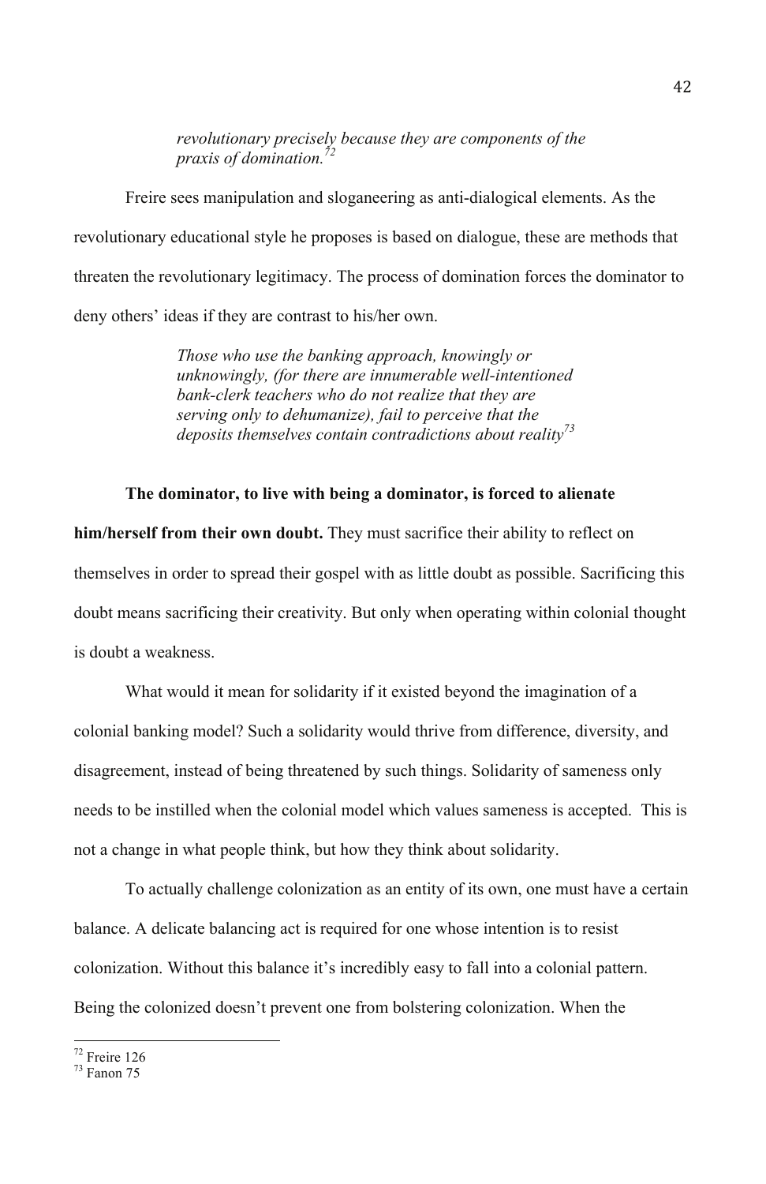> *revolutionary precisely because they are components of the praxis of domination.*[72]

Freire sees manipulation and sloganeering as anti-dialogical elements. As the revolutionary educational style he proposes is based on dialogue, these are methods that threaten the revolutionary legitimacy. The process of domination forces the dominator to deny others' ideas if they are contrast to his/her own.

> *Those who use the banking approach, knowingly or unknowingly, (for there are innumerable well-intentioned bank-clerk teachers who do not realize that they are serving only to dehumanize), fail to perceive that the deposits themselves contain contradictions about reality*[73]

**The dominator, to live with being a dominator, is forced to alienate him/herself from their own doubt.** They must sacrifice their ability to reflect on themselves in order to spread their gospel with as little doubt as possible. Sacrificing this doubt means sacrificing their creativity. But only when operating within colonial thought is doubt a weakness.

What would it mean for solidarity if it existed beyond the imagination of a colonial banking model? Such a solidarity would thrive from difference, diversity, and disagreement, instead of being threatened by such things. Solidarity of sameness only needs to be instilled when the colonial model which values sameness is accepted. This is not a change in what people think, but how they think about solidarity.

To actually challenge colonization as an entity of its own, one must have a certain balance. A delicate balancing act is required for one whose intention is to resist colonization. Without this balance it's incredibly easy to fall into a colonial pattern. Being the colonized doesn't prevent one from bolstering colonization. When the

---

[72] Freire 126

[73] Fanon 75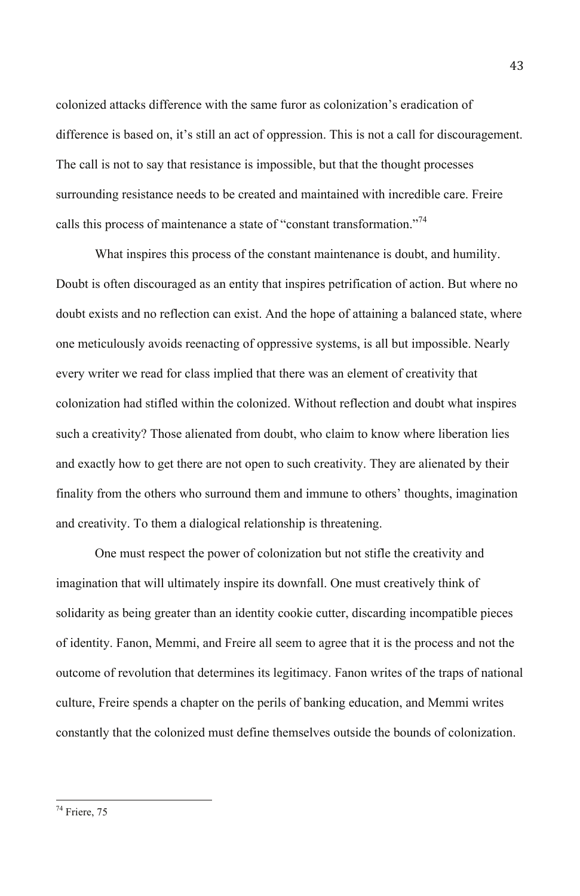colonized attacks difference with the same furor as colonization's eradication of difference is based on, it's still an act of oppression. This is not a call for discouragement. The call is not to say that resistance is impossible, but that the thought processes surrounding resistance needs to be created and maintained with incredible care. Freire calls this process of maintenance a state of "constant transformation."[74]

What inspires this process of the constant maintenance is doubt, and humility. Doubt is often discouraged as an entity that inspires petrification of action. But where no doubt exists and no reflection can exist. And the hope of attaining a balanced state, where one meticulously avoids reenacting of oppressive systems, is all but impossible. Nearly every writer we read for class implied that there was an element of creativity that colonization had stifled within the colonized. Without reflection and doubt what inspires such a creativity? Those alienated from doubt, who claim to know where liberation lies and exactly how to get there are not open to such creativity. They are alienated by their finality from the others who surround them and immune to others' thoughts, imagination and creativity. To them a dialogical relationship is threatening.

One must respect the power of colonization but not stifle the creativity and imagination that will ultimately inspire its downfall. One must creatively think of solidarity as being greater than an identity cookie cutter, discarding incompatible pieces of identity. Fanon, Memmi, and Freire all seem to agree that it is the process and not the outcome of revolution that determines its legitimacy. Fanon writes of the traps of national culture, Freire spends a chapter on the perils of banking education, and Memmi writes constantly that the colonized must define themselves outside the bounds of colonization.

[74] Friere, 75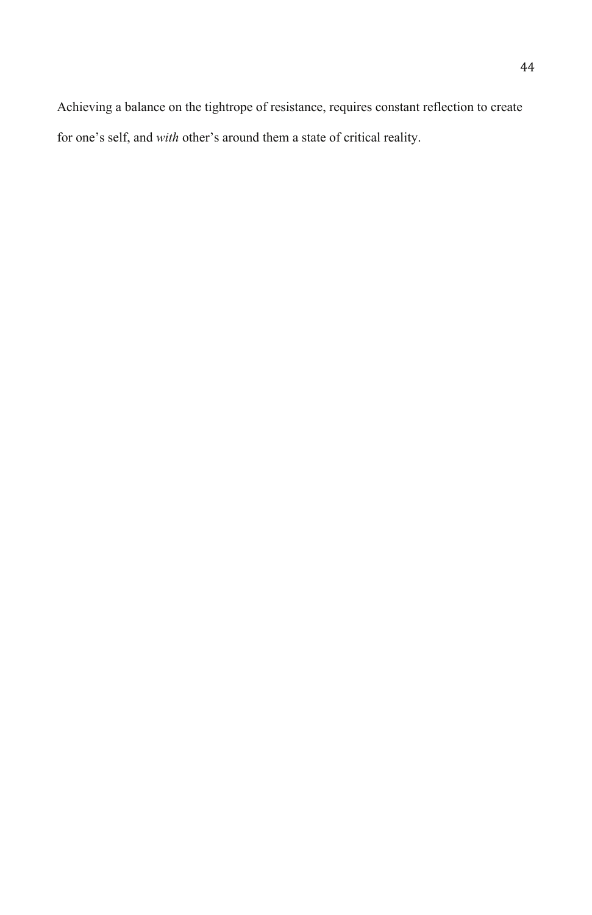Achieving a balance on the tightrope of resistance, requires constant reflection to create for one's self, and *with* other's around them a state of critical reality.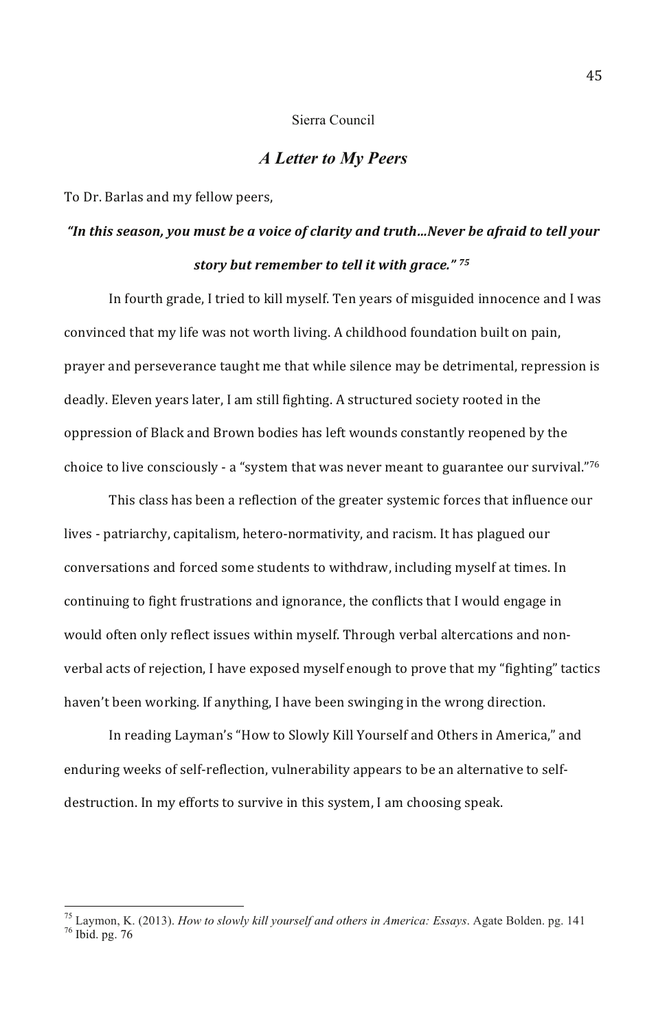Sierra Council

## *A Letter to My Peers*

To Dr. Barlas and my fellow peers,

***"In this season, you must be a voice of clarity and truth…Never be afraid to tell your story but remember to tell it with grace."*** [75]

In fourth grade, I tried to kill myself. Ten years of misguided innocence and I was convinced that my life was not worth living. A childhood foundation built on pain, prayer and perseverance taught me that while silence may be detrimental, repression is deadly. Eleven years later, I am still fighting. A structured society rooted in the oppression of Black and Brown bodies has left wounds constantly reopened by the choice to live consciously - a "system that was never meant to guarantee our survival."[76]

This class has been a reflection of the greater systemic forces that influence our lives - patriarchy, capitalism, hetero-normativity, and racism. It has plagued our conversations and forced some students to withdraw, including myself at times. In continuing to fight frustrations and ignorance, the conflicts that I would engage in would often only reflect issues within myself. Through verbal altercations and non-verbal acts of rejection, I have exposed myself enough to prove that my "fighting" tactics haven't been working. If anything, I have been swinging in the wrong direction.

In reading Layman's "How to Slowly Kill Yourself and Others in America," and enduring weeks of self-reflection, vulnerability appears to be an alternative to self-destruction. In my efforts to survive in this system, I am choosing speak.

---

[75] Laymon, K. (2013). *How to slowly kill yourself and others in America: Essays*. Agate Bolden. pg. 141

[76] Ibid. pg. 76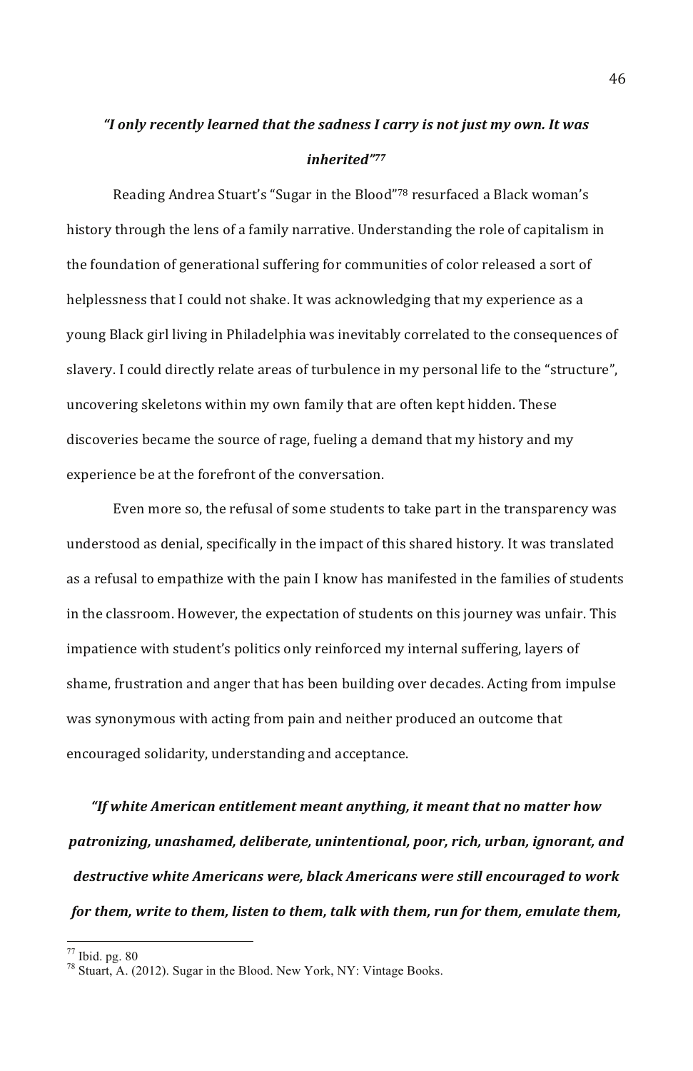***"I only recently learned that the sadness I carry is not just my own. It was inherited"***[77]

Reading Andrea Stuart's "Sugar in the Blood"[78] resurfaced a Black woman's history through the lens of a family narrative. Understanding the role of capitalism in the foundation of generational suffering for communities of color released a sort of helplessness that I could not shake. It was acknowledging that my experience as a young Black girl living in Philadelphia was inevitably correlated to the consequences of slavery. I could directly relate areas of turbulence in my personal life to the "structure", uncovering skeletons within my own family that are often kept hidden. These discoveries became the source of rage, fueling a demand that my history and my experience be at the forefront of the conversation.

Even more so, the refusal of some students to take part in the transparency was understood as denial, specifically in the impact of this shared history. It was translated as a refusal to empathize with the pain I know has manifested in the families of students in the classroom. However, the expectation of students on this journey was unfair. This impatience with student's politics only reinforced my internal suffering, layers of shame, frustration and anger that has been building over decades. Acting from impulse was synonymous with acting from pain and neither produced an outcome that encouraged solidarity, understanding and acceptance.

***"If white American entitlement meant anything, it meant that no matter how patronizing, unashamed, deliberate, unintentional, poor, rich, urban, ignorant, and destructive white Americans were, black Americans were still encouraged to work for them, write to them, listen to them, talk with them, run for them, emulate them,***

---

[77] Ibid. pg. 80

[78] Stuart, A. (2012). Sugar in the Blood. New York, NY: Vintage Books.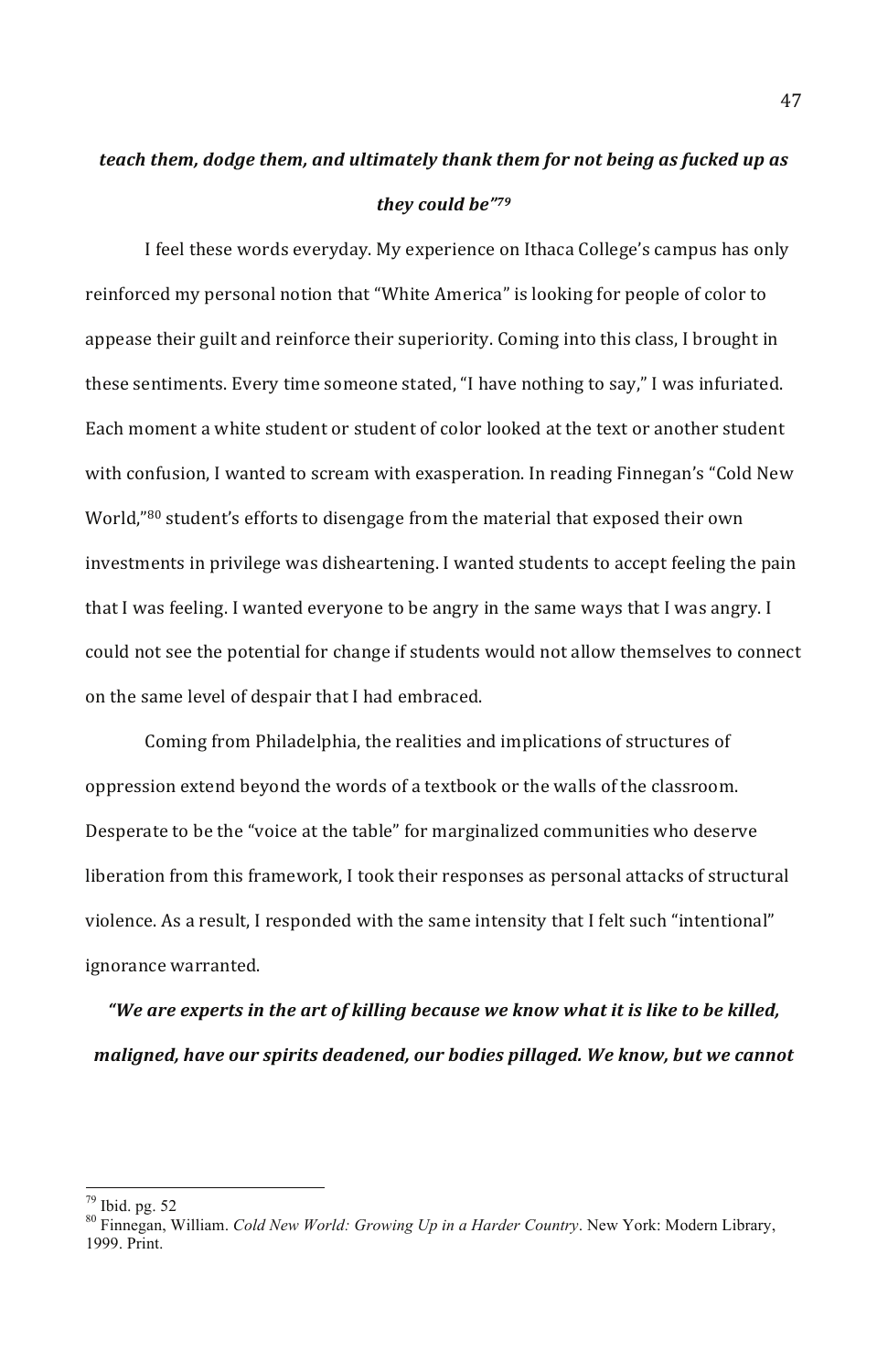***teach them, dodge them, and ultimately thank them for not being as fucked up as they could be"*[79]**

I feel these words everyday. My experience on Ithaca College's campus has only reinforced my personal notion that "White America" is looking for people of color to appease their guilt and reinforce their superiority. Coming into this class, I brought in these sentiments. Every time someone stated, "I have nothing to say," I was infuriated. Each moment a white student or student of color looked at the text or another student with confusion, I wanted to scream with exasperation. In reading Finnegan's "Cold New World,"[80] student's efforts to disengage from the material that exposed their own investments in privilege was disheartening. I wanted students to accept feeling the pain that I was feeling. I wanted everyone to be angry in the same ways that I was angry. I could not see the potential for change if students would not allow themselves to connect on the same level of despair that I had embraced.

Coming from Philadelphia, the realities and implications of structures of oppression extend beyond the words of a textbook or the walls of the classroom. Desperate to be the "voice at the table" for marginalized communities who deserve liberation from this framework, I took their responses as personal attacks of structural violence. As a result, I responded with the same intensity that I felt such "intentional" ignorance warranted.

***"We are experts in the art of killing because we know what it is like to be killed, maligned, have our spirits deadened, our bodies pillaged. We know, but we cannot***

---

[79] Ibid. pg. 52

[80] Finnegan, William. *Cold New World: Growing Up in a Harder Country*. New York: Modern Library, 1999. Print.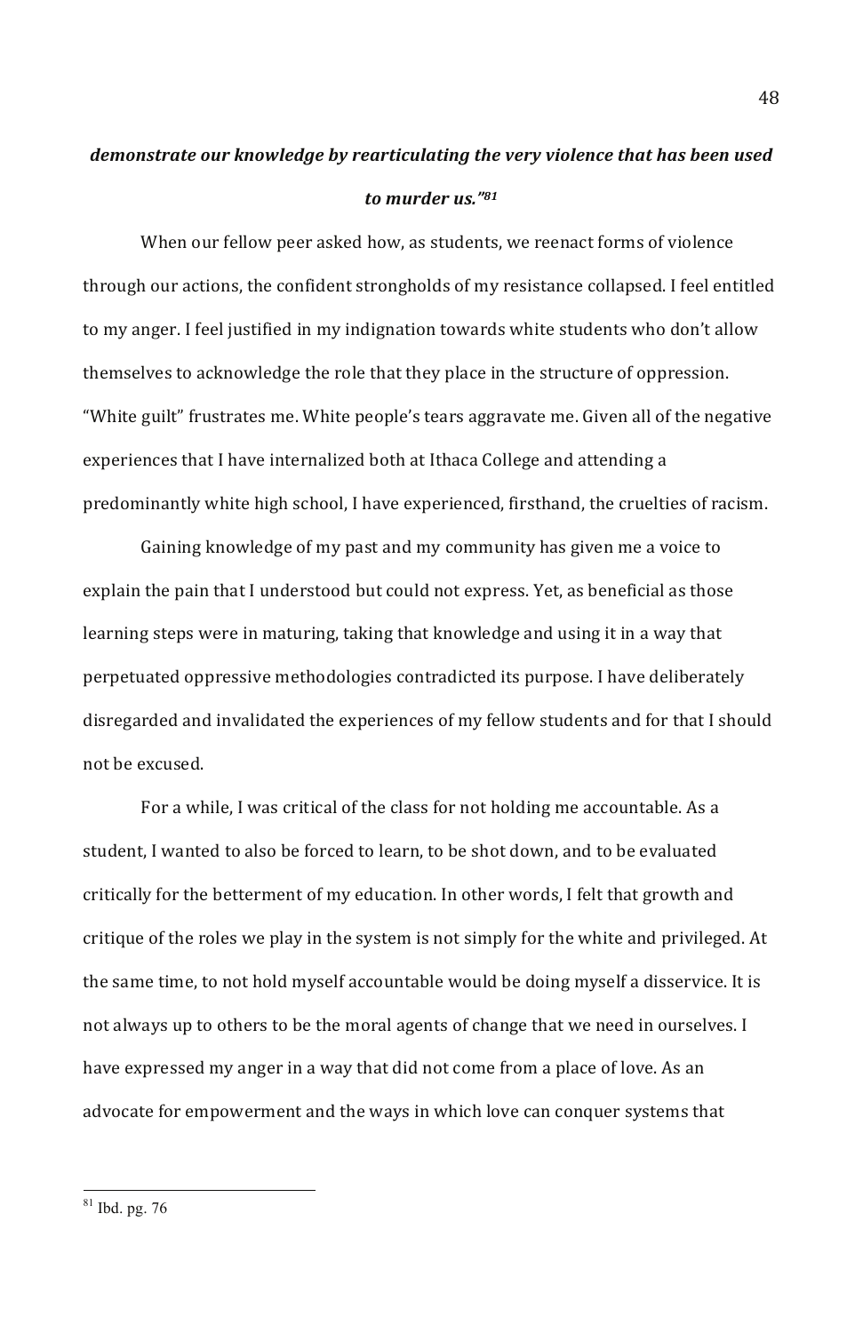***demonstrate our knowledge by rearticulating the very violence that has been used to murder us."***[81]

When our fellow peer asked how, as students, we reenact forms of violence through our actions, the confident strongholds of my resistance collapsed. I feel entitled to my anger. I feel justified in my indignation towards white students who don't allow themselves to acknowledge the role that they place in the structure of oppression. "White guilt" frustrates me. White people's tears aggravate me. Given all of the negative experiences that I have internalized both at Ithaca College and attending a predominantly white high school, I have experienced, firsthand, the cruelties of racism.

Gaining knowledge of my past and my community has given me a voice to explain the pain that I understood but could not express. Yet, as beneficial as those learning steps were in maturing, taking that knowledge and using it in a way that perpetuated oppressive methodologies contradicted its purpose. I have deliberately disregarded and invalidated the experiences of my fellow students and for that I should not be excused.

For a while, I was critical of the class for not holding me accountable. As a student, I wanted to also be forced to learn, to be shot down, and to be evaluated critically for the betterment of my education. In other words, I felt that growth and critique of the roles we play in the system is not simply for the white and privileged. At the same time, to not hold myself accountable would be doing myself a disservice. It is not always up to others to be the moral agents of change that we need in ourselves. I have expressed my anger in a way that did not come from a place of love. As an advocate for empowerment and the ways in which love can conquer systems that

---

[81] Ibd. pg. 76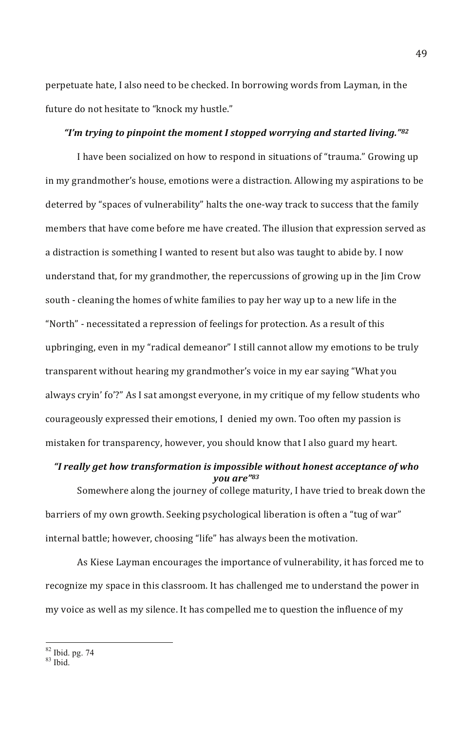perpetuate hate, I also need to be checked. In borrowing words from Layman, in the future do not hesitate to "knock my hustle."

***"I'm trying to pinpoint the moment I stopped worrying and started living."[82]***

I have been socialized on how to respond in situations of "trauma." Growing up in my grandmother's house, emotions were a distraction. Allowing my aspirations to be deterred by "spaces of vulnerability" halts the one-way track to success that the family members that have come before me have created. The illusion that expression served as a distraction is something I wanted to resent but also was taught to abide by. I now understand that, for my grandmother, the repercussions of growing up in the Jim Crow south - cleaning the homes of white families to pay her way up to a new life in the "North" - necessitated a repression of feelings for protection. As a result of this upbringing, even in my "radical demeanor" I still cannot allow my emotions to be truly transparent without hearing my grandmother's voice in my ear saying "What you always cryin' fo'?" As I sat amongst everyone, in my critique of my fellow students who courageously expressed their emotions, I denied my own. Too often my passion is mistaken for transparency, however, you should know that I also guard my heart.

***"I really get how transformation is impossible without honest acceptance of who you are"[83]***

Somewhere along the journey of college maturity, I have tried to break down the barriers of my own growth. Seeking psychological liberation is often a "tug of war" internal battle; however, choosing "life" has always been the motivation.

As Kiese Layman encourages the importance of vulnerability, it has forced me to recognize my space in this classroom. It has challenged me to understand the power in my voice as well as my silence. It has compelled me to question the influence of my

---

[82] Ibid. pg. 74
[83] Ibid.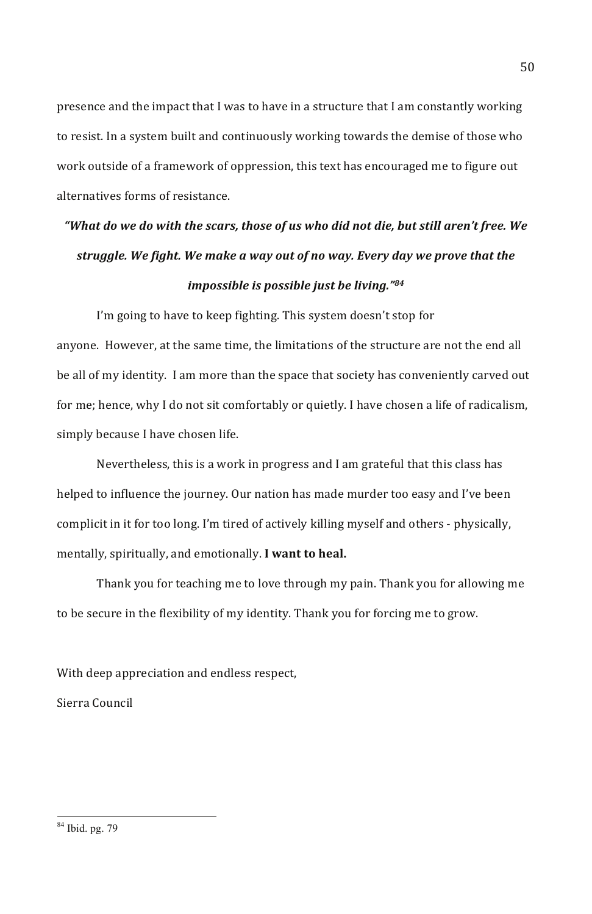presence and the impact that I was to have in a structure that I am constantly working to resist. In a system built and continuously working towards the demise of those who work outside of a framework of oppression, this text has encouraged me to figure out alternatives forms of resistance.

***"What do we do with the scars, those of us who did not die, but still aren't free. We struggle. We fight. We make a way out of no way. Every day we prove that the impossible is possible just be living."[84]***

I'm going to have to keep fighting. This system doesn't stop for anyone. However, at the same time, the limitations of the structure are not the end all be all of my identity. I am more than the space that society has conveniently carved out for me; hence, why I do not sit comfortably or quietly. I have chosen a life of radicalism, simply because I have chosen life.

Nevertheless, this is a work in progress and I am grateful that this class has helped to influence the journey. Our nation has made murder too easy and I've been complicit in it for too long. I'm tired of actively killing myself and others - physically, mentally, spiritually, and emotionally. **I want to heal.**

Thank you for teaching me to love through my pain. Thank you for allowing me to be secure in the flexibility of my identity. Thank you for forcing me to grow.

With deep appreciation and endless respect,

Sierra Council

---

[84] Ibid. pg. 79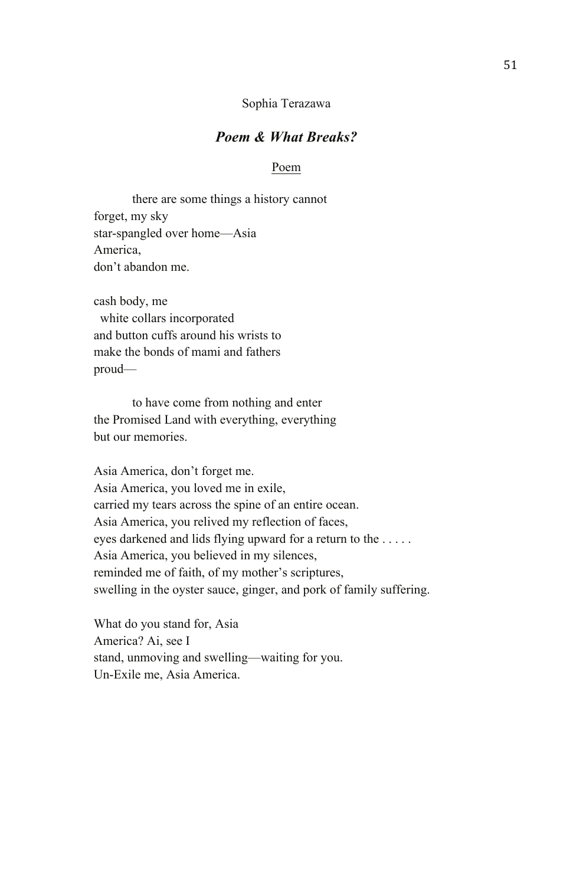Sophia Terazawa

## *Poem & What Breaks?*

### Poem

there are some things a history cannot  
forget, my sky  
star-spangled over home—Asia  
America,  
don't abandon me.

cash body, me  
white collars incorporated  
and button cuffs around his wrists to  
make the bonds of mami and fathers  
proud—

to have come from nothing and enter  
the Promised Land with everything, everything  
but our memories.

Asia America, don't forget me.  
Asia America, you loved me in exile,  
carried my tears across the spine of an entire ocean.  
Asia America, you relived my reflection of faces,  
eyes darkened and lids flying upward for a return to the . . . . .  
Asia America, you believed in my silences,  
reminded me of faith, of my mother's scriptures,  
swelling in the oyster sauce, ginger, and pork of family suffering.

What do you stand for, Asia  
America? Ai, see I  
stand, unmoving and swelling—waiting for you.  
Un-Exile me, Asia America.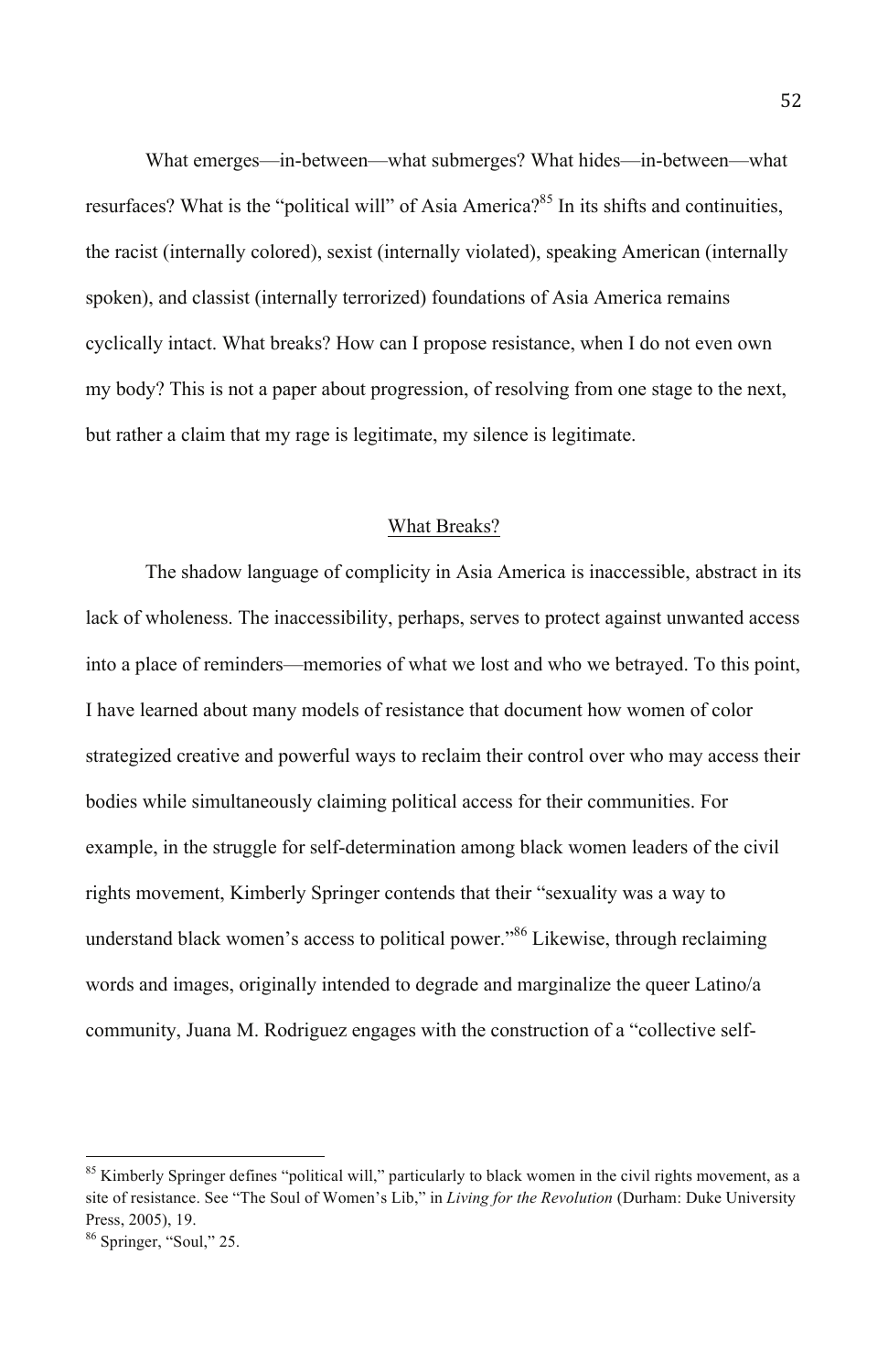What emerges—in-between—what submerges? What hides—in-between—what resurfaces? What is the "political will" of Asia America?[85] In its shifts and continuities, the racist (internally colored), sexist (internally violated), speaking American (internally spoken), and classist (internally terrorized) foundations of Asia America remains cyclically intact. What breaks? How can I propose resistance, when I do not even own my body? This is not a paper about progression, of resolving from one stage to the next, but rather a claim that my rage is legitimate, my silence is legitimate.

## What Breaks?

The shadow language of complicity in Asia America is inaccessible, abstract in its lack of wholeness. The inaccessibility, perhaps, serves to protect against unwanted access into a place of reminders—memories of what we lost and who we betrayed. To this point, I have learned about many models of resistance that document how women of color strategized creative and powerful ways to reclaim their control over who may access their bodies while simultaneously claiming political access for their communities. For example, in the struggle for self-determination among black women leaders of the civil rights movement, Kimberly Springer contends that their "sexuality was a way to understand black women's access to political power."[86] Likewise, through reclaiming words and images, originally intended to degrade and marginalize the queer Latino/a community, Juana M. Rodriguez engages with the construction of a "collective self-

---

[85] Kimberly Springer defines "political will," particularly to black women in the civil rights movement, as a site of resistance. See "The Soul of Women's Lib," in *Living for the Revolution* (Durham: Duke University Press, 2005), 19.

[86] Springer, "Soul," 25.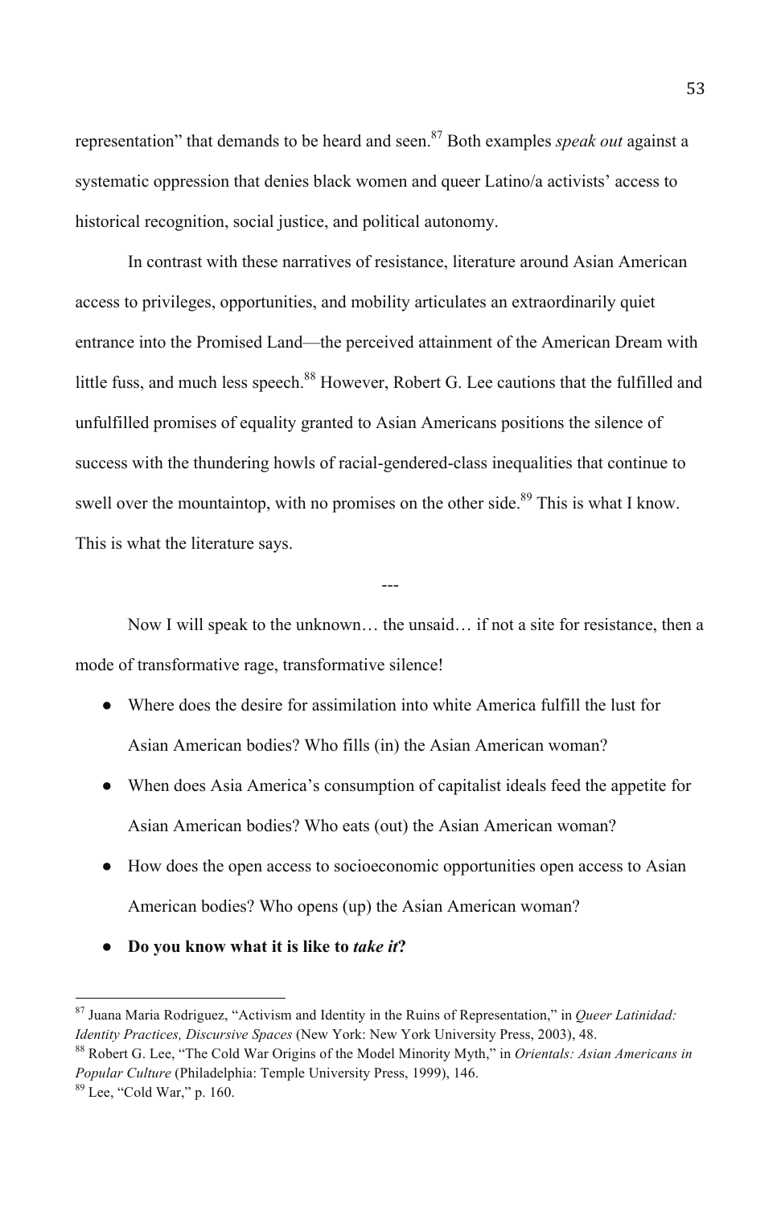representation" that demands to be heard and seen.[87] Both examples *speak out* against a systematic oppression that denies black women and queer Latino/a activists' access to historical recognition, social justice, and political autonomy.

In contrast with these narratives of resistance, literature around Asian American access to privileges, opportunities, and mobility articulates an extraordinarily quiet entrance into the Promised Land—the perceived attainment of the American Dream with little fuss, and much less speech.[88] However, Robert G. Lee cautions that the fulfilled and unfulfilled promises of equality granted to Asian Americans positions the silence of success with the thundering howls of racial-gendered-class inequalities that continue to swell over the mountaintop, with no promises on the other side.[89] This is what I know. This is what the literature says.

---

Now I will speak to the unknown… the unsaid… if not a site for resistance, then a mode of transformative rage, transformative silence!

- Where does the desire for assimilation into white America fulfill the lust for Asian American bodies? Who fills (in) the Asian American woman?
- When does Asia America's consumption of capitalist ideals feed the appetite for Asian American bodies? Who eats (out) the Asian American woman?
- How does the open access to socioeconomic opportunities open access to Asian American bodies? Who opens (up) the Asian American woman?
- **Do you know what it is like to *take it*?**

---

[87] Juana Maria Rodriguez, "Activism and Identity in the Ruins of Representation," in *Queer Latinidad: Identity Practices, Discursive Spaces* (New York: New York University Press, 2003), 48.

[88] Robert G. Lee, "The Cold War Origins of the Model Minority Myth," in *Orientals: Asian Americans in Popular Culture* (Philadelphia: Temple University Press, 1999), 146.

[89] Lee, "Cold War," p. 160.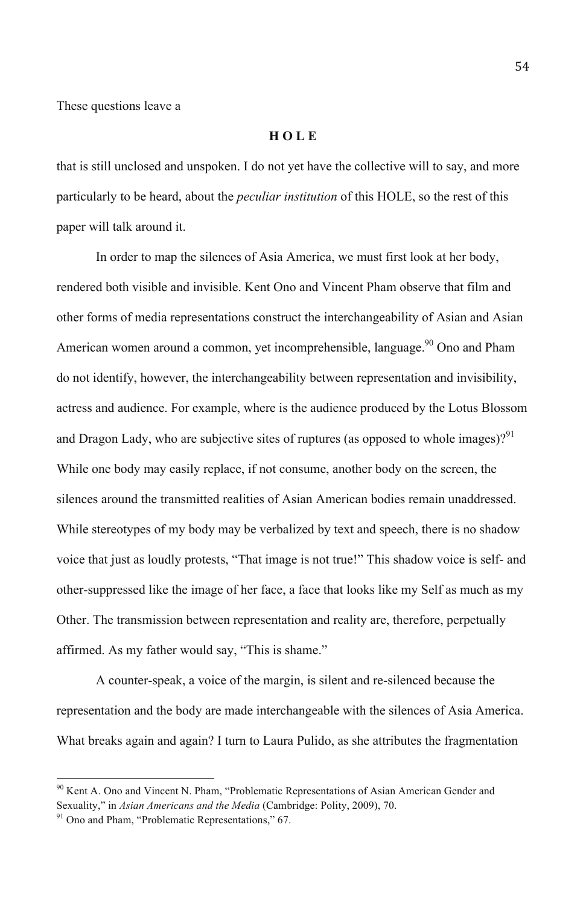These questions leave a

**H O L E**

that is still unclosed and unspoken. I do not yet have the collective will to say, and more particularly to be heard, about the *peculiar institution* of this HOLE, so the rest of this paper will talk around it.

In order to map the silences of Asia America, we must first look at her body, rendered both visible and invisible. Kent Ono and Vincent Pham observe that film and other forms of media representations construct the interchangeability of Asian and Asian American women around a common, yet incomprehensible, language.[90] Ono and Pham do not identify, however, the interchangeability between representation and invisibility, actress and audience. For example, where is the audience produced by the Lotus Blossom and Dragon Lady, who are subjective sites of ruptures (as opposed to whole images)?[91] While one body may easily replace, if not consume, another body on the screen, the silences around the transmitted realities of Asian American bodies remain unaddressed. While stereotypes of my body may be verbalized by text and speech, there is no shadow voice that just as loudly protests, "That image is not true!" This shadow voice is self- and other-suppressed like the image of her face, a face that looks like my Self as much as my Other. The transmission between representation and reality are, therefore, perpetually affirmed. As my father would say, "This is shame."

A counter-speak, a voice of the margin, is silent and re-silenced because the representation and the body are made interchangeable with the silences of Asia America. What breaks again and again? I turn to Laura Pulido, as she attributes the fragmentation

---

[90] Kent A. Ono and Vincent N. Pham, "Problematic Representations of Asian American Gender and Sexuality," in *Asian Americans and the Media* (Cambridge: Polity, 2009), 70.

[91] Ono and Pham, "Problematic Representations," 67.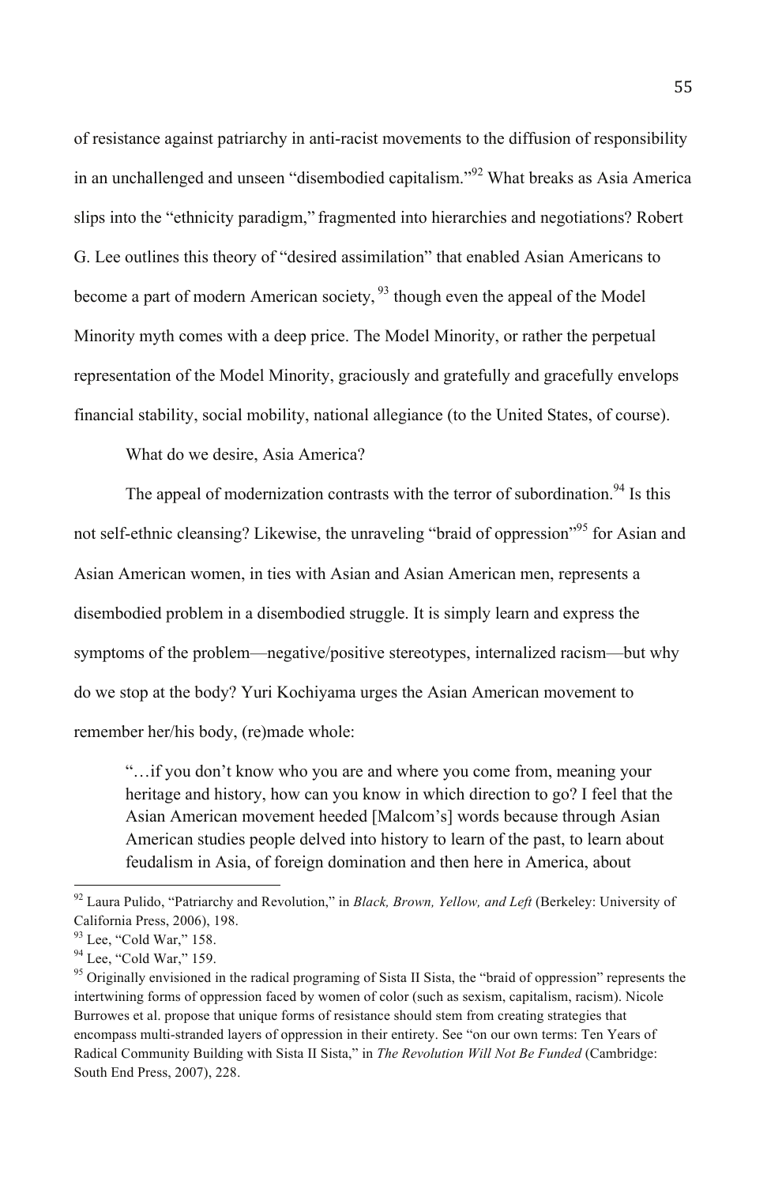of resistance against patriarchy in anti-racist movements to the diffusion of responsibility in an unchallenged and unseen "disembodied capitalism."[92] What breaks as Asia America slips into the "ethnicity paradigm," fragmented into hierarchies and negotiations? Robert G. Lee outlines this theory of "desired assimilation" that enabled Asian Americans to become a part of modern American society,[93] though even the appeal of the Model Minority myth comes with a deep price. The Model Minority, or rather the perpetual representation of the Model Minority, graciously and gratefully and gracefully envelops financial stability, social mobility, national allegiance (to the United States, of course).

What do we desire, Asia America?

The appeal of modernization contrasts with the terror of subordination.[94] Is this not self-ethnic cleansing? Likewise, the unraveling "braid of oppression"[95] for Asian and Asian American women, in ties with Asian and Asian American men, represents a disembodied problem in a disembodied struggle. It is simply learn and express the symptoms of the problem—negative/positive stereotypes, internalized racism—but why do we stop at the body? Yuri Kochiyama urges the Asian American movement to remember her/his body, (re)made whole:

> "…if you don't know who you are and where you come from, meaning your heritage and history, how can you know in which direction to go? I feel that the Asian American movement heeded [Malcom's] words because through Asian American studies people delved into history to learn of the past, to learn about feudalism in Asia, of foreign domination and then here in America, about

---

[92] Laura Pulido, "Patriarchy and Revolution," in *Black, Brown, Yellow, and Left* (Berkeley: University of California Press, 2006), 198.

[93] Lee, "Cold War," 158.

[94] Lee, "Cold War," 159.

[95] Originally envisioned in the radical programing of Sista II Sista, the "braid of oppression" represents the intertwining forms of oppression faced by women of color (such as sexism, capitalism, racism). Nicole Burrowes et al. propose that unique forms of resistance should stem from creating strategies that encompass multi-stranded layers of oppression in their entirety. See "on our own terms: Ten Years of Radical Community Building with Sista II Sista," in *The Revolution Will Not Be Funded* (Cambridge: South End Press, 2007), 228.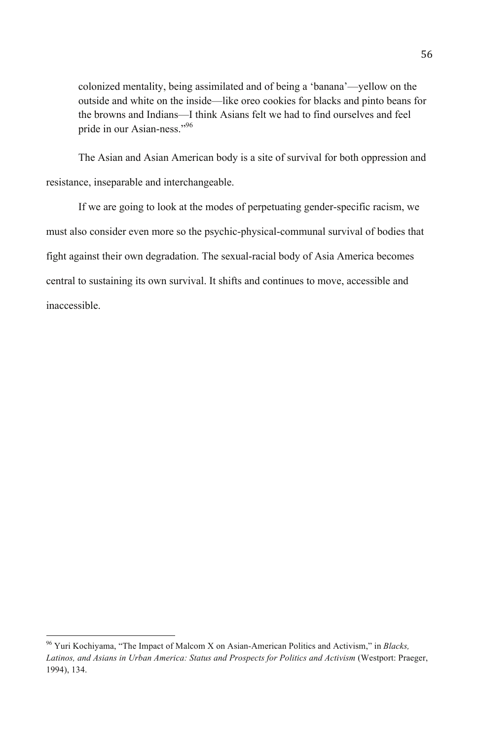> colonized mentality, being assimilated and of being a 'banana'—yellow on the outside and white on the inside—like oreo cookies for blacks and pinto beans for the browns and Indians—I think Asians felt we had to find ourselves and feel pride in our Asian-ness."[96]

The Asian and Asian American body is a site of survival for both oppression and resistance, inseparable and interchangeable.

If we are going to look at the modes of perpetuating gender-specific racism, we must also consider even more so the psychic-physical-communal survival of bodies that fight against their own degradation. The sexual-racial body of Asia America becomes central to sustaining its own survival. It shifts and continues to move, accessible and inaccessible.

---

[96] Yuri Kochiyama, "The Impact of Malcom X on Asian-American Politics and Activism," in *Blacks, Latinos, and Asians in Urban America: Status and Prospects for Politics and Activism* (Westport: Praeger, 1994), 134.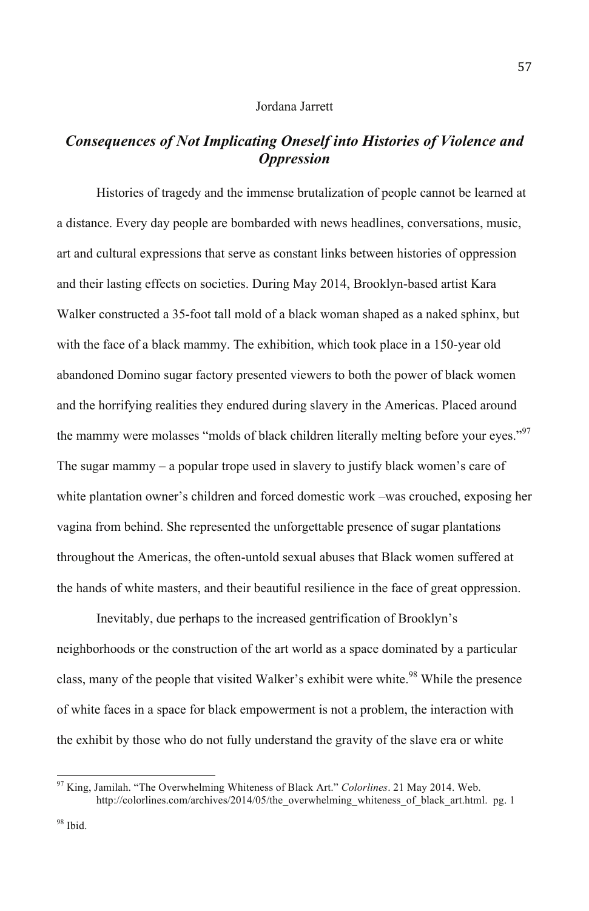Jordana Jarrett

## *Consequences of Not Implicating Oneself into Histories of Violence and Oppression*

Histories of tragedy and the immense brutalization of people cannot be learned at a distance. Every day people are bombarded with news headlines, conversations, music, art and cultural expressions that serve as constant links between histories of oppression and their lasting effects on societies. During May 2014, Brooklyn-based artist Kara Walker constructed a 35-foot tall mold of a black woman shaped as a naked sphinx, but with the face of a black mammy. The exhibition, which took place in a 150-year old abandoned Domino sugar factory presented viewers to both the power of black women and the horrifying realities they endured during slavery in the Americas. Placed around the mammy were molasses "molds of black children literally melting before your eyes."[97] The sugar mammy – a popular trope used in slavery to justify black women's care of white plantation owner's children and forced domestic work –was crouched, exposing her vagina from behind. She represented the unforgettable presence of sugar plantations throughout the Americas, the often-untold sexual abuses that Black women suffered at the hands of white masters, and their beautiful resilience in the face of great oppression.

Inevitably, due perhaps to the increased gentrification of Brooklyn's neighborhoods or the construction of the art world as a space dominated by a particular class, many of the people that visited Walker's exhibit were white.[98] While the presence of white faces in a space for black empowerment is not a problem, the interaction with the exhibit by those who do not fully understand the gravity of the slave era or white

---

[97] King, Jamilah. "The Overwhelming Whiteness of Black Art." *Colorlines*. 21 May 2014. Web. http://colorlines.com/archives/2014/05/the_overwhelming_whiteness_of_black_art.html. pg. 1

[98] Ibid.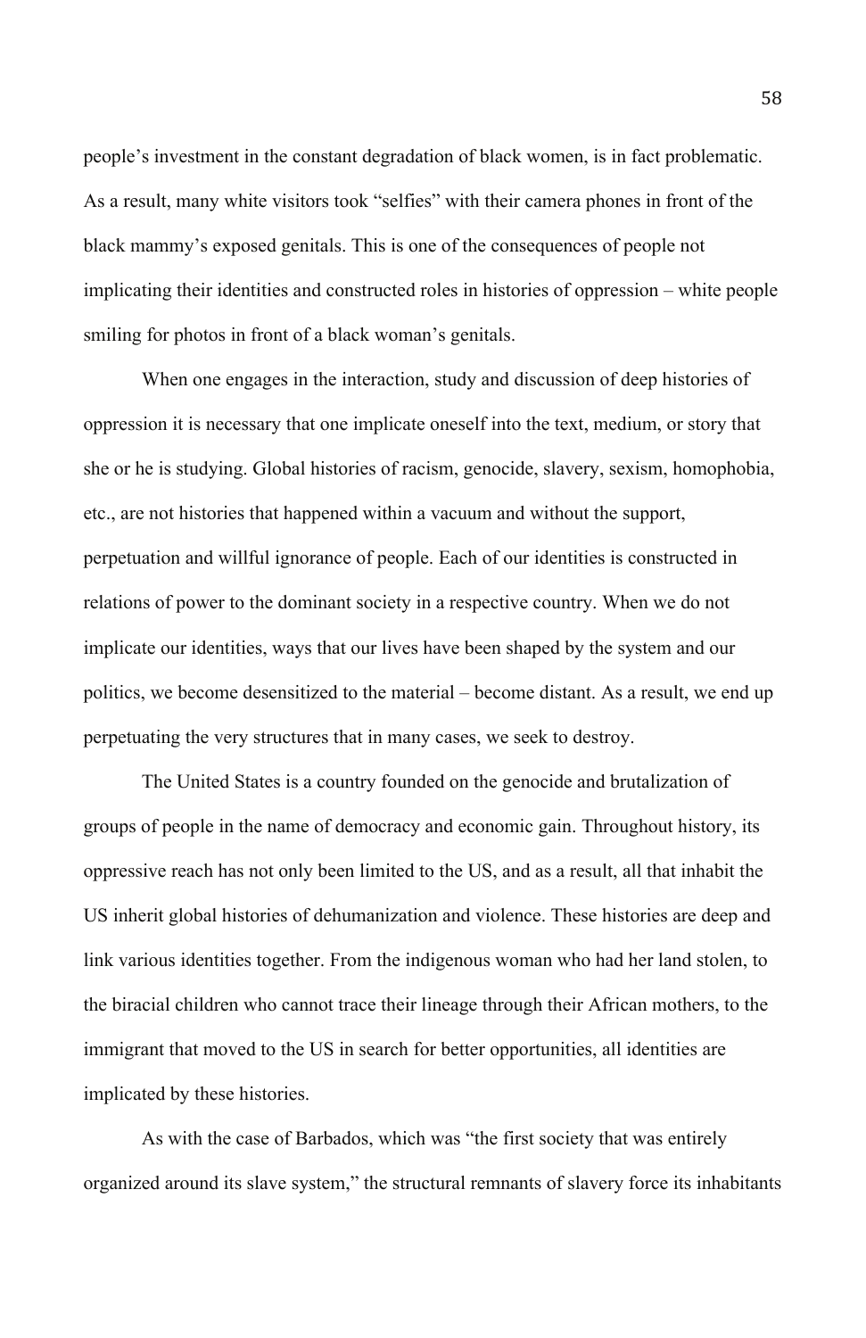people's investment in the constant degradation of black women, is in fact problematic. As a result, many white visitors took "selfies" with their camera phones in front of the black mammy's exposed genitals. This is one of the consequences of people not implicating their identities and constructed roles in histories of oppression – white people smiling for photos in front of a black woman's genitals.

When one engages in the interaction, study and discussion of deep histories of oppression it is necessary that one implicate oneself into the text, medium, or story that she or he is studying. Global histories of racism, genocide, slavery, sexism, homophobia, etc., are not histories that happened within a vacuum and without the support, perpetuation and willful ignorance of people. Each of our identities is constructed in relations of power to the dominant society in a respective country. When we do not implicate our identities, ways that our lives have been shaped by the system and our politics, we become desensitized to the material – become distant. As a result, we end up perpetuating the very structures that in many cases, we seek to destroy.

The United States is a country founded on the genocide and brutalization of groups of people in the name of democracy and economic gain. Throughout history, its oppressive reach has not only been limited to the US, and as a result, all that inhabit the US inherit global histories of dehumanization and violence. These histories are deep and link various identities together. From the indigenous woman who had her land stolen, to the biracial children who cannot trace their lineage through their African mothers, to the immigrant that moved to the US in search for better opportunities, all identities are implicated by these histories.

As with the case of Barbados, which was "the first society that was entirely organized around its slave system," the structural remnants of slavery force its inhabitants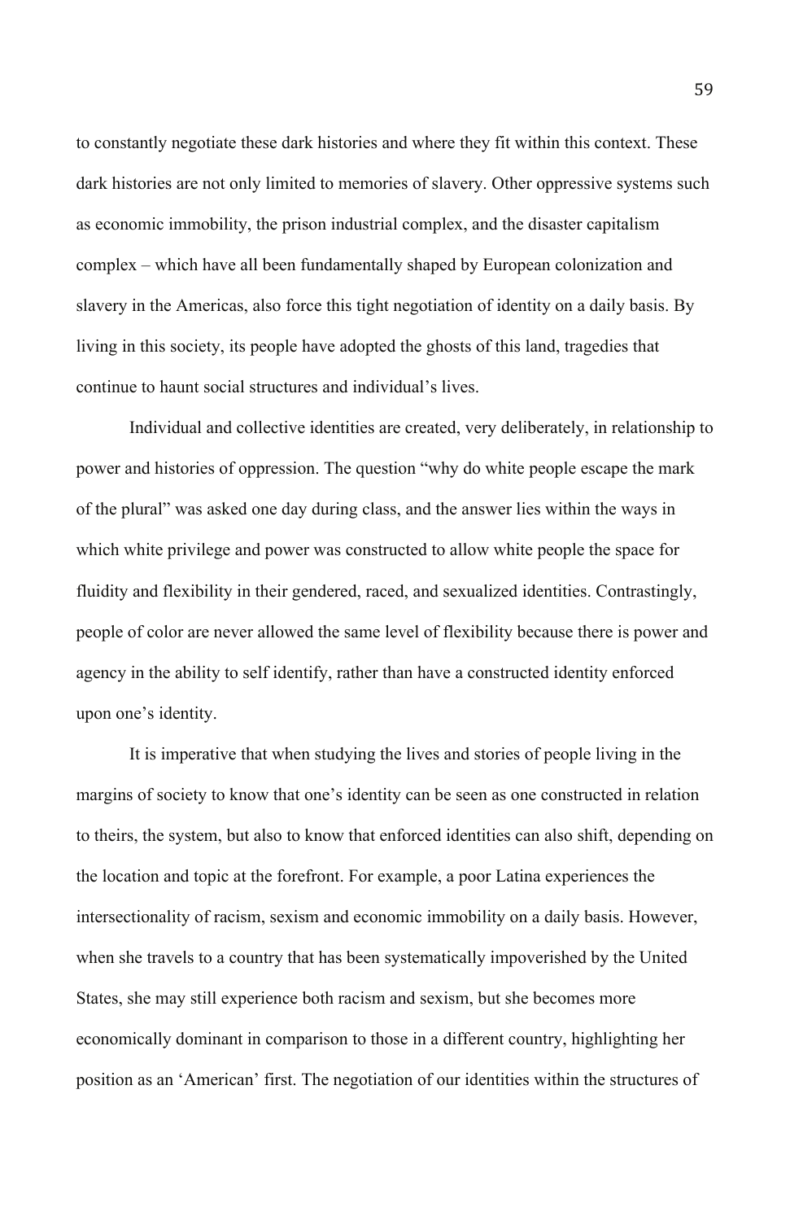to constantly negotiate these dark histories and where they fit within this context. These dark histories are not only limited to memories of slavery. Other oppressive systems such as economic immobility, the prison industrial complex, and the disaster capitalism complex – which have all been fundamentally shaped by European colonization and slavery in the Americas, also force this tight negotiation of identity on a daily basis. By living in this society, its people have adopted the ghosts of this land, tragedies that continue to haunt social structures and individual's lives.

Individual and collective identities are created, very deliberately, in relationship to power and histories of oppression. The question "why do white people escape the mark of the plural" was asked one day during class, and the answer lies within the ways in which white privilege and power was constructed to allow white people the space for fluidity and flexibility in their gendered, raced, and sexualized identities. Contrastingly, people of color are never allowed the same level of flexibility because there is power and agency in the ability to self identify, rather than have a constructed identity enforced upon one's identity.

It is imperative that when studying the lives and stories of people living in the margins of society to know that one's identity can be seen as one constructed in relation to theirs, the system, but also to know that enforced identities can also shift, depending on the location and topic at the forefront. For example, a poor Latina experiences the intersectionality of racism, sexism and economic immobility on a daily basis. However, when she travels to a country that has been systematically impoverished by the United States, she may still experience both racism and sexism, but she becomes more economically dominant in comparison to those in a different country, highlighting her position as an 'American' first. The negotiation of our identities within the structures of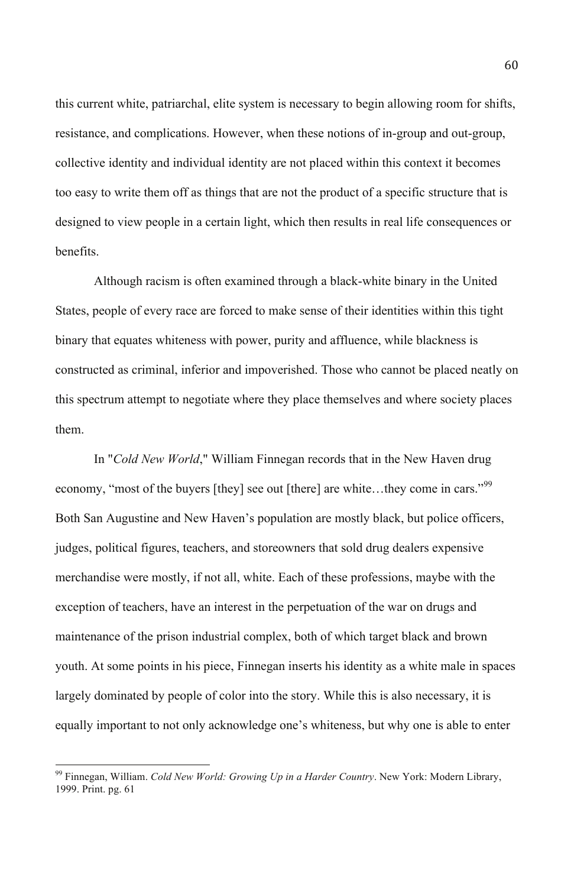this current white, patriarchal, elite system is necessary to begin allowing room for shifts, resistance, and complications. However, when these notions of in-group and out-group, collective identity and individual identity are not placed within this context it becomes too easy to write them off as things that are not the product of a specific structure that is designed to view people in a certain light, which then results in real life consequences or benefits.

Although racism is often examined through a black-white binary in the United States, people of every race are forced to make sense of their identities within this tight binary that equates whiteness with power, purity and affluence, while blackness is constructed as criminal, inferior and impoverished. Those who cannot be placed neatly on this spectrum attempt to negotiate where they place themselves and where society places them.

In "*Cold New World*," William Finnegan records that in the New Haven drug economy, "most of the buyers [they] see out [there] are white…they come in cars."[99] Both San Augustine and New Haven's population are mostly black, but police officers, judges, political figures, teachers, and storeowners that sold drug dealers expensive merchandise were mostly, if not all, white. Each of these professions, maybe with the exception of teachers, have an interest in the perpetuation of the war on drugs and maintenance of the prison industrial complex, both of which target black and brown youth. At some points in his piece, Finnegan inserts his identity as a white male in spaces largely dominated by people of color into the story. While this is also necessary, it is equally important to not only acknowledge one's whiteness, but why one is able to enter

---

[99] Finnegan, William. *Cold New World: Growing Up in a Harder Country*. New York: Modern Library, 1999. Print. pg. 61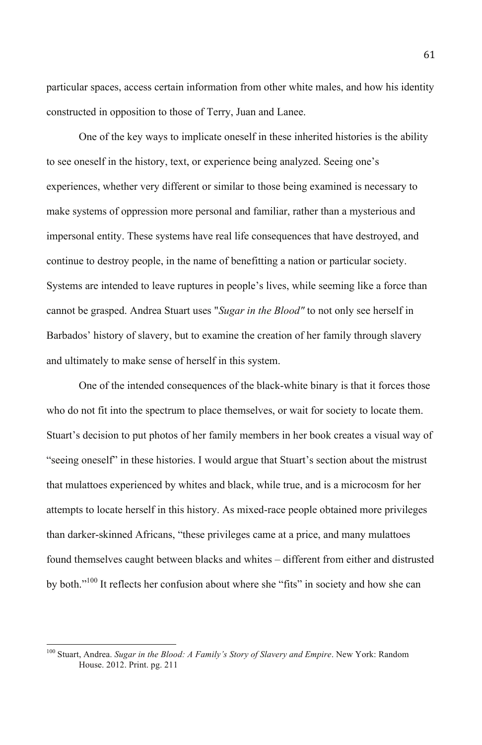particular spaces, access certain information from other white males, and how his identity constructed in opposition to those of Terry, Juan and Lanee.

One of the key ways to implicate oneself in these inherited histories is the ability to see oneself in the history, text, or experience being analyzed. Seeing one's experiences, whether very different or similar to those being examined is necessary to make systems of oppression more personal and familiar, rather than a mysterious and impersonal entity. These systems have real life consequences that have destroyed, and continue to destroy people, in the name of benefitting a nation or particular society. Systems are intended to leave ruptures in people's lives, while seeming like a force than cannot be grasped. Andrea Stuart uses "*Sugar in the Blood"* to not only see herself in Barbados' history of slavery, but to examine the creation of her family through slavery and ultimately to make sense of herself in this system.

One of the intended consequences of the black-white binary is that it forces those who do not fit into the spectrum to place themselves, or wait for society to locate them. Stuart's decision to put photos of her family members in her book creates a visual way of "seeing oneself" in these histories. I would argue that Stuart's section about the mistrust that mulattoes experienced by whites and black, while true, and is a microcosm for her attempts to locate herself in this history. As mixed-race people obtained more privileges than darker-skinned Africans, "these privileges came at a price, and many mulattoes found themselves caught between blacks and whites – different from either and distrusted by both."[100] It reflects her confusion about where she "fits" in society and how she can

[100] Stuart, Andrea. *Sugar in the Blood: A Family's Story of Slavery and Empire*. New York: Random House. 2012. Print. pg. 211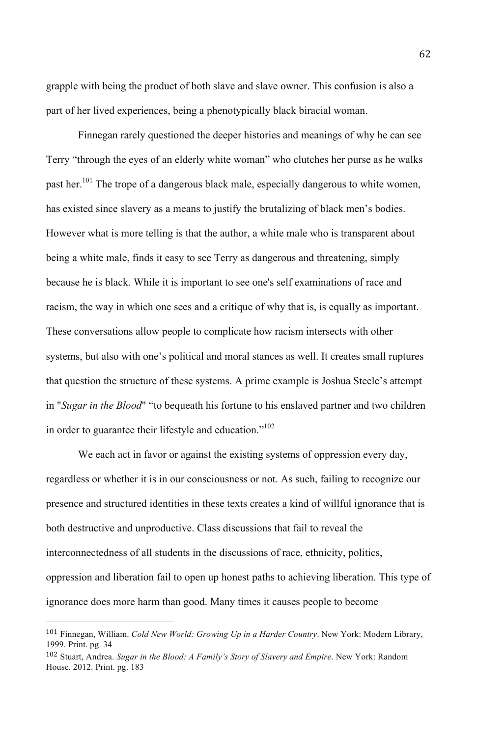grapple with being the product of both slave and slave owner. This confusion is also a part of her lived experiences, being a phenotypically black biracial woman.

Finnegan rarely questioned the deeper histories and meanings of why he can see Terry "through the eyes of an elderly white woman" who clutches her purse as he walks past her.[101] The trope of a dangerous black male, especially dangerous to white women, has existed since slavery as a means to justify the brutalizing of black men's bodies. However what is more telling is that the author, a white male who is transparent about being a white male, finds it easy to see Terry as dangerous and threatening, simply because he is black. While it is important to see one's self examinations of race and racism, the way in which one sees and a critique of why that is, is equally as important. These conversations allow people to complicate how racism intersects with other systems, but also with one's political and moral stances as well. It creates small ruptures that question the structure of these systems. A prime example is Joshua Steele's attempt in "*Sugar in the Blood*" "to bequeath his fortune to his enslaved partner and two children in order to guarantee their lifestyle and education."[102]

We each act in favor or against the existing systems of oppression every day, regardless or whether it is in our consciousness or not. As such, failing to recognize our presence and structured identities in these texts creates a kind of willful ignorance that is both destructive and unproductive. Class discussions that fail to reveal the interconnectedness of all students in the discussions of race, ethnicity, politics, oppression and liberation fail to open up honest paths to achieving liberation. This type of ignorance does more harm than good. Many times it causes people to become

---

[101] Finnegan, William. *Cold New World: Growing Up in a Harder Country*. New York: Modern Library, 1999. Print. pg. 34

[102] Stuart, Andrea. *Sugar in the Blood: A Family's Story of Slavery and Empire*. New York: Random House. 2012. Print. pg. 183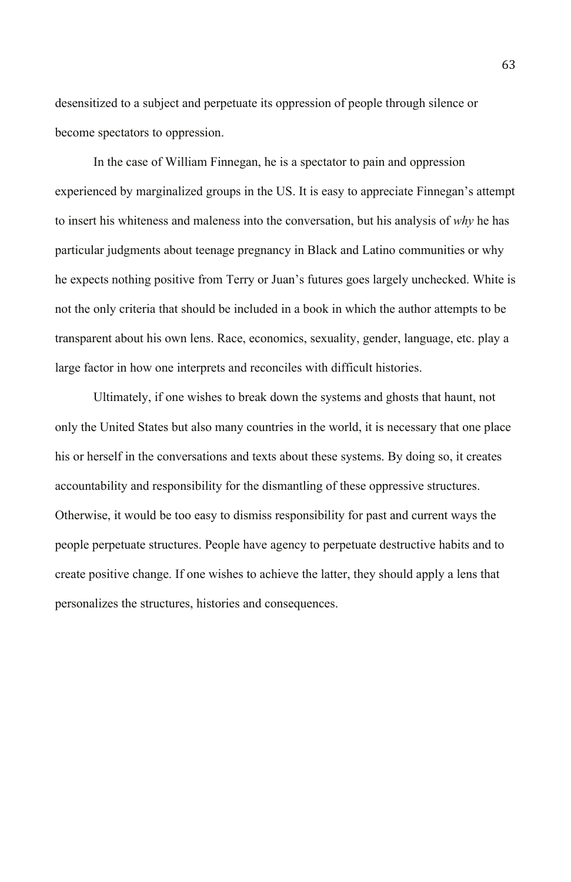desensitized to a subject and perpetuate its oppression of people through silence or become spectators to oppression.

In the case of William Finnegan, he is a spectator to pain and oppression experienced by marginalized groups in the US. It is easy to appreciate Finnegan's attempt to insert his whiteness and maleness into the conversation, but his analysis of *why* he has particular judgments about teenage pregnancy in Black and Latino communities or why he expects nothing positive from Terry or Juan's futures goes largely unchecked. White is not the only criteria that should be included in a book in which the author attempts to be transparent about his own lens. Race, economics, sexuality, gender, language, etc. play a large factor in how one interprets and reconciles with difficult histories.

Ultimately, if one wishes to break down the systems and ghosts that haunt, not only the United States but also many countries in the world, it is necessary that one place his or herself in the conversations and texts about these systems. By doing so, it creates accountability and responsibility for the dismantling of these oppressive structures. Otherwise, it would be too easy to dismiss responsibility for past and current ways the people perpetuate structures. People have agency to perpetuate destructive habits and to create positive change. If one wishes to achieve the latter, they should apply a lens that personalizes the structures, histories and consequences.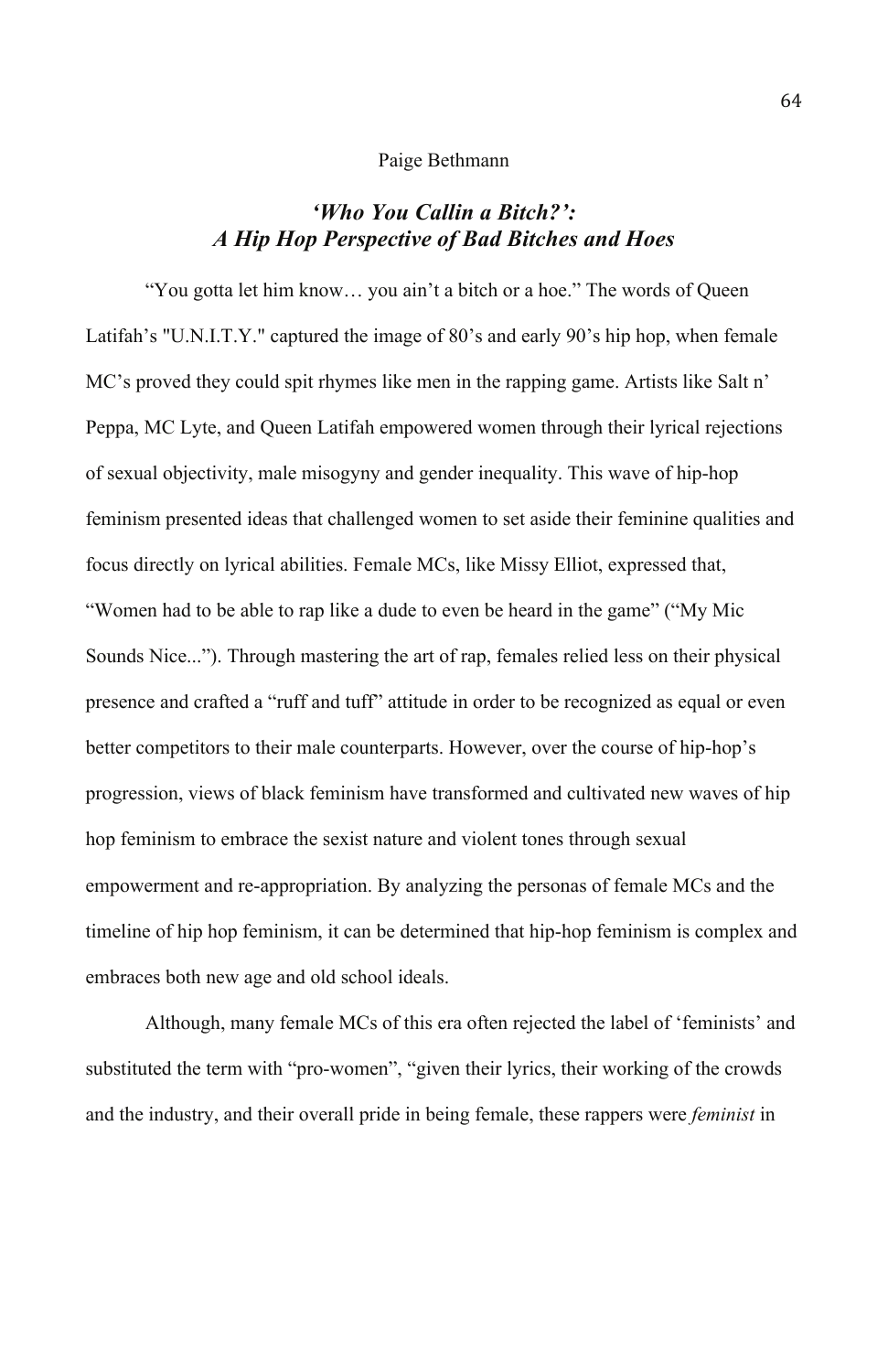Paige Bethmann

## *'Who You Callin a Bitch?': A Hip Hop Perspective of Bad Bitches and Hoes*

"You gotta let him know… you ain't a bitch or a hoe." The words of Queen Latifah's "U.N.I.T.Y." captured the image of 80's and early 90's hip hop, when female MC's proved they could spit rhymes like men in the rapping game. Artists like Salt n' Peppa, MC Lyte, and Queen Latifah empowered women through their lyrical rejections of sexual objectivity, male misogyny and gender inequality. This wave of hip-hop feminism presented ideas that challenged women to set aside their feminine qualities and focus directly on lyrical abilities. Female MCs, like Missy Elliot, expressed that, "Women had to be able to rap like a dude to even be heard in the game" ("My Mic Sounds Nice..."). Through mastering the art of rap, females relied less on their physical presence and crafted a "ruff and tuff" attitude in order to be recognized as equal or even better competitors to their male counterparts. However, over the course of hip-hop's progression, views of black feminism have transformed and cultivated new waves of hip hop feminism to embrace the sexist nature and violent tones through sexual empowerment and re-appropriation. By analyzing the personas of female MCs and the timeline of hip hop feminism, it can be determined that hip-hop feminism is complex and embraces both new age and old school ideals.

Although, many female MCs of this era often rejected the label of 'feminists' and substituted the term with "pro-women", "given their lyrics, their working of the crowds and the industry, and their overall pride in being female, these rappers were *feminist* in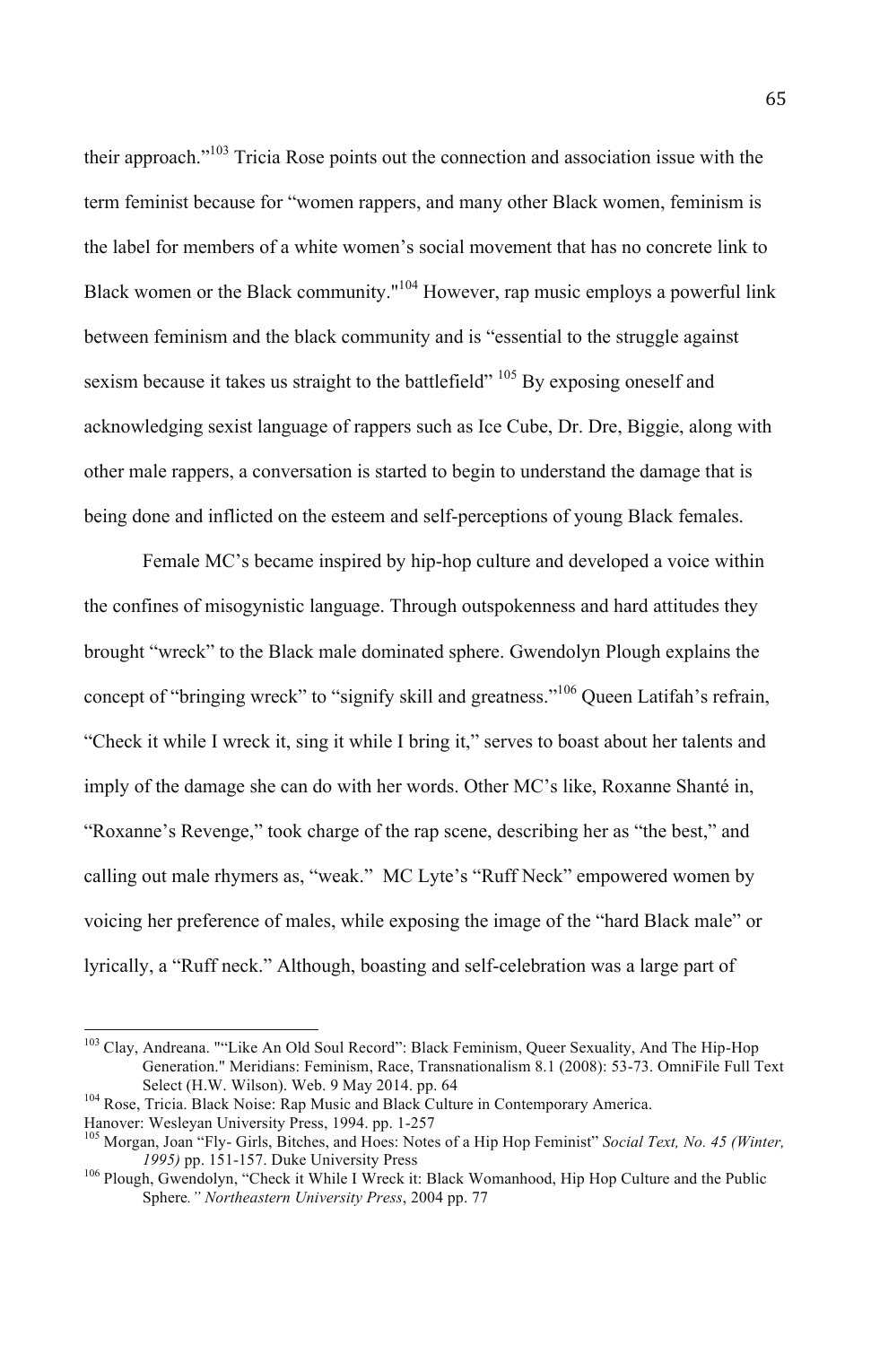their approach."[103] Tricia Rose points out the connection and association issue with the term feminist because for "women rappers, and many other Black women, feminism is the label for members of a white women's social movement that has no concrete link to Black women or the Black community."[104] However, rap music employs a powerful link between feminism and the black community and is "essential to the struggle against sexism because it takes us straight to the battlefield" [105] By exposing oneself and acknowledging sexist language of rappers such as Ice Cube, Dr. Dre, Biggie, along with other male rappers, a conversation is started to begin to understand the damage that is being done and inflicted on the esteem and self-perceptions of young Black females.

Female MC's became inspired by hip-hop culture and developed a voice within the confines of misogynistic language. Through outspokenness and hard attitudes they brought "wreck" to the Black male dominated sphere. Gwendolyn Plough explains the concept of "bringing wreck" to "signify skill and greatness."[106] Queen Latifah's refrain, "Check it while I wreck it, sing it while I bring it," serves to boast about her talents and imply of the damage she can do with her words. Other MC's like, Roxanne Shanté in, "Roxanne's Revenge," took charge of the rap scene, describing her as "the best," and calling out male rhymers as, "weak." MC Lyte's "Ruff Neck" empowered women by voicing her preference of males, while exposing the image of the "hard Black male" or lyrically, a "Ruff neck." Although, boasting and self-celebration was a large part of

---

[103] Clay, Andreana. ""Like An Old Soul Record": Black Feminism, Queer Sexuality, And The Hip-Hop Generation." Meridians: Feminism, Race, Transnationalism 8.1 (2008): 53-73. OmniFile Full Text Select (H.W. Wilson). Web. 9 May 2014. pp. 64

[104] Rose, Tricia. Black Noise: Rap Music and Black Culture in Contemporary America. Hanover: Wesleyan University Press, 1994. pp. 1-257

[105] Morgan, Joan "Fly- Girls, Bitches, and Hoes: Notes of a Hip Hop Feminist" *Social Text, No. 45 (Winter, 1995)* pp. 151-157. Duke University Press

[106] Plough, Gwendolyn, "Check it While I Wreck it: Black Womanhood, Hip Hop Culture and the Public Sphere*." Northeastern University Press*, 2004 pp. 77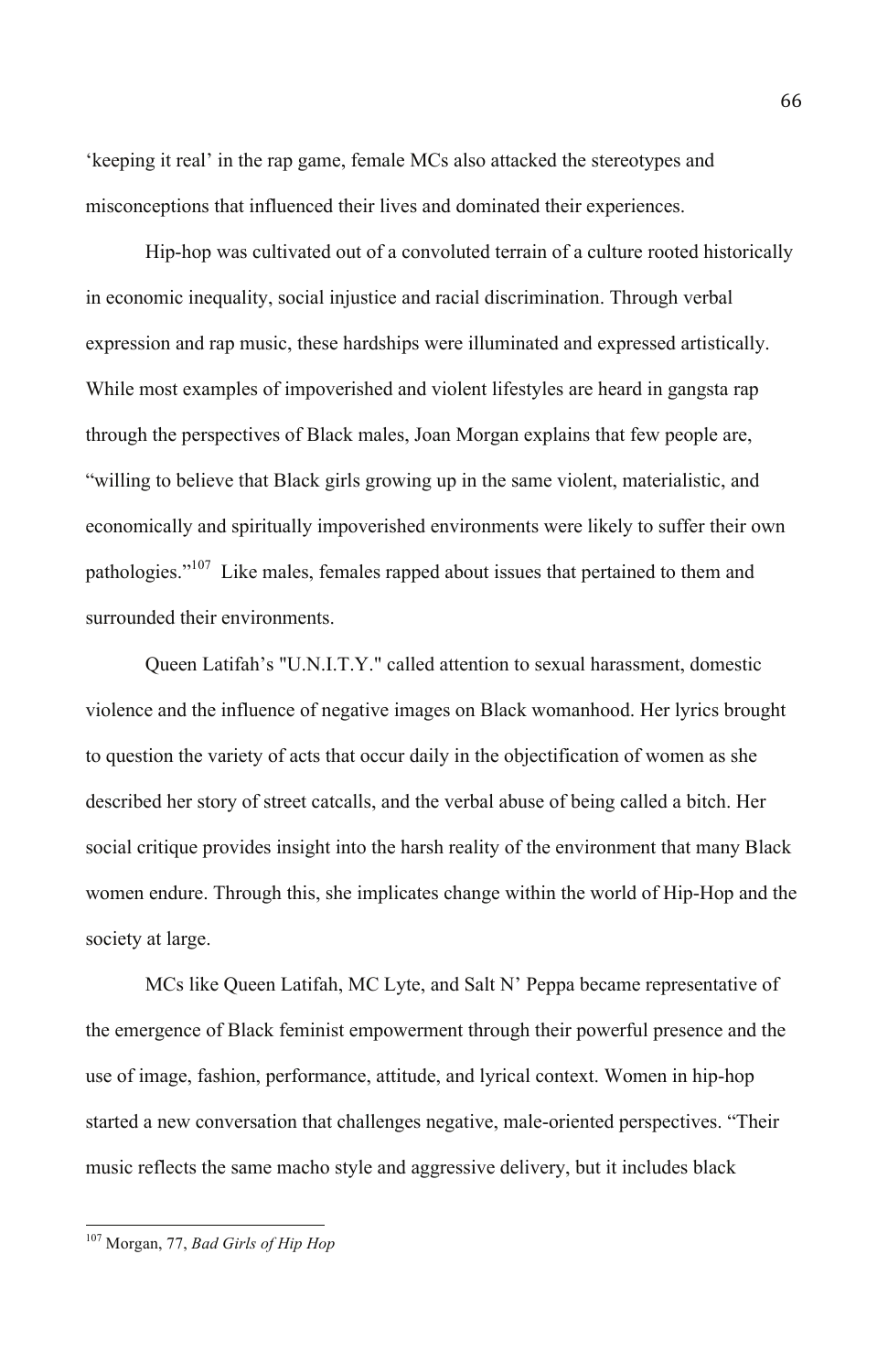'keeping it real' in the rap game, female MCs also attacked the stereotypes and misconceptions that influenced their lives and dominated their experiences.

Hip-hop was cultivated out of a convoluted terrain of a culture rooted historically in economic inequality, social injustice and racial discrimination. Through verbal expression and rap music, these hardships were illuminated and expressed artistically. While most examples of impoverished and violent lifestyles are heard in gangsta rap through the perspectives of Black males, Joan Morgan explains that few people are, "willing to believe that Black girls growing up in the same violent, materialistic, and economically and spiritually impoverished environments were likely to suffer their own pathologies."[107] Like males, females rapped about issues that pertained to them and surrounded their environments.

Queen Latifah's "U.N.I.T.Y." called attention to sexual harassment, domestic violence and the influence of negative images on Black womanhood. Her lyrics brought to question the variety of acts that occur daily in the objectification of women as she described her story of street catcalls, and the verbal abuse of being called a bitch. Her social critique provides insight into the harsh reality of the environment that many Black women endure. Through this, she implicates change within the world of Hip-Hop and the society at large.

MCs like Queen Latifah, MC Lyte, and Salt N' Peppa became representative of the emergence of Black feminist empowerment through their powerful presence and the use of image, fashion, performance, attitude, and lyrical context. Women in hip-hop started a new conversation that challenges negative, male-oriented perspectives. "Their music reflects the same macho style and aggressive delivery, but it includes black

---

[107] Morgan, 77, *Bad Girls of Hip Hop*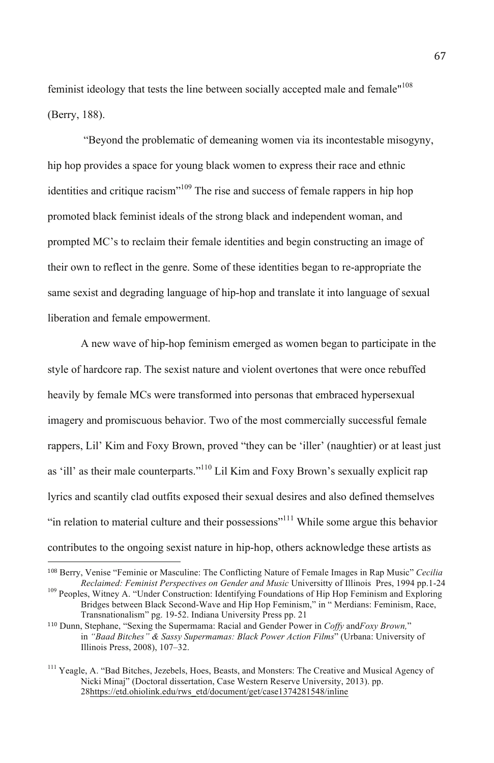feminist ideology that tests the line between socially accepted male and female"[108] (Berry, 188).

"Beyond the problematic of demeaning women via its incontestable misogyny, hip hop provides a space for young black women to express their race and ethnic identities and critique racism"[109] The rise and success of female rappers in hip hop promoted black feminist ideals of the strong black and independent woman, and prompted MC's to reclaim their female identities and begin constructing an image of their own to reflect in the genre. Some of these identities began to re-appropriate the same sexist and degrading language of hip-hop and translate it into language of sexual liberation and female empowerment.

A new wave of hip-hop feminism emerged as women began to participate in the style of hardcore rap. The sexist nature and violent overtones that were once rebuffed heavily by female MCs were transformed into personas that embraced hypersexual imagery and promiscuous behavior. Two of the most commercially successful female rappers, Lil' Kim and Foxy Brown, proved "they can be 'iller' (naughtier) or at least just as 'ill' as their male counterparts."[110] Lil Kim and Foxy Brown's sexually explicit rap lyrics and scantily clad outfits exposed their sexual desires and also defined themselves "in relation to material culture and their possessions"[111] While some argue this behavior contributes to the ongoing sexist nature in hip-hop, others acknowledge these artists as

---

[108] Berry, Venise "Feminie or Masculine: The Conflicting Nature of Female Images in Rap Music" *Cecilia Reclaimed: Feminist Perspectives on Gender and Music* Universitty of Illinois Pres, 1994 pp.1-24

[109] Peoples, Witney A. "Under Construction: Identifying Foundations of Hip Hop Feminism and Exploring Bridges between Black Second-Wave and Hip Hop Feminism," in " Merdians: Feminism, Race, Transnationalism" pg. 19-52. Indiana University Press pp. 21

[110] Dunn, Stephane, "Sexing the Supermama: Racial and Gender Power in *Coffy* and*Foxy Brown,*" in *"Baad Bitches" & Sassy Supermamas: Black Power Action Films*" (Urbana: University of Illinois Press, 2008), 107–32.

[111] Yeagle, A. "Bad Bitches, Jezebels, Hoes, Beasts, and Monsters: The Creative and Musical Agency of Nicki Minaj" (Doctoral dissertation, Case Western Reserve University, 2013). pp. 28https://etd.ohiolink.edu/rws_etd/document/get/case1374281548/inline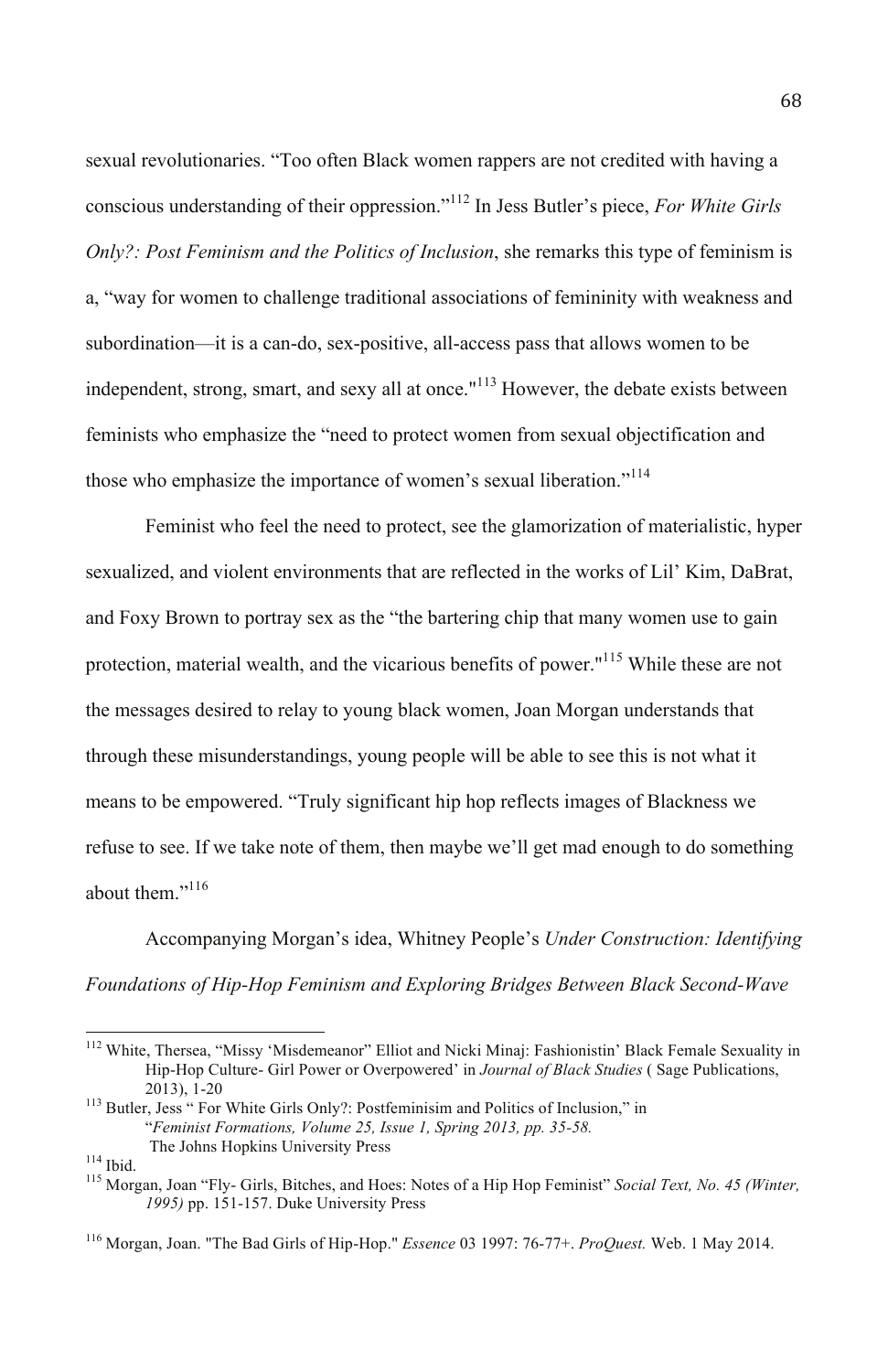sexual revolutionaries. “Too often Black women rappers are not credited with having a conscious understanding of their oppression.”[112] In Jess Butler’s piece, *For White Girls Only?: Post Feminism and the Politics of Inclusion*, she remarks this type of feminism is a, “way for women to challenge traditional associations of femininity with weakness and subordination—it is a can-do, sex-positive, all-access pass that allows women to be independent, strong, smart, and sexy all at once."[113] However, the debate exists between feminists who emphasize the “need to protect women from sexual objectification and those who emphasize the importance of women’s sexual liberation.”[114]

Feminist who feel the need to protect, see the glamorization of materialistic, hyper sexualized, and violent environments that are reflected in the works of Lil’ Kim, DaBrat, and Foxy Brown to portray sex as the “the bartering chip that many women use to gain protection, material wealth, and the vicarious benefits of power."[115] While these are not the messages desired to relay to young black women, Joan Morgan understands that through these misunderstandings, young people will be able to see this is not what it means to be empowered. “Truly significant hip hop reflects images of Blackness we refuse to see. If we take note of them, then maybe we’ll get mad enough to do something about them.”[116]

Accompanying Morgan’s idea, Whitney People’s *Under Construction: Identifying Foundations of Hip-Hop Feminism and Exploring Bridges Between Black Second-Wave*

---

[112] White, Thersea, “Missy ‘Misdemeanor” Elliot and Nicki Minaj: Fashionistin’ Black Female Sexuality in Hip-Hop Culture- Girl Power or Overpowered’ in *Journal of Black Studies* ( Sage Publications, 2013), 1-20

[113] Butler, Jess “ For White Girls Only?: Postfeminisim and Politics of Inclusion,” in “*Feminist Formations, Volume 25, Issue 1, Spring 2013, pp. 35-58.* The Johns Hopkins University Press

[114] Ibid.

[115] Morgan, Joan “Fly- Girls, Bitches, and Hoes: Notes of a Hip Hop Feminist” *Social Text, No. 45 (Winter, 1995)* pp. 151-157. Duke University Press

[116] Morgan, Joan. "The Bad Girls of Hip-Hop." *Essence* 03 1997: 76-77+. *ProQuest.* Web. 1 May 2014.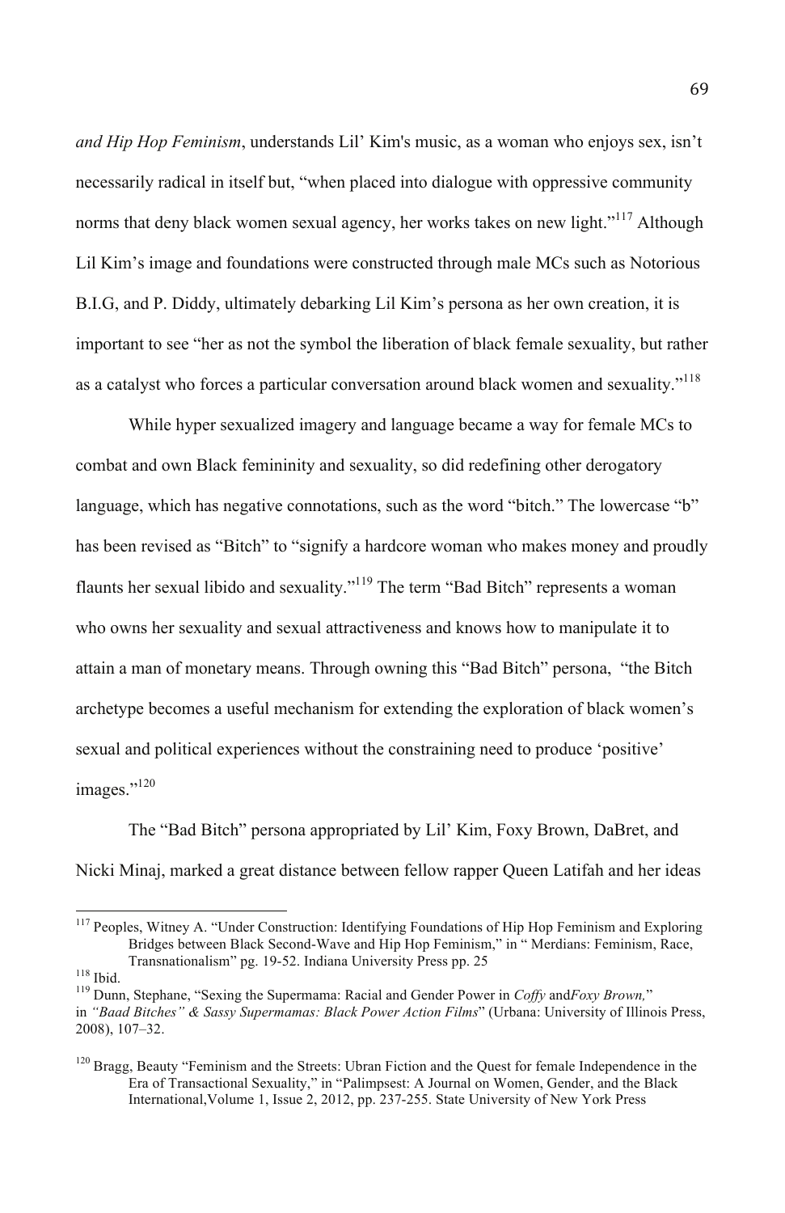*and Hip Hop Feminism*, understands Lil' Kim's music, as a woman who enjoys sex, isn't necessarily radical in itself but, "when placed into dialogue with oppressive community norms that deny black women sexual agency, her works takes on new light."[117] Although Lil Kim's image and foundations were constructed through male MCs such as Notorious B.I.G, and P. Diddy, ultimately debarking Lil Kim's persona as her own creation, it is important to see "her as not the symbol the liberation of black female sexuality, but rather as a catalyst who forces a particular conversation around black women and sexuality."[118]

While hyper sexualized imagery and language became a way for female MCs to combat and own Black femininity and sexuality, so did redefining other derogatory language, which has negative connotations, such as the word "bitch." The lowercase "b" has been revised as "Bitch" to "signify a hardcore woman who makes money and proudly flaunts her sexual libido and sexuality."[119] The term "Bad Bitch" represents a woman who owns her sexuality and sexual attractiveness and knows how to manipulate it to attain a man of monetary means. Through owning this "Bad Bitch" persona, "the Bitch archetype becomes a useful mechanism for extending the exploration of black women's sexual and political experiences without the constraining need to produce 'positive' images."[120]

The "Bad Bitch" persona appropriated by Lil' Kim, Foxy Brown, DaBret, and Nicki Minaj, marked a great distance between fellow rapper Queen Latifah and her ideas

---

[117] Peoples, Witney A. "Under Construction: Identifying Foundations of Hip Hop Feminism and Exploring Bridges between Black Second-Wave and Hip Hop Feminism," in " Merdians: Feminism, Race, Transnationalism" pg. 19-52. Indiana University Press pp. 25

[118] Ibid.

[119] Dunn, Stephane, "Sexing the Supermama: Racial and Gender Power in *Coffy* and*Foxy Brown,*" in *"Baad Bitches" & Sassy Supermamas: Black Power Action Films*" (Urbana: University of Illinois Press, 2008), 107–32.

[120] Bragg, Beauty "Feminism and the Streets: Ubran Fiction and the Quest for female Independence in the Era of Transactional Sexuality," in "Palimpsest: A Journal on Women, Gender, and the Black International,Volume 1, Issue 2, 2012, pp. 237-255. State University of New York Press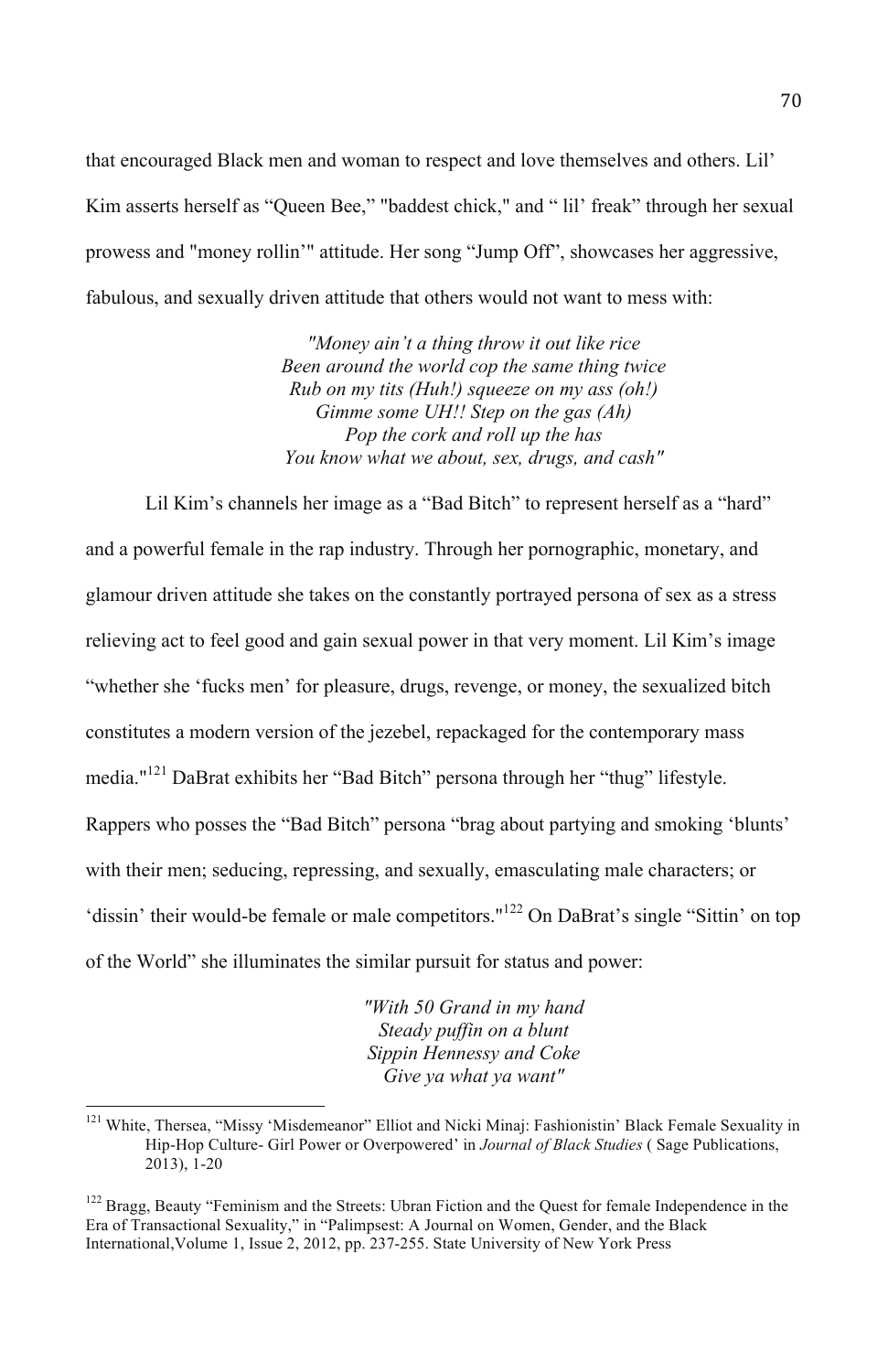that encouraged Black men and woman to respect and love themselves and others. Lil' Kim asserts herself as "Queen Bee," "baddest chick," and " lil' freak" through her sexual prowess and "money rollin'" attitude. Her song "Jump Off", showcases her aggressive, fabulous, and sexually driven attitude that others would not want to mess with:

> *"Money ain't a thing throw it out like rice*
> *Been around the world cop the same thing twice*
> *Rub on my tits (Huh!) squeeze on my ass (oh!)*
> *Gimme some UH!! Step on the gas (Ah)*
> *Pop the cork and roll up the has*
> *You know what we about, sex, drugs, and cash"*

Lil Kim's channels her image as a "Bad Bitch" to represent herself as a "hard" and a powerful female in the rap industry. Through her pornographic, monetary, and glamour driven attitude she takes on the constantly portrayed persona of sex as a stress relieving act to feel good and gain sexual power in that very moment. Lil Kim's image "whether she 'fucks men' for pleasure, drugs, revenge, or money, the sexualized bitch constitutes a modern version of the jezebel, repackaged for the contemporary mass media."[121] DaBrat exhibits her "Bad Bitch" persona through her "thug" lifestyle. Rappers who posses the "Bad Bitch" persona "brag about partying and smoking 'blunts' with their men; seducing, repressing, and sexually, emasculating male characters; or 'dissin' their would-be female or male competitors."[122] On DaBrat's single "Sittin' on top of the World" she illuminates the similar pursuit for status and power:

> *"With 50 Grand in my hand*
> *Steady puffin on a blunt*
> *Sippin Hennessy and Coke*
> *Give ya what ya want"*

---

[121] White, Thersea, "Missy 'Misdemeanor" Elliot and Nicki Minaj: Fashionistin' Black Female Sexuality in Hip-Hop Culture- Girl Power or Overpowered' in *Journal of Black Studies* ( Sage Publications, 2013), 1-20

[122] Bragg, Beauty "Feminism and the Streets: Ubran Fiction and the Quest for female Independence in the Era of Transactional Sexuality," in "Palimpsest: A Journal on Women, Gender, and the Black International,Volume 1, Issue 2, 2012, pp. 237-255. State University of New York Press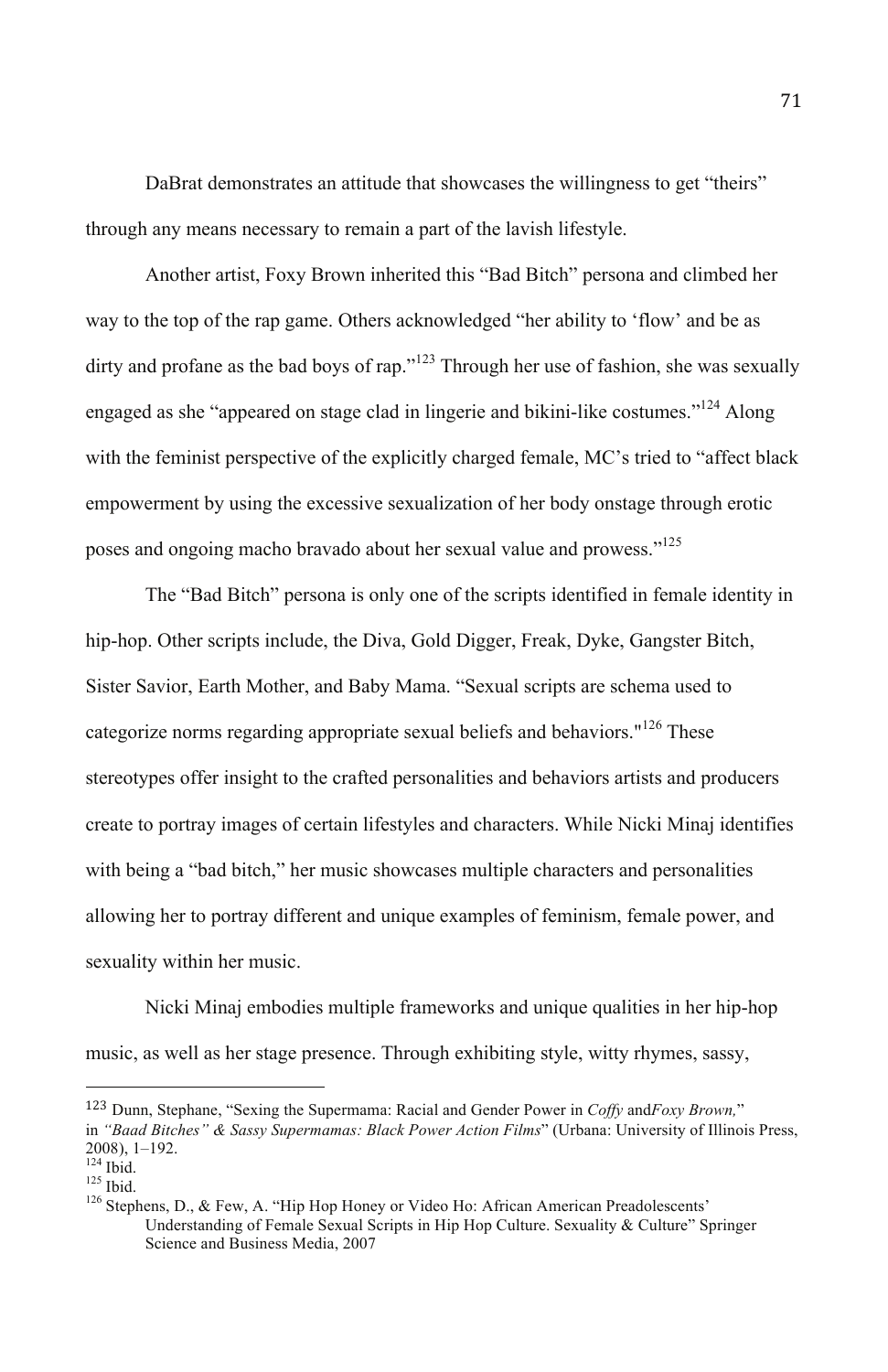DaBrat demonstrates an attitude that showcases the willingness to get "theirs" through any means necessary to remain a part of the lavish lifestyle.

Another artist, Foxy Brown inherited this "Bad Bitch" persona and climbed her way to the top of the rap game. Others acknowledged "her ability to 'flow' and be as dirty and profane as the bad boys of rap."[123] Through her use of fashion, she was sexually engaged as she "appeared on stage clad in lingerie and bikini-like costumes."[124] Along with the feminist perspective of the explicitly charged female, MC's tried to "affect black empowerment by using the excessive sexualization of her body onstage through erotic poses and ongoing macho bravado about her sexual value and prowess."[125]

The "Bad Bitch" persona is only one of the scripts identified in female identity in hip-hop. Other scripts include, the Diva, Gold Digger, Freak, Dyke, Gangster Bitch, Sister Savior, Earth Mother, and Baby Mama. "Sexual scripts are schema used to categorize norms regarding appropriate sexual beliefs and behaviors."[126] These stereotypes offer insight to the crafted personalities and behaviors artists and producers create to portray images of certain lifestyles and characters. While Nicki Minaj identifies with being a "bad bitch," her music showcases multiple characters and personalities allowing her to portray different and unique examples of feminism, female power, and sexuality within her music.

Nicki Minaj embodies multiple frameworks and unique qualities in her hip-hop music, as well as her stage presence. Through exhibiting style, witty rhymes, sassy,

---

[123] Dunn, Stephane, "Sexing the Supermama: Racial and Gender Power in *Coffy* and*Foxy Brown,*" in *"Baad Bitches" & Sassy Supermamas: Black Power Action Films*" (Urbana: University of Illinois Press, 2008), 1–192.

[124] Ibid.

[125] Ibid.

[126] Stephens, D., & Few, A. "Hip Hop Honey or Video Ho: African American Preadolescents' Understanding of Female Sexual Scripts in Hip Hop Culture. Sexuality & Culture" Springer Science and Business Media, 2007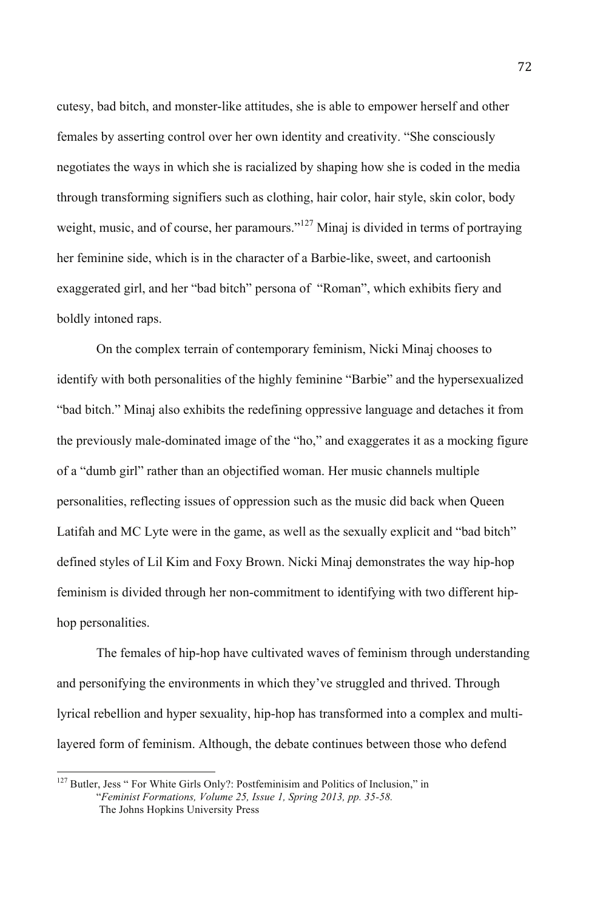cutesy, bad bitch, and monster-like attitudes, she is able to empower herself and other females by asserting control over her own identity and creativity. "She consciously negotiates the ways in which she is racialized by shaping how she is coded in the media through transforming signifiers such as clothing, hair color, hair style, skin color, body weight, music, and of course, her paramours."[127] Minaj is divided in terms of portraying her feminine side, which is in the character of a Barbie-like, sweet, and cartoonish exaggerated girl, and her "bad bitch" persona of "Roman", which exhibits fiery and boldly intoned raps.

On the complex terrain of contemporary feminism, Nicki Minaj chooses to identify with both personalities of the highly feminine "Barbie" and the hypersexualized "bad bitch." Minaj also exhibits the redefining oppressive language and detaches it from the previously male-dominated image of the "ho," and exaggerates it as a mocking figure of a "dumb girl" rather than an objectified woman. Her music channels multiple personalities, reflecting issues of oppression such as the music did back when Queen Latifah and MC Lyte were in the game, as well as the sexually explicit and "bad bitch" defined styles of Lil Kim and Foxy Brown. Nicki Minaj demonstrates the way hip-hop feminism is divided through her non-commitment to identifying with two different hip-hop personalities.

The females of hip-hop have cultivated waves of feminism through understanding and personifying the environments in which they've struggled and thrived. Through lyrical rebellion and hyper sexuality, hip-hop has transformed into a complex and multi-layered form of feminism. Although, the debate continues between those who defend

---

[127] Butler, Jess " For White Girls Only?: Postfeminisim and Politics of Inclusion," in "*Feminist Formations, Volume 25, Issue 1, Spring 2013, pp. 35-58.* The Johns Hopkins University Press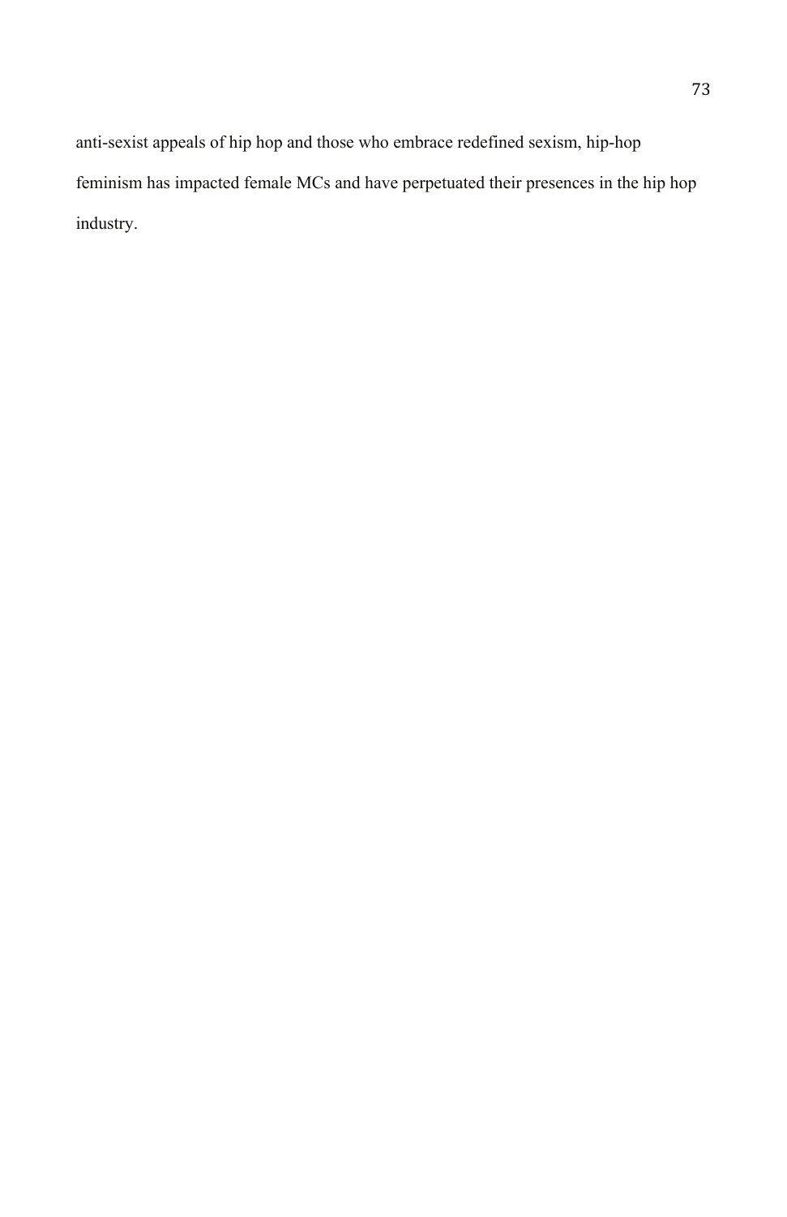anti-sexist appeals of hip hop and those who embrace redefined sexism, hip-hop feminism has impacted female MCs and have perpetuated their presences in the hip hop industry.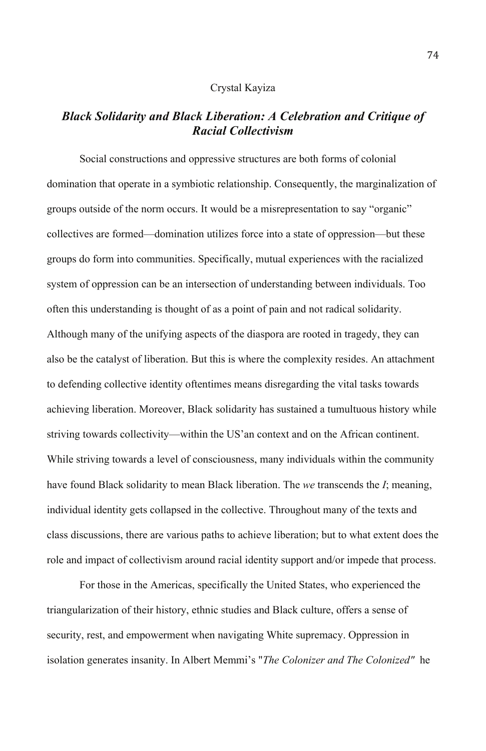Crystal Kayiza

## *Black Solidarity and Black Liberation: A Celebration and Critique of Racial Collectivism*

Social constructions and oppressive structures are both forms of colonial domination that operate in a symbiotic relationship. Consequently, the marginalization of groups outside of the norm occurs. It would be a misrepresentation to say "organic" collectives are formed—domination utilizes force into a state of oppression—but these groups do form into communities. Specifically, mutual experiences with the racialized system of oppression can be an intersection of understanding between individuals. Too often this understanding is thought of as a point of pain and not radical solidarity. Although many of the unifying aspects of the diaspora are rooted in tragedy, they can also be the catalyst of liberation. But this is where the complexity resides. An attachment to defending collective identity oftentimes means disregarding the vital tasks towards achieving liberation. Moreover, Black solidarity has sustained a tumultuous history while striving towards collectivity—within the US'an context and on the African continent. While striving towards a level of consciousness, many individuals within the community have found Black solidarity to mean Black liberation. The *we* transcends the *I*; meaning, individual identity gets collapsed in the collective. Throughout many of the texts and class discussions, there are various paths to achieve liberation; but to what extent does the role and impact of collectivism around racial identity support and/or impede that process.

For those in the Americas, specifically the United States, who experienced the triangularization of their history, ethnic studies and Black culture, offers a sense of security, rest, and empowerment when navigating White supremacy. Oppression in isolation generates insanity. In Albert Memmi's "*The Colonizer and The Colonized*" he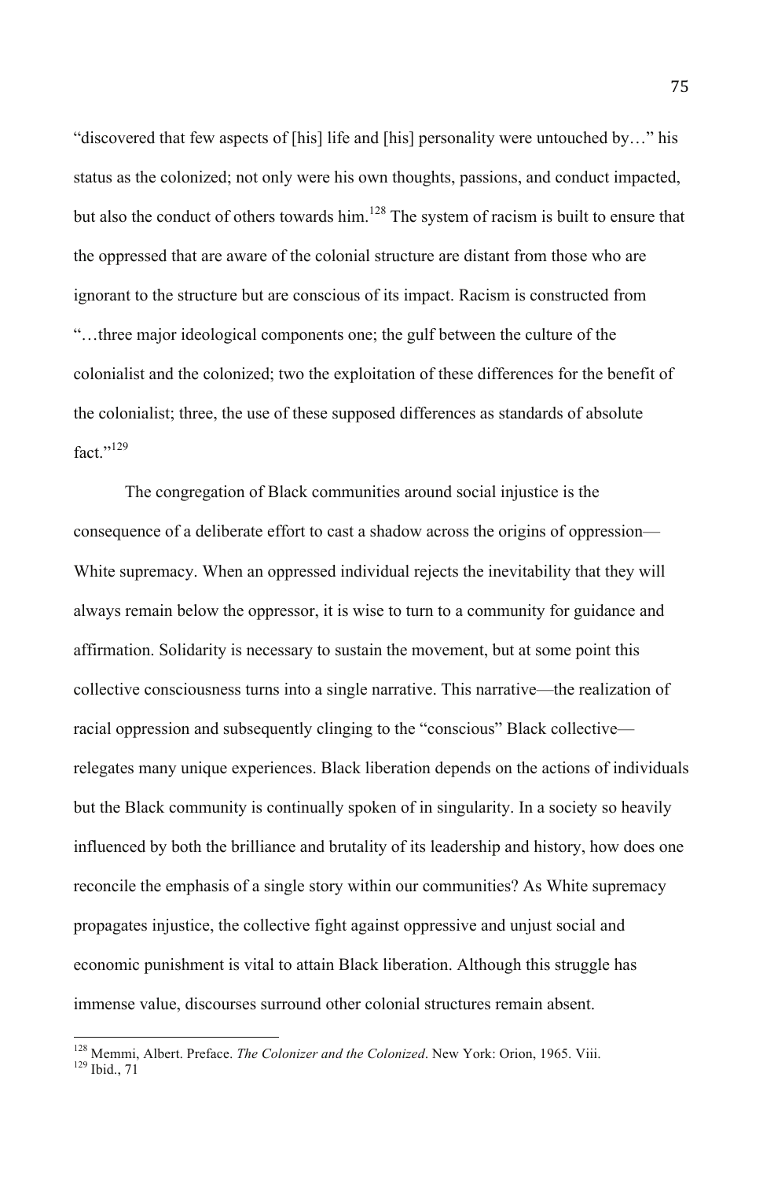"discovered that few aspects of [his] life and [his] personality were untouched by…" his status as the colonized; not only were his own thoughts, passions, and conduct impacted, but also the conduct of others towards him.[128] The system of racism is built to ensure that the oppressed that are aware of the colonial structure are distant from those who are ignorant to the structure but are conscious of its impact. Racism is constructed from "…three major ideological components one; the gulf between the culture of the colonialist and the colonized; two the exploitation of these differences for the benefit of the colonialist; three, the use of these supposed differences as standards of absolute fact."[129]

The congregation of Black communities around social injustice is the consequence of a deliberate effort to cast a shadow across the origins of oppression—White supremacy. When an oppressed individual rejects the inevitability that they will always remain below the oppressor, it is wise to turn to a community for guidance and affirmation. Solidarity is necessary to sustain the movement, but at some point this collective consciousness turns into a single narrative. This narrative—the realization of racial oppression and subsequently clinging to the "conscious" Black collective—relegates many unique experiences. Black liberation depends on the actions of individuals but the Black community is continually spoken of in singularity. In a society so heavily influenced by both the brilliance and brutality of its leadership and history, how does one reconcile the emphasis of a single story within our communities? As White supremacy propagates injustice, the collective fight against oppressive and unjust social and economic punishment is vital to attain Black liberation. Although this struggle has immense value, discourses surround other colonial structures remain absent.

[128] Memmi, Albert. Preface. *The Colonizer and the Colonized*. New York: Orion, 1965. Viii.

[129] Ibid., 71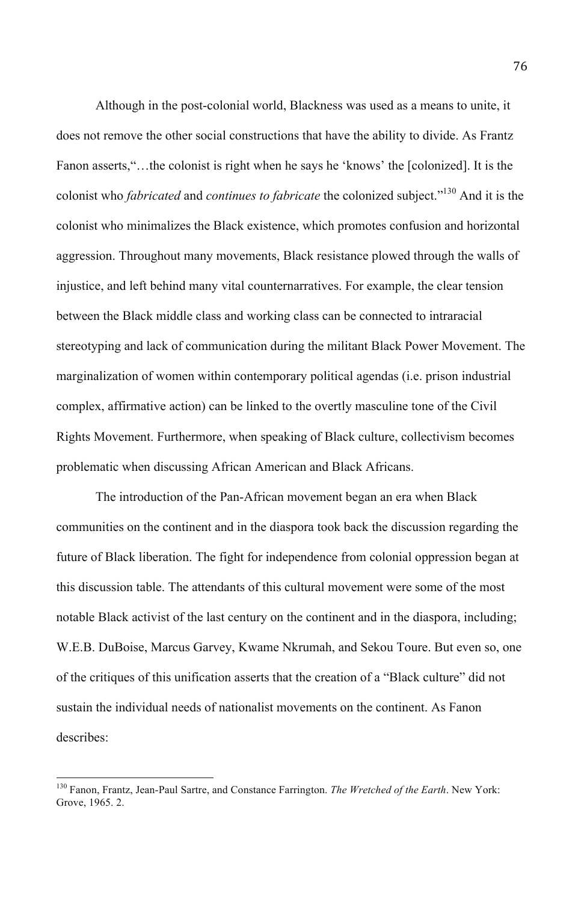Although in the post-colonial world, Blackness was used as a means to unite, it does not remove the other social constructions that have the ability to divide. As Frantz Fanon asserts,"…the colonist is right when he says he 'knows' the [colonized]. It is the colonist who *fabricated* and *continues to fabricate* the colonized subject."[130] And it is the colonist who minimalizes the Black existence, which promotes confusion and horizontal aggression. Throughout many movements, Black resistance plowed through the walls of injustice, and left behind many vital counternarratives. For example, the clear tension between the Black middle class and working class can be connected to intraracial stereotyping and lack of communication during the militant Black Power Movement. The marginalization of women within contemporary political agendas (i.e. prison industrial complex, affirmative action) can be linked to the overtly masculine tone of the Civil Rights Movement. Furthermore, when speaking of Black culture, collectivism becomes problematic when discussing African American and Black Africans.

The introduction of the Pan-African movement began an era when Black communities on the continent and in the diaspora took back the discussion regarding the future of Black liberation. The fight for independence from colonial oppression began at this discussion table. The attendants of this cultural movement were some of the most notable Black activist of the last century on the continent and in the diaspora, including; W.E.B. DuBoise, Marcus Garvey, Kwame Nkrumah, and Sekou Toure. But even so, one of the critiques of this unification asserts that the creation of a "Black culture" did not sustain the individual needs of nationalist movements on the continent. As Fanon describes:

---

[130] Fanon, Frantz, Jean-Paul Sartre, and Constance Farrington. *The Wretched of the Earth*. New York: Grove, 1965. 2.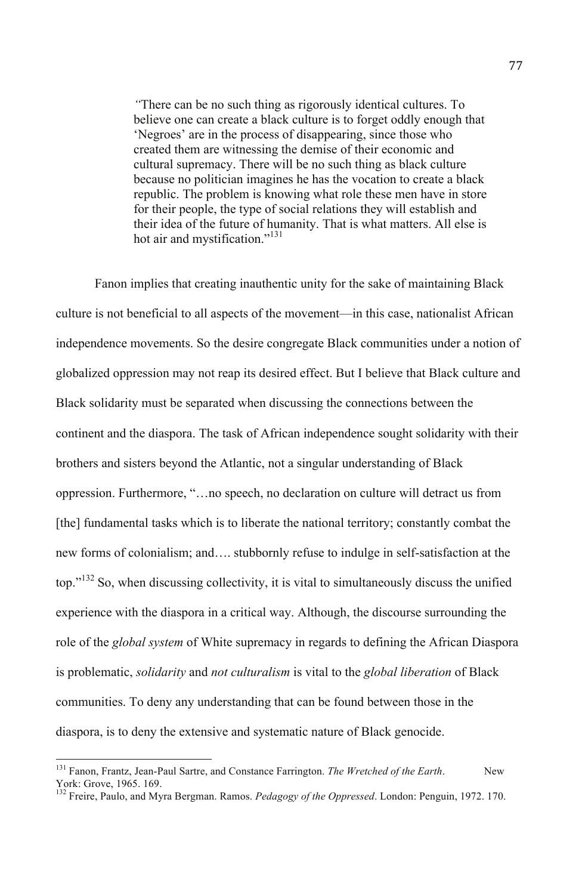> "There can be no such thing as rigorously identical cultures. To believe one can create a black culture is to forget oddly enough that 'Negroes' are in the process of disappearing, since those who created them are witnessing the demise of their economic and cultural supremacy. There will be no such thing as black culture because no politician imagines he has the vocation to create a black republic. The problem is knowing what role these men have in store for their people, the type of social relations they will establish and their idea of the future of humanity. That is what matters. All else is hot air and mystification."[131]

Fanon implies that creating inauthentic unity for the sake of maintaining Black culture is not beneficial to all aspects of the movement—in this case, nationalist African independence movements. So the desire congregate Black communities under a notion of globalized oppression may not reap its desired effect. But I believe that Black culture and Black solidarity must be separated when discussing the connections between the continent and the diaspora. The task of African independence sought solidarity with their brothers and sisters beyond the Atlantic, not a singular understanding of Black oppression. Furthermore, "…no speech, no declaration on culture will detract us from [the] fundamental tasks which is to liberate the national territory; constantly combat the new forms of colonialism; and…. stubbornly refuse to indulge in self-satisfaction at the top."[132] So, when discussing collectivity, it is vital to simultaneously discuss the unified experience with the diaspora in a critical way. Although, the discourse surrounding the role of the *global system* of White supremacy in regards to defining the African Diaspora is problematic, *solidarity* and *not culturalism* is vital to the *global liberation* of Black communities. To deny any understanding that can be found between those in the diaspora, is to deny the extensive and systematic nature of Black genocide.

---

[131] Fanon, Frantz, Jean-Paul Sartre, and Constance Farrington. *The Wretched of the Earth*. New York: Grove, 1965. 169.

[132] Freire, Paulo, and Myra Bergman. Ramos. *Pedagogy of the Oppressed*. London: Penguin, 1972. 170.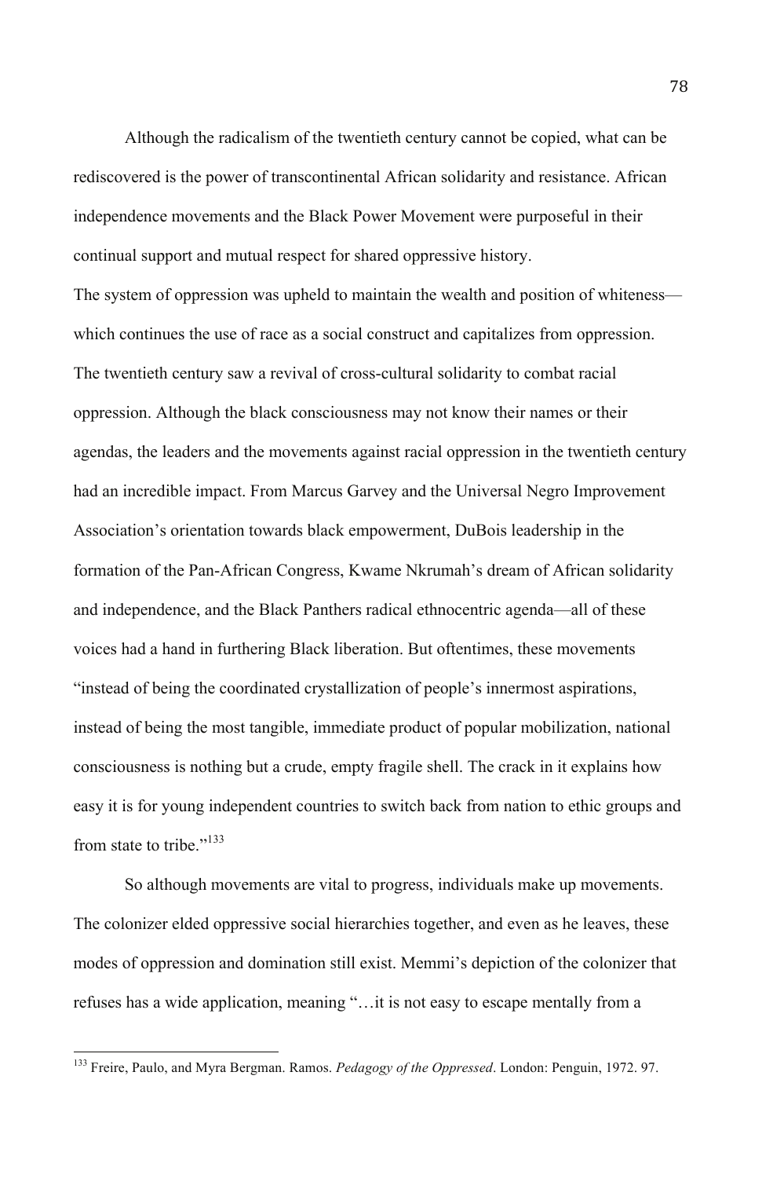Although the radicalism of the twentieth century cannot be copied, what can be rediscovered is the power of transcontinental African solidarity and resistance. African independence movements and the Black Power Movement were purposeful in their continual support and mutual respect for shared oppressive history.

The system of oppression was upheld to maintain the wealth and position of whiteness—which continues the use of race as a social construct and capitalizes from oppression. The twentieth century saw a revival of cross-cultural solidarity to combat racial oppression. Although the black consciousness may not know their names or their agendas, the leaders and the movements against racial oppression in the twentieth century had an incredible impact. From Marcus Garvey and the Universal Negro Improvement Association's orientation towards black empowerment, DuBois leadership in the formation of the Pan-African Congress, Kwame Nkrumah's dream of African solidarity and independence, and the Black Panthers radical ethnocentric agenda—all of these voices had a hand in furthering Black liberation. But oftentimes, these movements "instead of being the coordinated crystallization of people's innermost aspirations, instead of being the most tangible, immediate product of popular mobilization, national consciousness is nothing but a crude, empty fragile shell. The crack in it explains how easy it is for young independent countries to switch back from nation to ethic groups and from state to tribe."[133]

So although movements are vital to progress, individuals make up movements. The colonizer elded oppressive social hierarchies together, and even as he leaves, these modes of oppression and domination still exist. Memmi's depiction of the colonizer that refuses has a wide application, meaning "…it is not easy to escape mentally from a

---

[133] Freire, Paulo, and Myra Bergman. Ramos. *Pedagogy of the Oppressed*. London: Penguin, 1972. 97.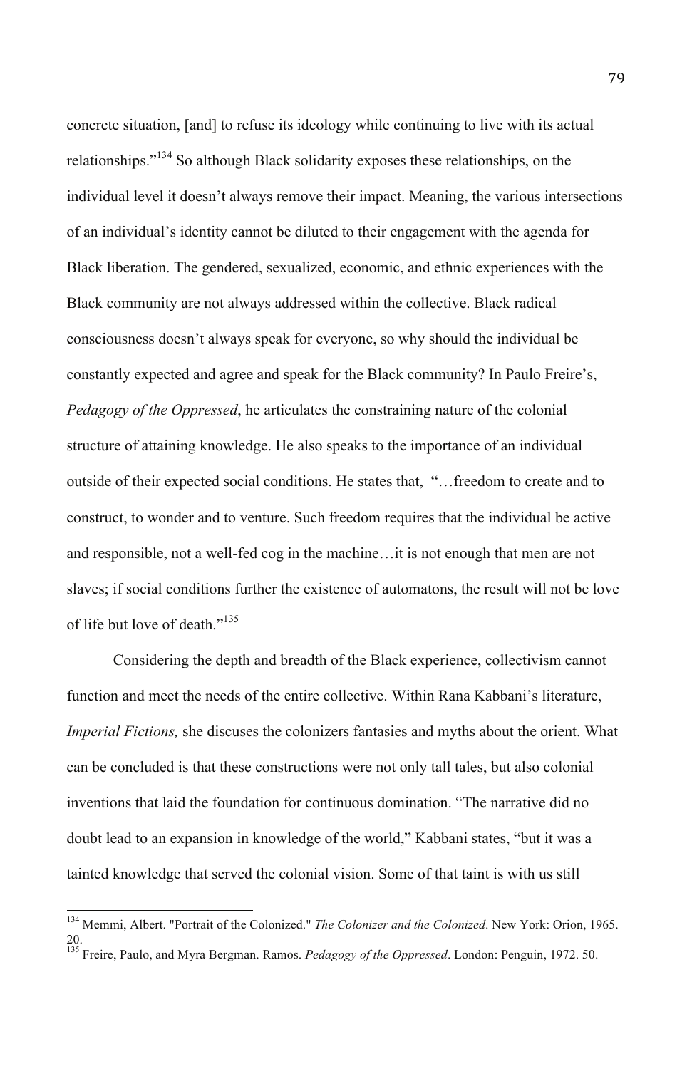concrete situation, [and] to refuse its ideology while continuing to live with its actual relationships."[134] So although Black solidarity exposes these relationships, on the individual level it doesn't always remove their impact. Meaning, the various intersections of an individual's identity cannot be diluted to their engagement with the agenda for Black liberation. The gendered, sexualized, economic, and ethnic experiences with the Black community are not always addressed within the collective. Black radical consciousness doesn't always speak for everyone, so why should the individual be constantly expected and agree and speak for the Black community? In Paulo Freire's, *Pedagogy of the Oppressed*, he articulates the constraining nature of the colonial structure of attaining knowledge. He also speaks to the importance of an individual outside of their expected social conditions. He states that, "…freedom to create and to construct, to wonder and to venture. Such freedom requires that the individual be active and responsible, not a well-fed cog in the machine…it is not enough that men are not slaves; if social conditions further the existence of automatons, the result will not be love of life but love of death."[135]

Considering the depth and breadth of the Black experience, collectivism cannot function and meet the needs of the entire collective. Within Rana Kabbani's literature, *Imperial Fictions,* she discuses the colonizers fantasies and myths about the orient. What can be concluded is that these constructions were not only tall tales, but also colonial inventions that laid the foundation for continuous domination. "The narrative did no doubt lead to an expansion in knowledge of the world," Kabbani states, "but it was a tainted knowledge that served the colonial vision. Some of that taint is with us still

---

[134] Memmi, Albert. "Portrait of the Colonized." *The Colonizer and the Colonized*. New York: Orion, 1965. 20.

[135] Freire, Paulo, and Myra Bergman. Ramos. *Pedagogy of the Oppressed*. London: Penguin, 1972. 50.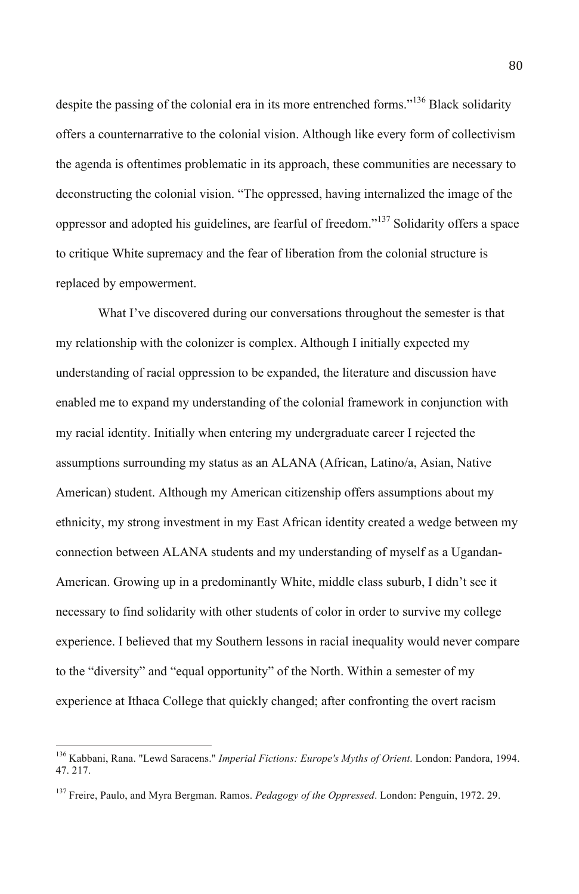despite the passing of the colonial era in its more entrenched forms."[136] Black solidarity offers a counternarrative to the colonial vision. Although like every form of collectivism the agenda is oftentimes problematic in its approach, these communities are necessary to deconstructing the colonial vision. "The oppressed, having internalized the image of the oppressor and adopted his guidelines, are fearful of freedom."[137] Solidarity offers a space to critique White supremacy and the fear of liberation from the colonial structure is replaced by empowerment.

What I've discovered during our conversations throughout the semester is that my relationship with the colonizer is complex. Although I initially expected my understanding of racial oppression to be expanded, the literature and discussion have enabled me to expand my understanding of the colonial framework in conjunction with my racial identity. Initially when entering my undergraduate career I rejected the assumptions surrounding my status as an ALANA (African, Latino/a, Asian, Native American) student. Although my American citizenship offers assumptions about my ethnicity, my strong investment in my East African identity created a wedge between my connection between ALANA students and my understanding of myself as a Ugandan-American. Growing up in a predominantly White, middle class suburb, I didn't see it necessary to find solidarity with other students of color in order to survive my college experience. I believed that my Southern lessons in racial inequality would never compare to the "diversity" and "equal opportunity" of the North. Within a semester of my experience at Ithaca College that quickly changed; after confronting the overt racism

---

[136] Kabbani, Rana. "Lewd Saracens." *Imperial Fictions: Europe's Myths of Orient*. London: Pandora, 1994. 47. 217.

[137] Freire, Paulo, and Myra Bergman. Ramos. *Pedagogy of the Oppressed*. London: Penguin, 1972. 29.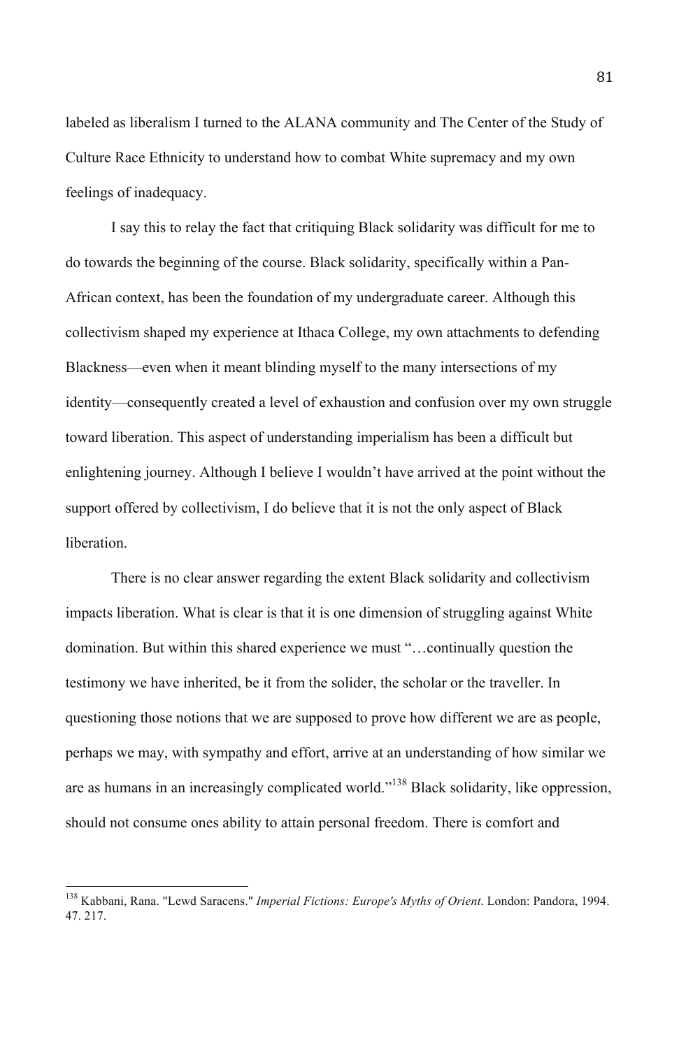labeled as liberalism I turned to the ALANA community and The Center of the Study of Culture Race Ethnicity to understand how to combat White supremacy and my own feelings of inadequacy.

I say this to relay the fact that critiquing Black solidarity was difficult for me to do towards the beginning of the course. Black solidarity, specifically within a Pan-African context, has been the foundation of my undergraduate career. Although this collectivism shaped my experience at Ithaca College, my own attachments to defending Blackness—even when it meant blinding myself to the many intersections of my identity—consequently created a level of exhaustion and confusion over my own struggle toward liberation. This aspect of understanding imperialism has been a difficult but enlightening journey. Although I believe I wouldn't have arrived at the point without the support offered by collectivism, I do believe that it is not the only aspect of Black liberation.

There is no clear answer regarding the extent Black solidarity and collectivism impacts liberation. What is clear is that it is one dimension of struggling against White domination. But within this shared experience we must "…continually question the testimony we have inherited, be it from the solider, the scholar or the traveller. In questioning those notions that we are supposed to prove how different we are as people, perhaps we may, with sympathy and effort, arrive at an understanding of how similar we are as humans in an increasingly complicated world."[138] Black solidarity, like oppression, should not consume ones ability to attain personal freedom. There is comfort and

[138] Kabbani, Rana. "Lewd Saracens." *Imperial Fictions: Europe's Myths of Orient*. London: Pandora, 1994. 47. 217.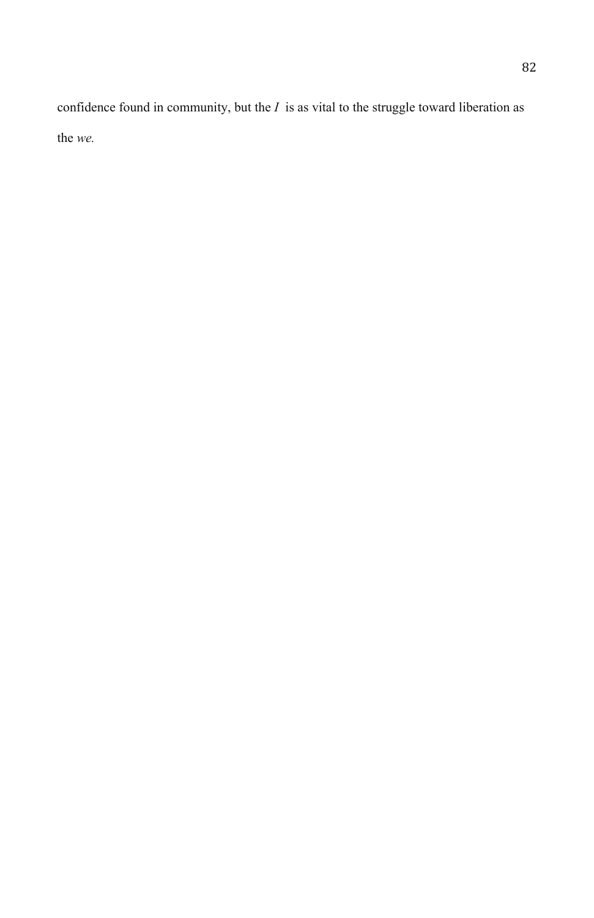confidence found in community, but the *I* is as vital to the struggle toward liberation as the *we.*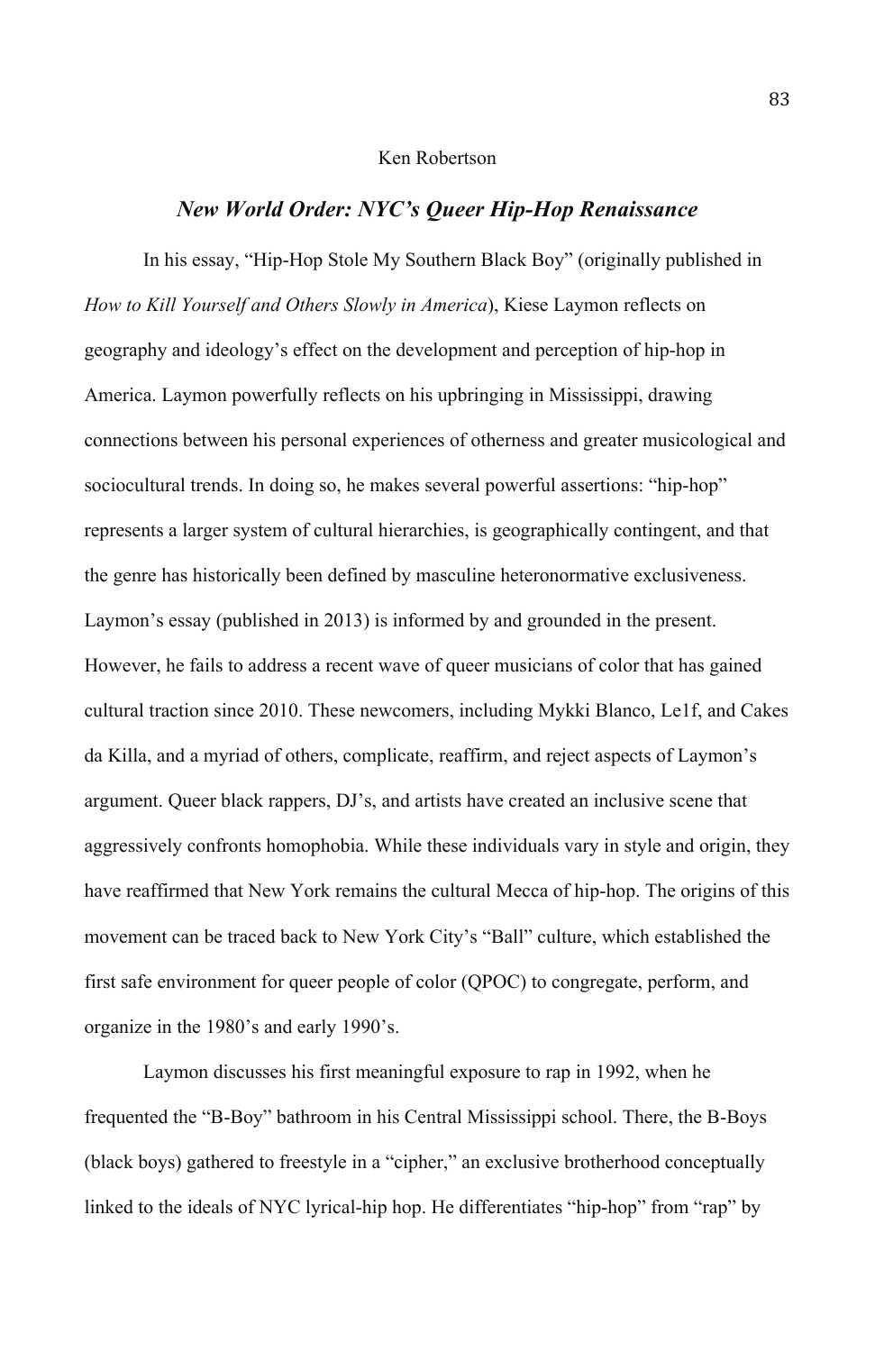Ken Robertson

## *New World Order: NYC's Queer Hip-Hop Renaissance*

In his essay, "Hip-Hop Stole My Southern Black Boy" (originally published in *How to Kill Yourself and Others Slowly in America*), Kiese Laymon reflects on geography and ideology's effect on the development and perception of hip-hop in America. Laymon powerfully reflects on his upbringing in Mississippi, drawing connections between his personal experiences of otherness and greater musicological and sociocultural trends. In doing so, he makes several powerful assertions: "hip-hop" represents a larger system of cultural hierarchies, is geographically contingent, and that the genre has historically been defined by masculine heteronormative exclusiveness. Laymon's essay (published in 2013) is informed by and grounded in the present. However, he fails to address a recent wave of queer musicians of color that has gained cultural traction since 2010. These newcomers, including Mykki Blanco, Le1f, and Cakes da Killa, and a myriad of others, complicate, reaffirm, and reject aspects of Laymon's argument. Queer black rappers, DJ's, and artists have created an inclusive scene that aggressively confronts homophobia. While these individuals vary in style and origin, they have reaffirmed that New York remains the cultural Mecca of hip-hop. The origins of this movement can be traced back to New York City's "Ball" culture, which established the first safe environment for queer people of color (QPOC) to congregate, perform, and organize in the 1980's and early 1990's.

Laymon discusses his first meaningful exposure to rap in 1992, when he frequented the "B-Boy" bathroom in his Central Mississippi school. There, the B-Boys (black boys) gathered to freestyle in a "cipher," an exclusive brotherhood conceptually linked to the ideals of NYC lyrical-hip hop. He differentiates "hip-hop" from "rap" by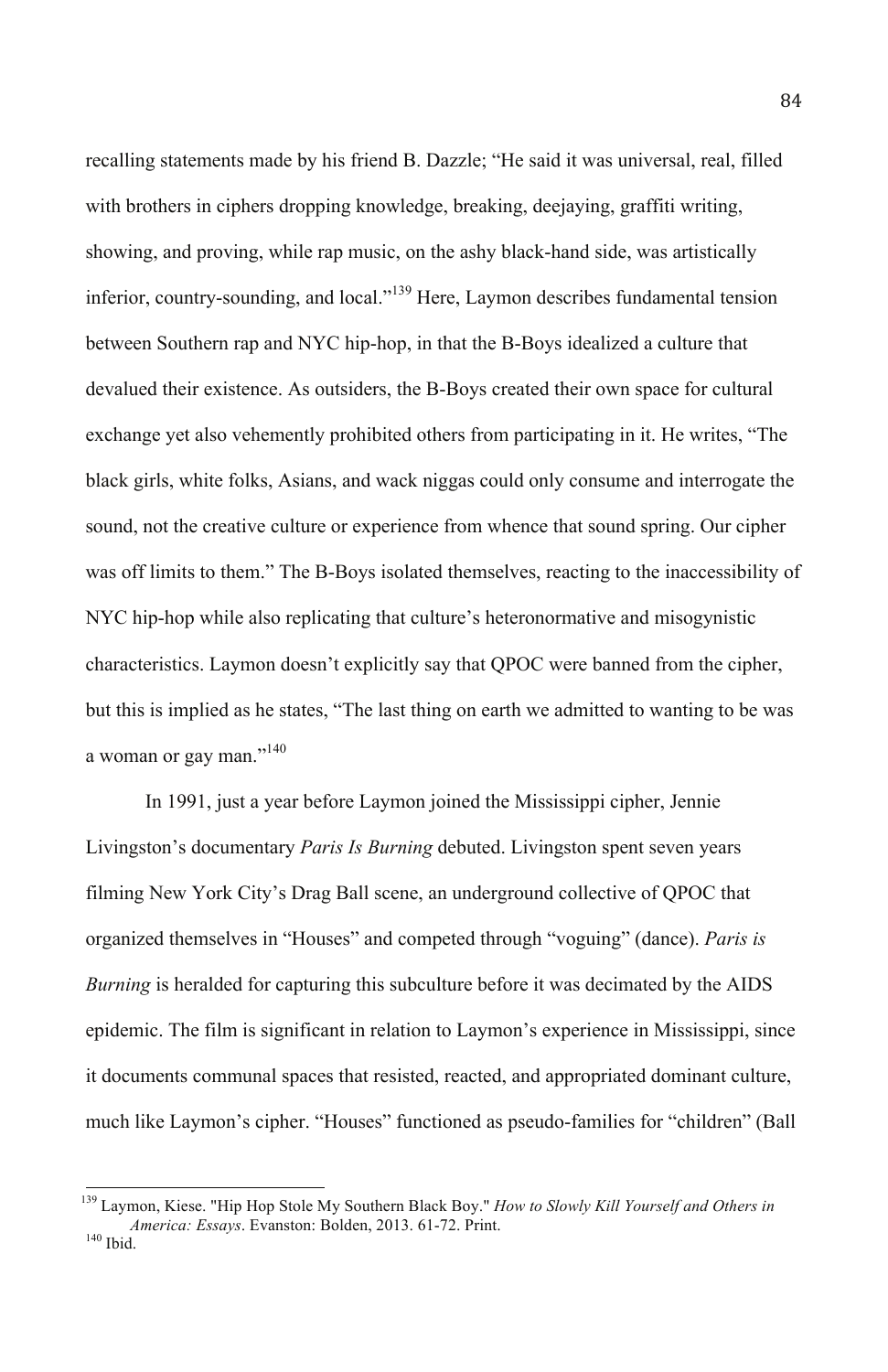recalling statements made by his friend B. Dazzle; "He said it was universal, real, filled with brothers in ciphers dropping knowledge, breaking, deejaying, graffiti writing, showing, and proving, while rap music, on the ashy black-hand side, was artistically inferior, country-sounding, and local."[139] Here, Laymon describes fundamental tension between Southern rap and NYC hip-hop, in that the B-Boys idealized a culture that devalued their existence. As outsiders, the B-Boys created their own space for cultural exchange yet also vehemently prohibited others from participating in it. He writes, "The black girls, white folks, Asians, and wack niggas could only consume and interrogate the sound, not the creative culture or experience from whence that sound spring. Our cipher was off limits to them." The B-Boys isolated themselves, reacting to the inaccessibility of NYC hip-hop while also replicating that culture's heteronormative and misogynistic characteristics. Laymon doesn't explicitly say that QPOC were banned from the cipher, but this is implied as he states, "The last thing on earth we admitted to wanting to be was a woman or gay man."[140]

In 1991, just a year before Laymon joined the Mississippi cipher, Jennie Livingston's documentary *Paris Is Burning* debuted. Livingston spent seven years filming New York City's Drag Ball scene, an underground collective of QPOC that organized themselves in "Houses" and competed through "voguing" (dance). *Paris is Burning* is heralded for capturing this subculture before it was decimated by the AIDS epidemic. The film is significant in relation to Laymon's experience in Mississippi, since it documents communal spaces that resisted, reacted, and appropriated dominant culture, much like Laymon's cipher. "Houses" functioned as pseudo-families for "children" (Ball

---

[139] Laymon, Kiese. "Hip Hop Stole My Southern Black Boy." *How to Slowly Kill Yourself and Others in America: Essays*. Evanston: Bolden, 2013. 61-72. Print.

[140] Ibid.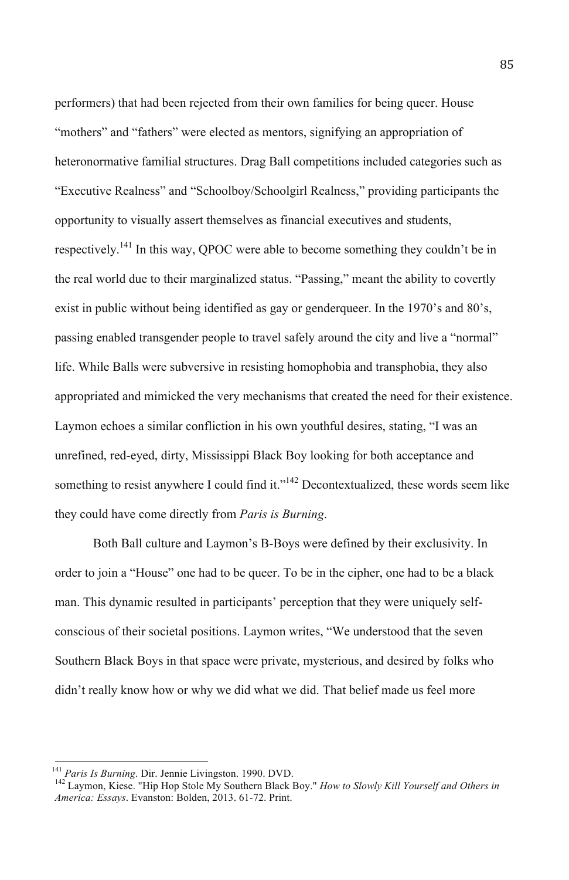performers) that had been rejected from their own families for being queer. House "mothers" and "fathers" were elected as mentors, signifying an appropriation of heteronormative familial structures. Drag Ball competitions included categories such as "Executive Realness" and "Schoolboy/Schoolgirl Realness," providing participants the opportunity to visually assert themselves as financial executives and students, respectively.[141] In this way, QPOC were able to become something they couldn't be in the real world due to their marginalized status. "Passing," meant the ability to covertly exist in public without being identified as gay or genderqueer. In the 1970's and 80's, passing enabled transgender people to travel safely around the city and live a "normal" life. While Balls were subversive in resisting homophobia and transphobia, they also appropriated and mimicked the very mechanisms that created the need for their existence. Laymon echoes a similar confliction in his own youthful desires, stating, "I was an unrefined, red-eyed, dirty, Mississippi Black Boy looking for both acceptance and something to resist anywhere I could find it."[142] Decontextualized, these words seem like they could have come directly from *Paris is Burning*.

Both Ball culture and Laymon's B-Boys were defined by their exclusivity. In order to join a "House" one had to be queer. To be in the cipher, one had to be a black man. This dynamic resulted in participants' perception that they were uniquely self-conscious of their societal positions. Laymon writes, "We understood that the seven Southern Black Boys in that space were private, mysterious, and desired by folks who didn't really know how or why we did what we did. That belief made us feel more

---

[141] *Paris Is Burning*. Dir. Jennie Livingston. 1990. DVD.

[142] Laymon, Kiese. "Hip Hop Stole My Southern Black Boy." *How to Slowly Kill Yourself and Others in America: Essays*. Evanston: Bolden, 2013. 61-72. Print.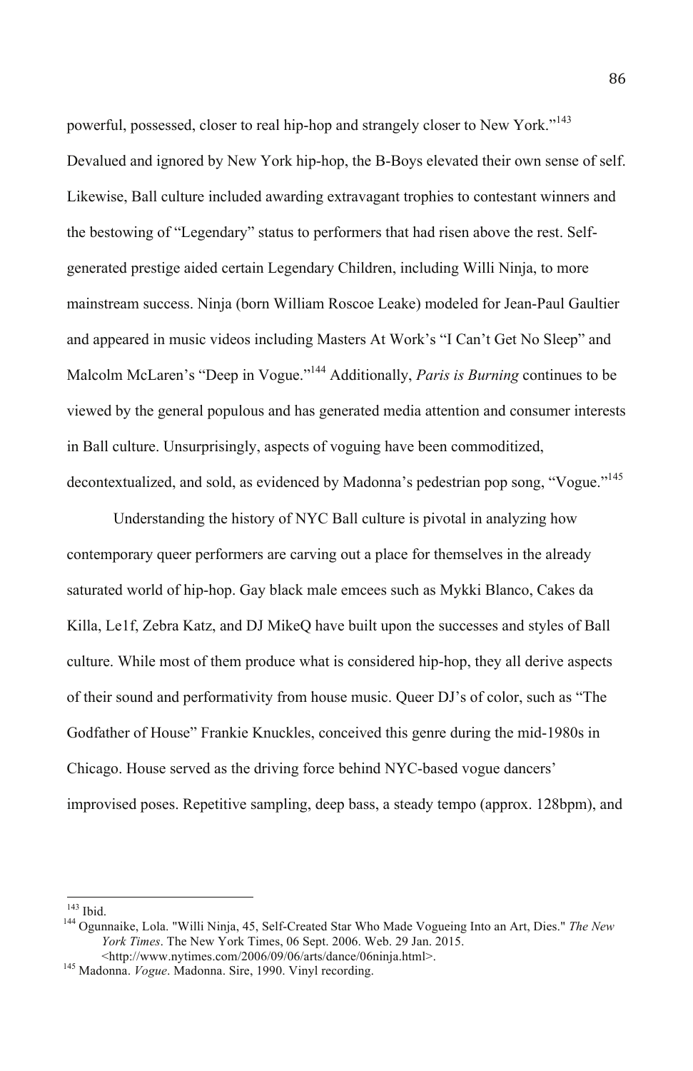powerful, possessed, closer to real hip-hop and strangely closer to New York."[143] Devalued and ignored by New York hip-hop, the B-Boys elevated their own sense of self. Likewise, Ball culture included awarding extravagant trophies to contestant winners and the bestowing of "Legendary" status to performers that had risen above the rest. Self-generated prestige aided certain Legendary Children, including Willi Ninja, to more mainstream success. Ninja (born William Roscoe Leake) modeled for Jean-Paul Gaultier and appeared in music videos including Masters At Work's "I Can't Get No Sleep" and Malcolm McLaren's "Deep in Vogue."[144] Additionally, *Paris is Burning* continues to be viewed by the general populous and has generated media attention and consumer interests in Ball culture. Unsurprisingly, aspects of voguing have been commoditized, decontextualized, and sold, as evidenced by Madonna's pedestrian pop song, "Vogue."[145]

Understanding the history of NYC Ball culture is pivotal in analyzing how contemporary queer performers are carving out a place for themselves in the already saturated world of hip-hop. Gay black male emcees such as Mykki Blanco, Cakes da Killa, Le1f, Zebra Katz, and DJ MikeQ have built upon the successes and styles of Ball culture. While most of them produce what is considered hip-hop, they all derive aspects of their sound and performativity from house music. Queer DJ's of color, such as "The Godfather of House" Frankie Knuckles, conceived this genre during the mid-1980s in Chicago. House served as the driving force behind NYC-based vogue dancers' improvised poses. Repetitive sampling, deep bass, a steady tempo (approx. 128bpm), and

---

[143] Ibid.

[144] Ogunnaike, Lola. "Willi Ninja, 45, Self-Created Star Who Made Vogueing Into an Art, Dies." *The New York Times*. The New York Times, 06 Sept. 2006. Web. 29 Jan. 2015. <http://www.nytimes.com/2006/09/06/arts/dance/06ninja.html>.

[145] Madonna. *Vogue*. Madonna. Sire, 1990. Vinyl recording.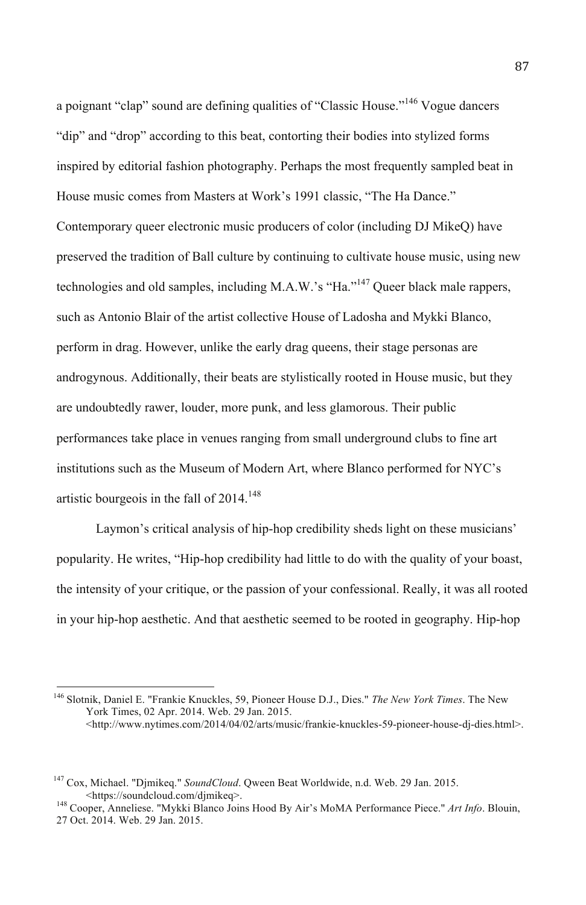a poignant "clap" sound are defining qualities of "Classic House."[146] Vogue dancers "dip" and "drop" according to this beat, contorting their bodies into stylized forms inspired by editorial fashion photography. Perhaps the most frequently sampled beat in House music comes from Masters at Work's 1991 classic, "The Ha Dance." Contemporary queer electronic music producers of color (including DJ MikeQ) have preserved the tradition of Ball culture by continuing to cultivate house music, using new technologies and old samples, including M.A.W.'s "Ha."[147] Queer black male rappers, such as Antonio Blair of the artist collective House of Ladosha and Mykki Blanco, perform in drag. However, unlike the early drag queens, their stage personas are androgynous. Additionally, their beats are stylistically rooted in House music, but they are undoubtedly rawer, louder, more punk, and less glamorous. Their public performances take place in venues ranging from small underground clubs to fine art institutions such as the Museum of Modern Art, where Blanco performed for NYC's artistic bourgeois in the fall of 2014.[148]

Laymon's critical analysis of hip-hop credibility sheds light on these musicians' popularity. He writes, "Hip-hop credibility had little to do with the quality of your boast, the intensity of your critique, or the passion of your confessional. Really, it was all rooted in your hip-hop aesthetic. And that aesthetic seemed to be rooted in geography. Hip-hop

---

[146] Slotnik, Daniel E. "Frankie Knuckles, 59, Pioneer House D.J., Dies." *The New York Times*. The New York Times, 02 Apr. 2014. Web. 29 Jan. 2015. <http://www.nytimes.com/2014/04/02/arts/music/frankie-knuckles-59-pioneer-house-dj-dies.html>.

[147] Cox, Michael. "Djmikeq." *SoundCloud*. Qween Beat Worldwide, n.d. Web. 29 Jan. 2015. <https://soundcloud.com/djmikeq>.

[148] Cooper, Anneliese. "Mykki Blanco Joins Hood By Air's MoMA Performance Piece." *Art Info*. Blouin, 27 Oct. 2014. Web. 29 Jan. 2015.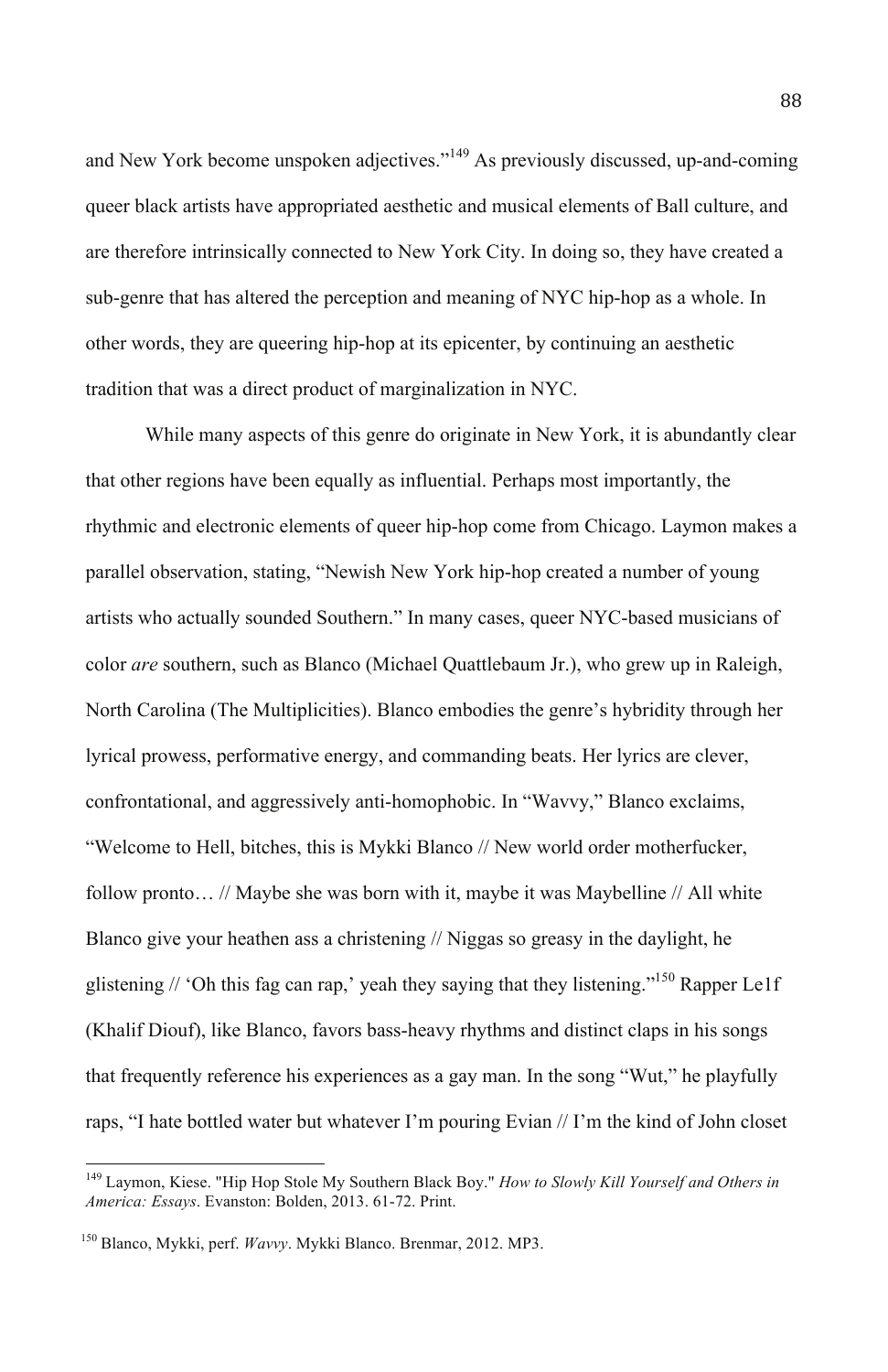and New York become unspoken adjectives."[149] As previously discussed, up-and-coming queer black artists have appropriated aesthetic and musical elements of Ball culture, and are therefore intrinsically connected to New York City. In doing so, they have created a sub-genre that has altered the perception and meaning of NYC hip-hop as a whole. In other words, they are queering hip-hop at its epicenter, by continuing an aesthetic tradition that was a direct product of marginalization in NYC.

While many aspects of this genre do originate in New York, it is abundantly clear that other regions have been equally as influential. Perhaps most importantly, the rhythmic and electronic elements of queer hip-hop come from Chicago. Laymon makes a parallel observation, stating, "Newish New York hip-hop created a number of young artists who actually sounded Southern." In many cases, queer NYC-based musicians of color *are* southern, such as Blanco (Michael Quattlebaum Jr.), who grew up in Raleigh, North Carolina (The Multiplicities). Blanco embodies the genre's hybridity through her lyrical prowess, performative energy, and commanding beats. Her lyrics are clever, confrontational, and aggressively anti-homophobic. In "Wavvy," Blanco exclaims, "Welcome to Hell, bitches, this is Mykki Blanco // New world order motherfucker, follow pronto… // Maybe she was born with it, maybe it was Maybelline // All white Blanco give your heathen ass a christening // Niggas so greasy in the daylight, he glistening // 'Oh this fag can rap,' yeah they saying that they listening."[150] Rapper Le1f (Khalif Diouf), like Blanco, favors bass-heavy rhythms and distinct claps in his songs that frequently reference his experiences as a gay man. In the song "Wut," he playfully raps, "I hate bottled water but whatever I'm pouring Evian // I'm the kind of John closet

---

[149] Laymon, Kiese. "Hip Hop Stole My Southern Black Boy." *How to Slowly Kill Yourself and Others in America: Essays*. Evanston: Bolden, 2013. 61-72. Print.

[150] Blanco, Mykki, perf. *Wavvy*. Mykki Blanco. Brenmar, 2012. MP3.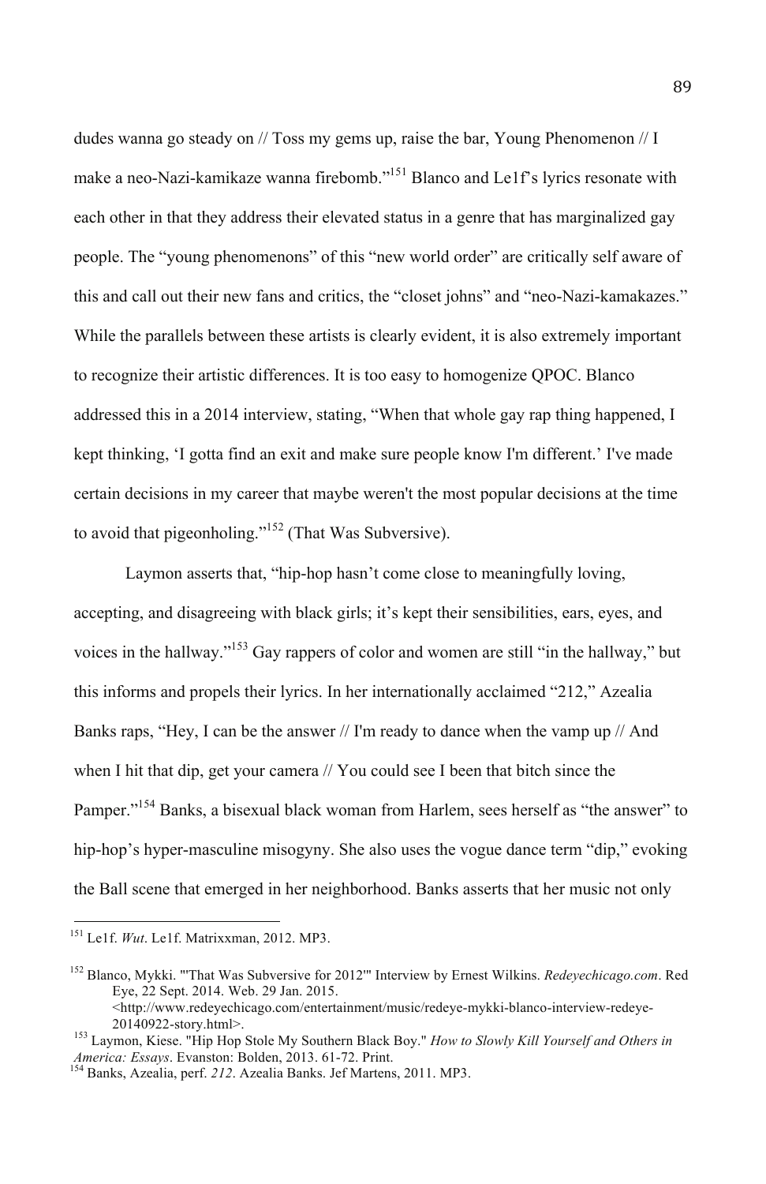dudes wanna go steady on // Toss my gems up, raise the bar, Young Phenomenon // I make a neo-Nazi-kamikaze wanna firebomb."[151] Blanco and Le1f's lyrics resonate with each other in that they address their elevated status in a genre that has marginalized gay people. The "young phenomenons" of this "new world order" are critically self aware of this and call out their new fans and critics, the "closet johns" and "neo-Nazi-kamakazes." While the parallels between these artists is clearly evident, it is also extremely important to recognize their artistic differences. It is too easy to homogenize QPOC. Blanco addressed this in a 2014 interview, stating, "When that whole gay rap thing happened, I kept thinking, 'I gotta find an exit and make sure people know I'm different.' I've made certain decisions in my career that maybe weren't the most popular decisions at the time to avoid that pigeonholing."[152] (That Was Subversive).

Laymon asserts that, "hip-hop hasn't come close to meaningfully loving, accepting, and disagreeing with black girls; it's kept their sensibilities, ears, eyes, and voices in the hallway."[153] Gay rappers of color and women are still "in the hallway," but this informs and propels their lyrics. In her internationally acclaimed "212," Azealia Banks raps, "Hey, I can be the answer // I'm ready to dance when the vamp up // And when I hit that dip, get your camera // You could see I been that bitch since the Pamper."[154] Banks, a bisexual black woman from Harlem, sees herself as "the answer" to hip-hop's hyper-masculine misogyny. She also uses the vogue dance term "dip," evoking the Ball scene that emerged in her neighborhood. Banks asserts that her music not only

---

[151] Le1f. *Wut*. Le1f. Matrixxman, 2012. MP3.

[152] Blanco, Mykki. "'That Was Subversive for 2012'" Interview by Ernest Wilkins. *Redeyechicago.com*. Red Eye, 22 Sept. 2014. Web. 29 Jan. 2015. <http://www.redeyechicago.com/entertainment/music/redeye-mykki-blanco-interview-redeye-20140922-story.html>.

[153] Laymon, Kiese. "Hip Hop Stole My Southern Black Boy." *How to Slowly Kill Yourself and Others in America: Essays*. Evanston: Bolden, 2013. 61-72. Print.

[154] Banks, Azealia, perf. *212*. Azealia Banks. Jef Martens, 2011. MP3.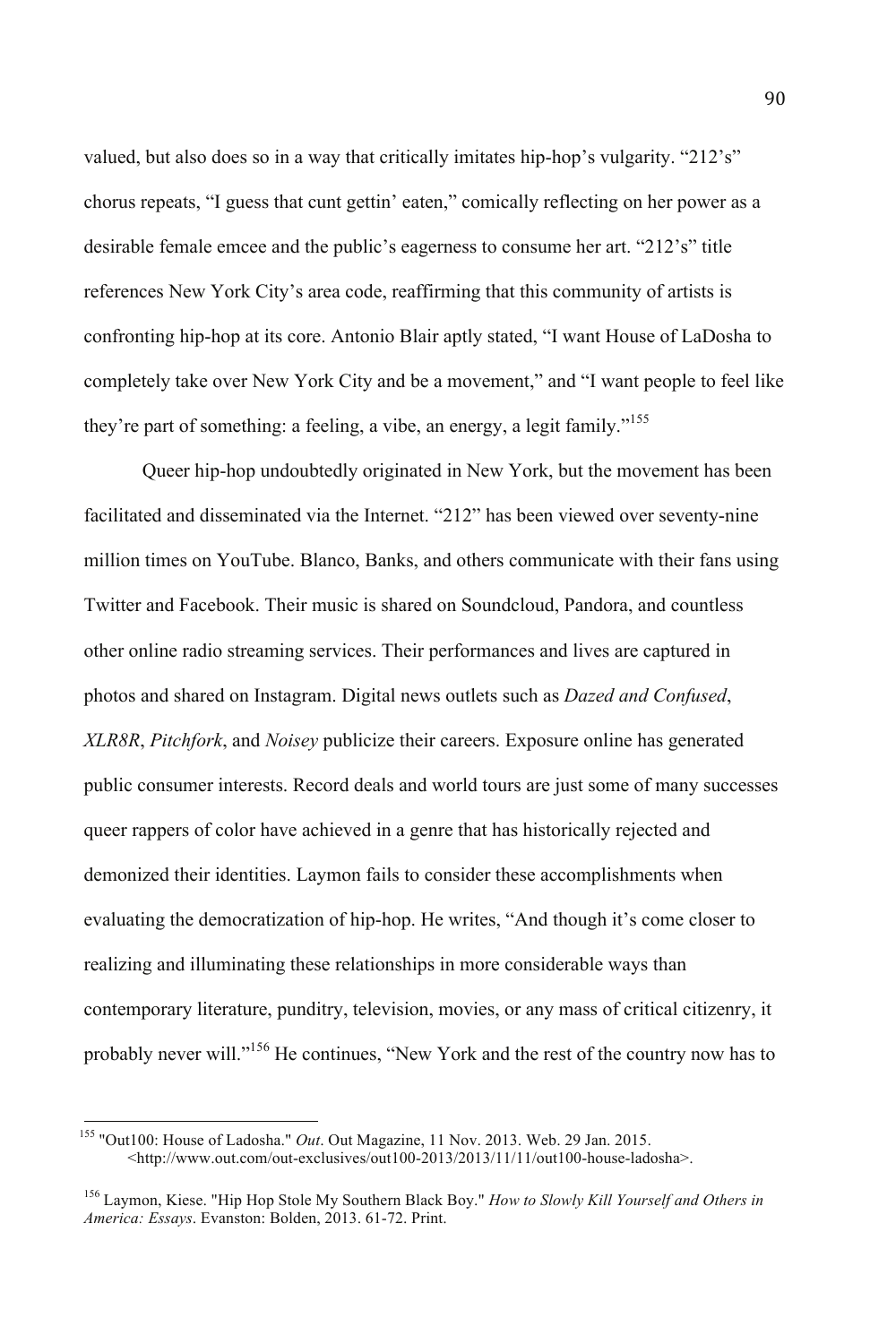valued, but also does so in a way that critically imitates hip-hop's vulgarity. "212's" chorus repeats, "I guess that cunt gettin' eaten," comically reflecting on her power as a desirable female emcee and the public's eagerness to consume her art. "212's" title references New York City's area code, reaffirming that this community of artists is confronting hip-hop at its core. Antonio Blair aptly stated, "I want House of LaDosha to completely take over New York City and be a movement," and "I want people to feel like they're part of something: a feeling, a vibe, an energy, a legit family."[155]

Queer hip-hop undoubtedly originated in New York, but the movement has been facilitated and disseminated via the Internet. "212" has been viewed over seventy-nine million times on YouTube. Blanco, Banks, and others communicate with their fans using Twitter and Facebook. Their music is shared on Soundcloud, Pandora, and countless other online radio streaming services. Their performances and lives are captured in photos and shared on Instagram. Digital news outlets such as *Dazed and Confused*, *XLR8R*, *Pitchfork*, and *Noisey* publicize their careers. Exposure online has generated public consumer interests. Record deals and world tours are just some of many successes queer rappers of color have achieved in a genre that has historically rejected and demonized their identities. Laymon fails to consider these accomplishments when evaluating the democratization of hip-hop. He writes, "And though it's come closer to realizing and illuminating these relationships in more considerable ways than contemporary literature, punditry, television, movies, or any mass of critical citizenry, it probably never will."[156] He continues, "New York and the rest of the country now has to

---

[155] "Out100: House of Ladosha." *Out*. Out Magazine, 11 Nov. 2013. Web. 29 Jan. 2015. <http://www.out.com/out-exclusives/out100-2013/2013/11/11/out100-house-ladosha>.

[156] Laymon, Kiese. "Hip Hop Stole My Southern Black Boy." *How to Slowly Kill Yourself and Others in America: Essays*. Evanston: Bolden, 2013. 61-72. Print.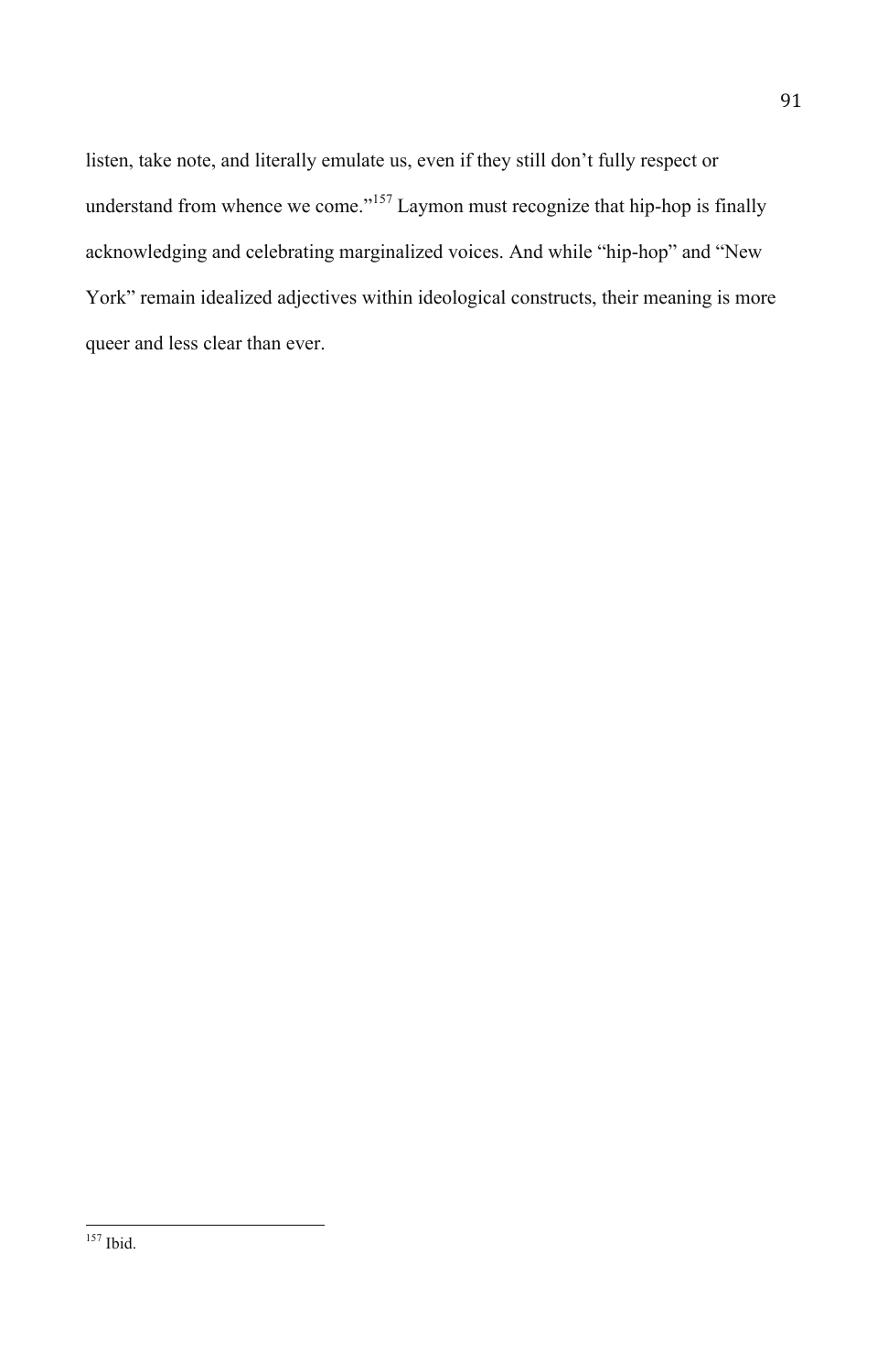listen, take note, and literally emulate us, even if they still don't fully respect or understand from whence we come."[157] Laymon must recognize that hip-hop is finally acknowledging and celebrating marginalized voices. And while "hip-hop" and "New York" remain idealized adjectives within ideological constructs, their meaning is more queer and less clear than ever.

---

[157] Ibid.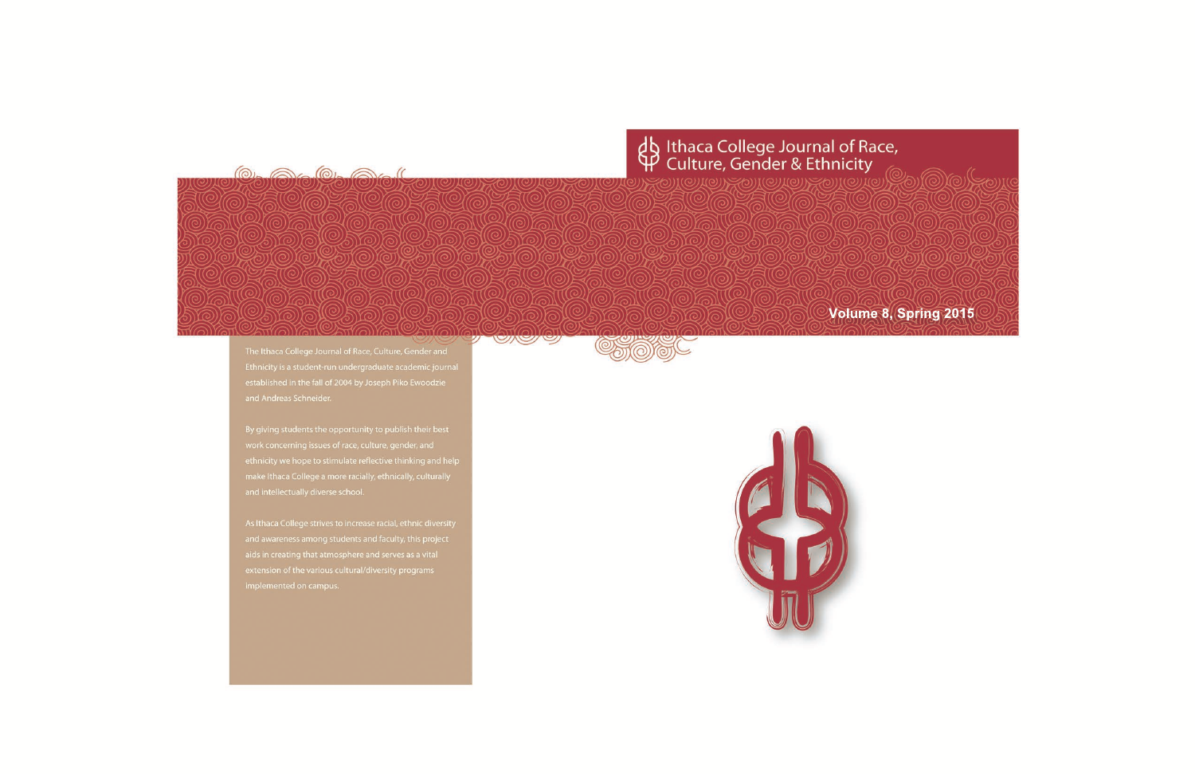# Ithaca College Journal of Race, Culture, Gender & Ethnicity

Volume 8, Spring 2015

The Ithaca College Journal of Race, Culture, Gender and Ethnicity is a student-run undergraduate academic journal established in the fall of 2004 by Joseph Piko Ewoodzie and Andreas Schneider.

By giving students the opportunity to publish their best work concerning issues of race, culture, gender, and ethnicity we hope to stimulate reflective thinking and help make Ithaca College a more racially, ethnically, culturally and intellectually diverse school.

As Ithaca College strives to increase racial, ethnic diversity and awareness among students and faculty, this project aids in creating that atmosphere and serves as a vital extension of the various cultural/diversity programs implemented on campus.